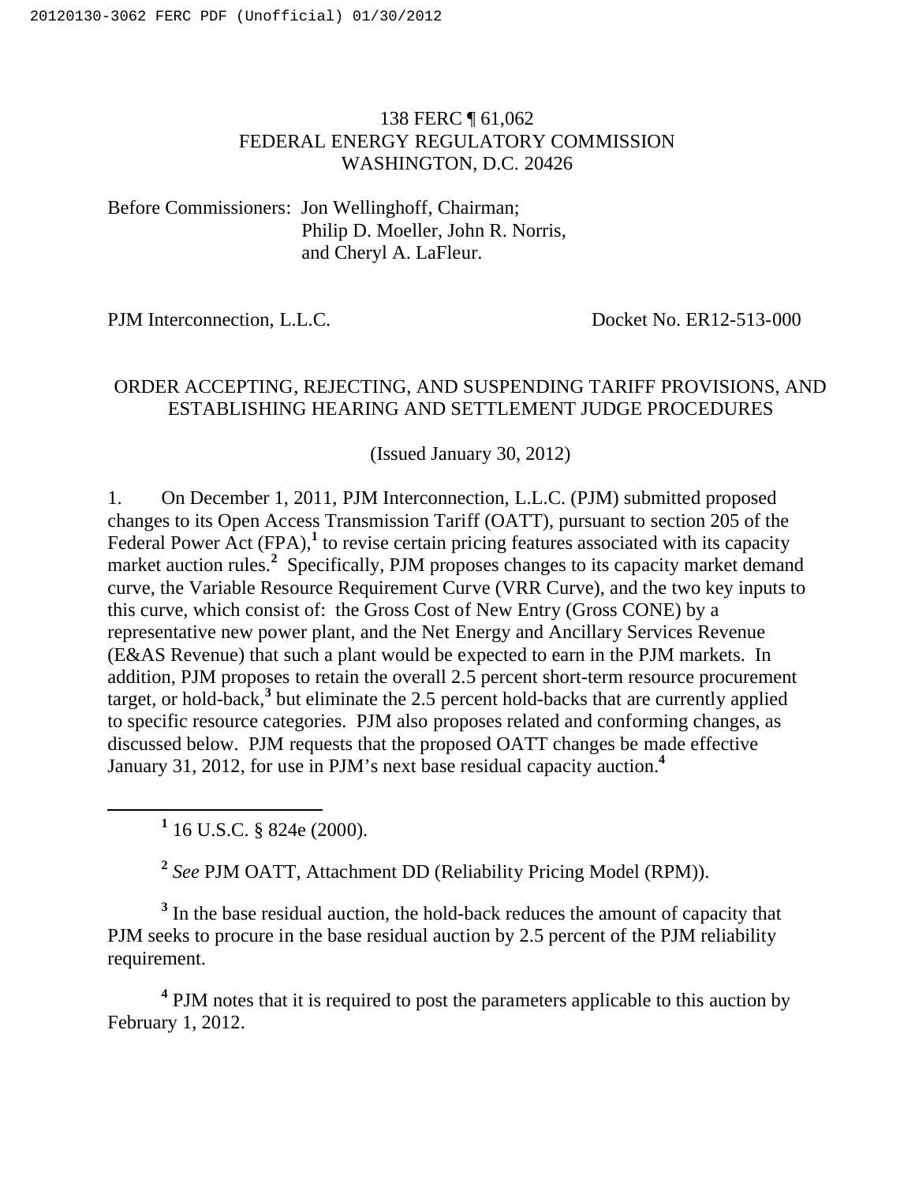138 FERC ¶ 61,062
FEDERAL ENERGY REGULATORY COMMISSION
WASHINGTON, D.C. 20426

Before Commissioners: Jon Wellinghoff, Chairman;
Philip D. Moeller, John R. Norris,
and Cheryl A. LaFleur.

PJM Interconnection, L.L.C. Docket No. ER12-513-000

ORDER ACCEPTING, REJECTING, AND SUSPENDING TARIFF PROVISIONS, AND ESTABLISHING HEARING AND SETTLEMENT JUDGE PROCEDURES

(Issued January 30, 2012)

1. On December 1, 2011, PJM Interconnection, L.L.C. (PJM) submitted proposed changes to its Open Access Transmission Tariff (OATT), pursuant to section 205 of the Federal Power Act (FPA),[1] to revise certain pricing features associated with its capacity market auction rules.[2] Specifically, PJM proposes changes to its capacity market demand curve, the Variable Resource Requirement Curve (VRR Curve), and the two key inputs to this curve, which consist of: the Gross Cost of New Entry (Gross CONE) by a representative new power plant, and the Net Energy and Ancillary Services Revenue (E&AS Revenue) that such a plant would be expected to earn in the PJM markets. In addition, PJM proposes to retain the overall 2.5 percent short-term resource procurement target, or hold-back,[3] but eliminate the 2.5 percent hold-backs that are currently applied to specific resource categories. PJM also proposes related and conforming changes, as discussed below. PJM requests that the proposed OATT changes be made effective January 31, 2012, for use in PJM's next base residual capacity auction.[4]

[1] 16 U.S.C. § 824e (2000).

[2] *See* PJM OATT, Attachment DD (Reliability Pricing Model (RPM)).

[3] In the base residual auction, the hold-back reduces the amount of capacity that PJM seeks to procure in the base residual auction by 2.5 percent of the PJM reliability requirement.

[4] PJM notes that it is required to post the parameters applicable to this auction by February 1, 2012.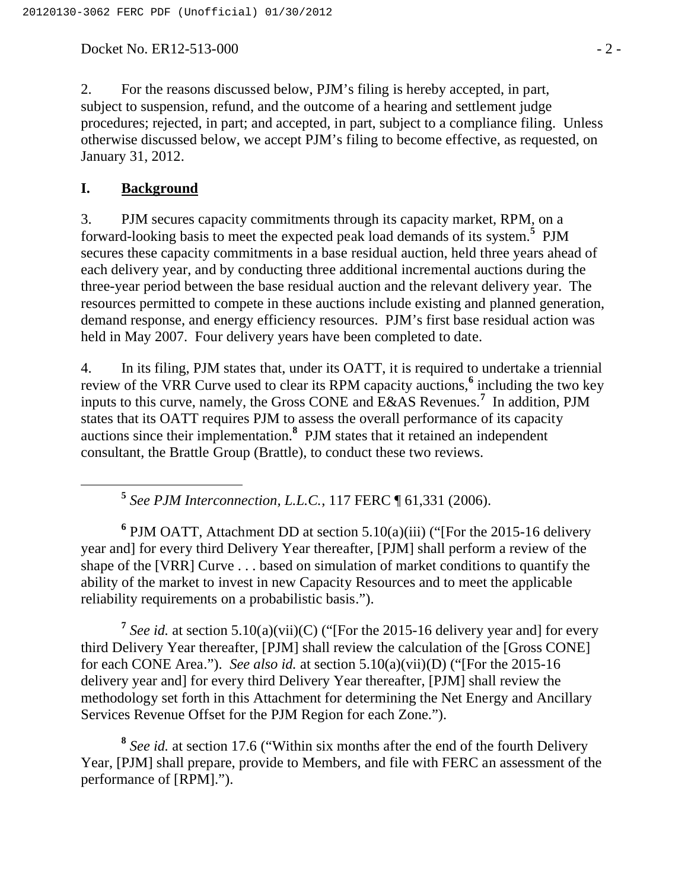2. For the reasons discussed below, PJM's filing is hereby accepted, in part, subject to suspension, refund, and the outcome of a hearing and settlement judge procedures; rejected, in part; and accepted, in part, subject to a compliance filing. Unless otherwise discussed below, we accept PJM's filing to become effective, as requested, on January 31, 2012.

## I. Background

3. PJM secures capacity commitments through its capacity market, RPM, on a forward-looking basis to meet the expected peak load demands of its system.[5] PJM secures these capacity commitments in a base residual auction, held three years ahead of each delivery year, and by conducting three additional incremental auctions during the three-year period between the base residual auction and the relevant delivery year. The resources permitted to compete in these auctions include existing and planned generation, demand response, and energy efficiency resources. PJM's first base residual action was held in May 2007. Four delivery years have been completed to date.

4. In its filing, PJM states that, under its OATT, it is required to undertake a triennial review of the VRR Curve used to clear its RPM capacity auctions,[6] including the two key inputs to this curve, namely, the Gross CONE and E&AS Revenues.[7] In addition, PJM states that its OATT requires PJM to assess the overall performance of its capacity auctions since their implementation.[8] PJM states that it retained an independent consultant, the Brattle Group (Brattle), to conduct these two reviews.

---

[5] *See PJM Interconnection, L.L.C.*, 117 FERC ¶ 61,331 (2006).

[6] PJM OATT, Attachment DD at section 5.10(a)(iii) ("[For the 2015-16 delivery year and] for every third Delivery Year thereafter, [PJM] shall perform a review of the shape of the [VRR] Curve . . . based on simulation of market conditions to quantify the ability of the market to invest in new Capacity Resources and to meet the applicable reliability requirements on a probabilistic basis.").

[7] *See id.* at section 5.10(a)(vii)(C) ("[For the 2015-16 delivery year and] for every third Delivery Year thereafter, [PJM] shall review the calculation of the [Gross CONE] for each CONE Area."). *See also id.* at section 5.10(a)(vii)(D) ("[For the 2015-16 delivery year and] for every third Delivery Year thereafter, [PJM] shall review the methodology set forth in this Attachment for determining the Net Energy and Ancillary Services Revenue Offset for the PJM Region for each Zone.").

[8] *See id.* at section 17.6 ("Within six months after the end of the fourth Delivery Year, [PJM] shall prepare, provide to Members, and file with FERC an assessment of the performance of [RPM].").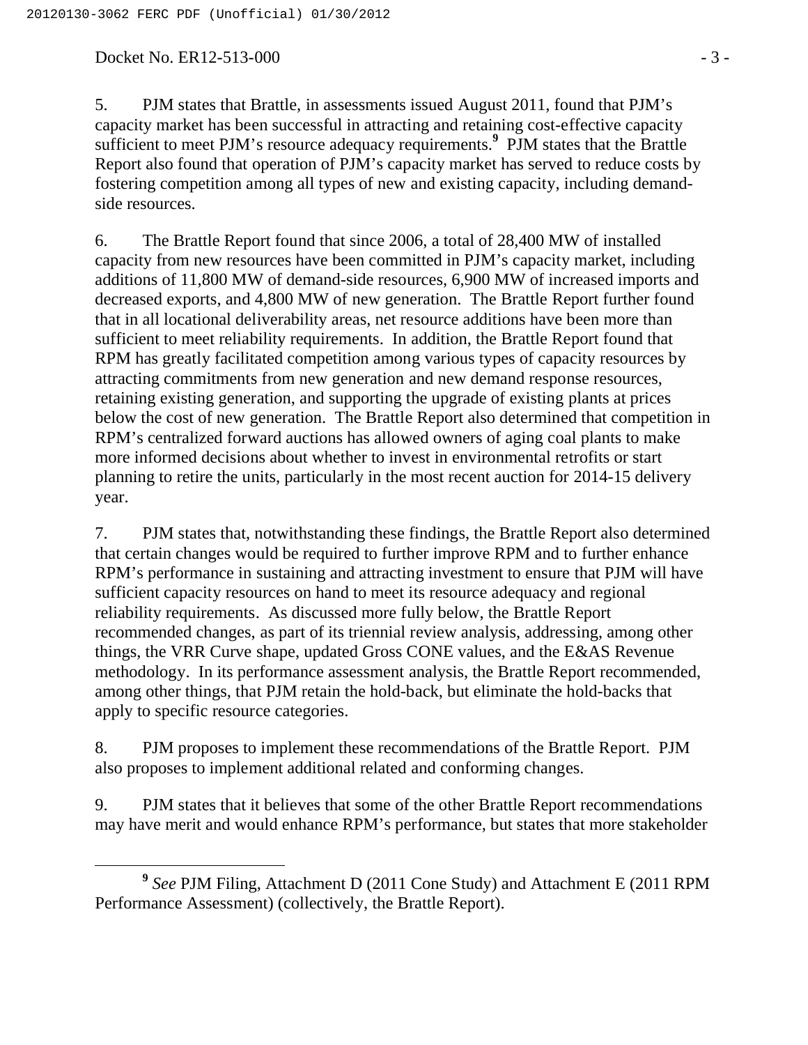5. PJM states that Brattle, in assessments issued August 2011, found that PJM's capacity market has been successful in attracting and retaining cost-effective capacity sufficient to meet PJM's resource adequacy requirements.[9] PJM states that the Brattle Report also found that operation of PJM's capacity market has served to reduce costs by fostering competition among all types of new and existing capacity, including demand-side resources.

6. The Brattle Report found that since 2006, a total of 28,400 MW of installed capacity from new resources have been committed in PJM's capacity market, including additions of 11,800 MW of demand-side resources, 6,900 MW of increased imports and decreased exports, and 4,800 MW of new generation. The Brattle Report further found that in all locational deliverability areas, net resource additions have been more than sufficient to meet reliability requirements. In addition, the Brattle Report found that RPM has greatly facilitated competition among various types of capacity resources by attracting commitments from new generation and new demand response resources, retaining existing generation, and supporting the upgrade of existing plants at prices below the cost of new generation. The Brattle Report also determined that competition in RPM's centralized forward auctions has allowed owners of aging coal plants to make more informed decisions about whether to invest in environmental retrofits or start planning to retire the units, particularly in the most recent auction for 2014-15 delivery year.

7. PJM states that, notwithstanding these findings, the Brattle Report also determined that certain changes would be required to further improve RPM and to further enhance RPM's performance in sustaining and attracting investment to ensure that PJM will have sufficient capacity resources on hand to meet its resource adequacy and regional reliability requirements. As discussed more fully below, the Brattle Report recommended changes, as part of its triennial review analysis, addressing, among other things, the VRR Curve shape, updated Gross CONE values, and the E&AS Revenue methodology. In its performance assessment analysis, the Brattle Report recommended, among other things, that PJM retain the hold-back, but eliminate the hold-backs that apply to specific resource categories.

8. PJM proposes to implement these recommendations of the Brattle Report. PJM also proposes to implement additional related and conforming changes.

9. PJM states that it believes that some of the other Brattle Report recommendations may have merit and would enhance RPM's performance, but states that more stakeholder

[9] *See* PJM Filing, Attachment D (2011 Cone Study) and Attachment E (2011 RPM Performance Assessment) (collectively, the Brattle Report).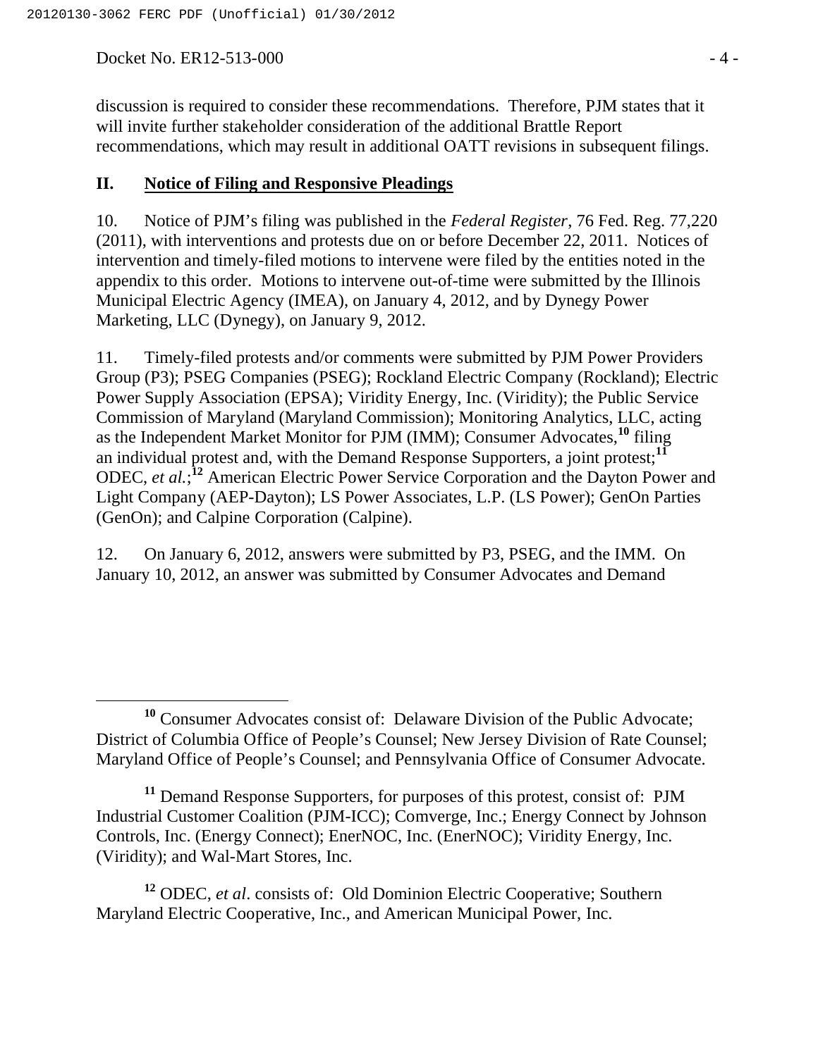discussion is required to consider these recommendations. Therefore, PJM states that it will invite further stakeholder consideration of the additional Brattle Report recommendations, which may result in additional OATT revisions in subsequent filings.

## II. Notice of Filing and Responsive Pleadings

10. Notice of PJM's filing was published in the *Federal Register*, 76 Fed. Reg. 77,220 (2011), with interventions and protests due on or before December 22, 2011. Notices of intervention and timely-filed motions to intervene were filed by the entities noted in the appendix to this order. Motions to intervene out-of-time were submitted by the Illinois Municipal Electric Agency (IMEA), on January 4, 2012, and by Dynegy Power Marketing, LLC (Dynegy), on January 9, 2012.

11. Timely-filed protests and/or comments were submitted by PJM Power Providers Group (P3); PSEG Companies (PSEG); Rockland Electric Company (Rockland); Electric Power Supply Association (EPSA); Viridity Energy, Inc. (Viridity); the Public Service Commission of Maryland (Maryland Commission); Monitoring Analytics, LLC, acting as the Independent Market Monitor for PJM (IMM); Consumer Advocates,[10] filing an individual protest and, with the Demand Response Supporters, a joint protest;[11] ODEC, *et al.*;[12] American Electric Power Service Corporation and the Dayton Power and Light Company (AEP-Dayton); LS Power Associates, L.P. (LS Power); GenOn Parties (GenOn); and Calpine Corporation (Calpine).

12. On January 6, 2012, answers were submitted by P3, PSEG, and the IMM. On January 10, 2012, an answer was submitted by Consumer Advocates and Demand

---

[10] Consumer Advocates consist of: Delaware Division of the Public Advocate; District of Columbia Office of People's Counsel; New Jersey Division of Rate Counsel; Maryland Office of People's Counsel; and Pennsylvania Office of Consumer Advocate.

[11] Demand Response Supporters, for purposes of this protest, consist of: PJM Industrial Customer Coalition (PJM-ICC); Comverge, Inc.; Energy Connect by Johnson Controls, Inc. (Energy Connect); EnerNOC, Inc. (EnerNOC); Viridity Energy, Inc. (Viridity); and Wal-Mart Stores, Inc.

[12] ODEC, *et al*. consists of: Old Dominion Electric Cooperative; Southern Maryland Electric Cooperative, Inc., and American Municipal Power, Inc.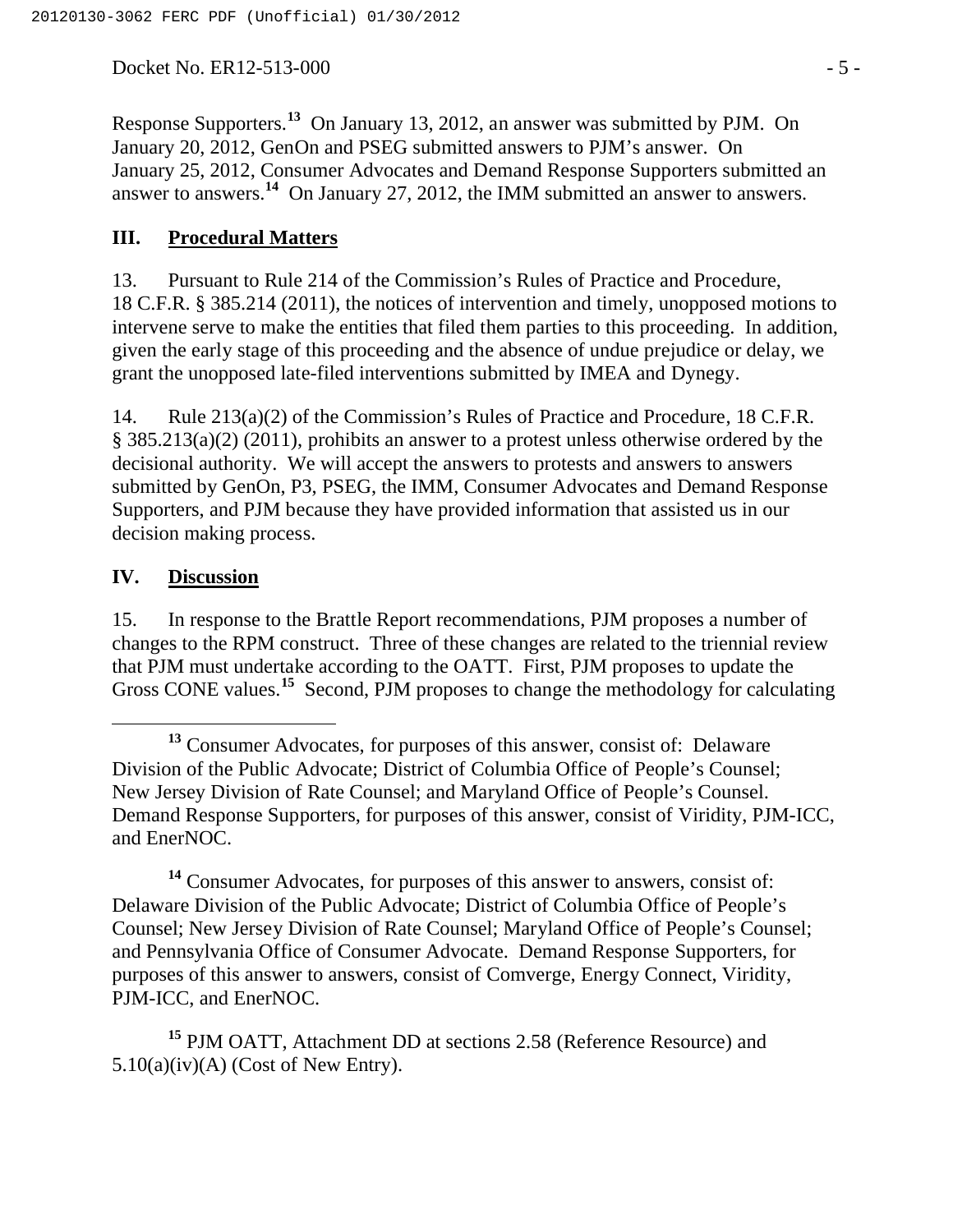Response Supporters.[13] On January 13, 2012, an answer was submitted by PJM. On January 20, 2012, GenOn and PSEG submitted answers to PJM's answer. On January 25, 2012, Consumer Advocates and Demand Response Supporters submitted an answer to answers.[14] On January 27, 2012, the IMM submitted an answer to answers.

## III. Procedural Matters

13. Pursuant to Rule 214 of the Commission's Rules of Practice and Procedure, 18 C.F.R. § 385.214 (2011), the notices of intervention and timely, unopposed motions to intervene serve to make the entities that filed them parties to this proceeding. In addition, given the early stage of this proceeding and the absence of undue prejudice or delay, we grant the unopposed late-filed interventions submitted by IMEA and Dynegy.

14. Rule 213(a)(2) of the Commission's Rules of Practice and Procedure, 18 C.F.R. § 385.213(a)(2) (2011), prohibits an answer to a protest unless otherwise ordered by the decisional authority. We will accept the answers to protests and answers to answers submitted by GenOn, P3, PSEG, the IMM, Consumer Advocates and Demand Response Supporters, and PJM because they have provided information that assisted us in our decision making process.

## IV. Discussion

15. In response to the Brattle Report recommendations, PJM proposes a number of changes to the RPM construct. Three of these changes are related to the triennial review that PJM must undertake according to the OATT. First, PJM proposes to update the Gross CONE values.[15] Second, PJM proposes to change the methodology for calculating

---

[13] Consumer Advocates, for purposes of this answer, consist of: Delaware Division of the Public Advocate; District of Columbia Office of People's Counsel; New Jersey Division of Rate Counsel; and Maryland Office of People's Counsel. Demand Response Supporters, for purposes of this answer, consist of Viridity, PJM-ICC, and EnerNOC.

[14] Consumer Advocates, for purposes of this answer to answers, consist of: Delaware Division of the Public Advocate; District of Columbia Office of People's Counsel; New Jersey Division of Rate Counsel; Maryland Office of People's Counsel; and Pennsylvania Office of Consumer Advocate. Demand Response Supporters, for purposes of this answer to answers, consist of Comverge, Energy Connect, Viridity, PJM-ICC, and EnerNOC.

[15] PJM OATT, Attachment DD at sections 2.58 (Reference Resource) and 5.10(a)(iv)(A) (Cost of New Entry).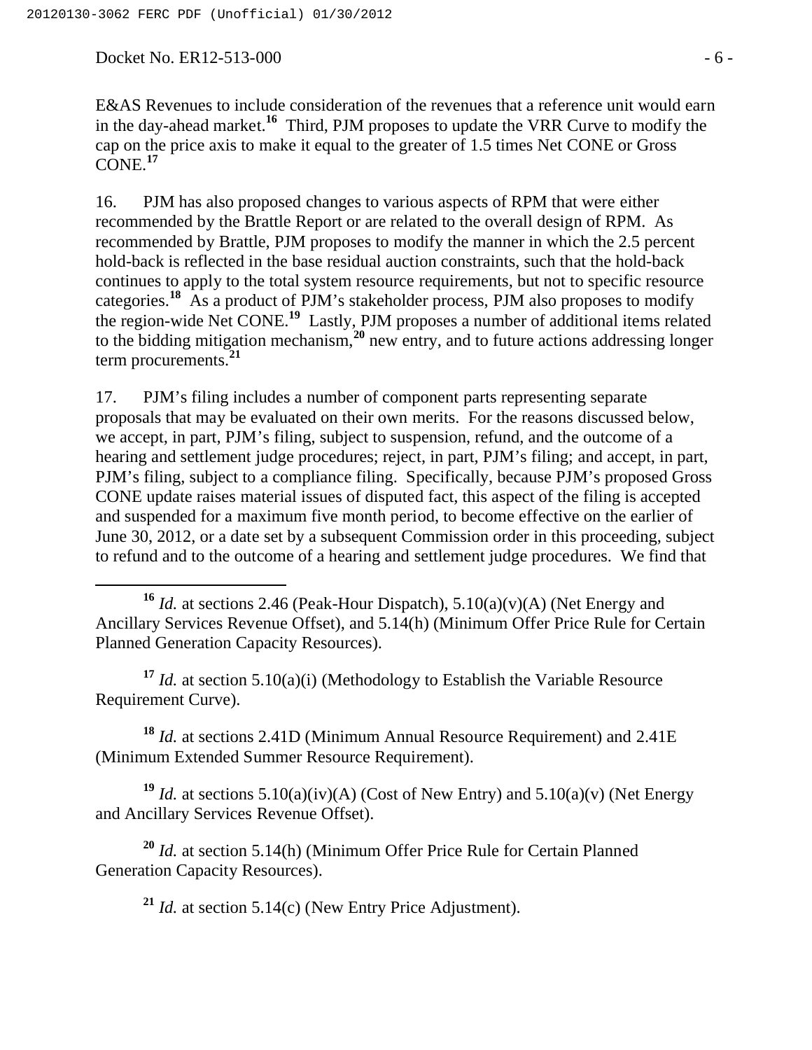E&AS Revenues to include consideration of the revenues that a reference unit would earn in the day-ahead market.[16] Third, PJM proposes to update the VRR Curve to modify the cap on the price axis to make it equal to the greater of 1.5 times Net CONE or Gross CONE.[17]

16. PJM has also proposed changes to various aspects of RPM that were either recommended by the Brattle Report or are related to the overall design of RPM. As recommended by Brattle, PJM proposes to modify the manner in which the 2.5 percent hold-back is reflected in the base residual auction constraints, such that the hold-back continues to apply to the total system resource requirements, but not to specific resource categories.[18] As a product of PJM's stakeholder process, PJM also proposes to modify the region-wide Net CONE.[19] Lastly, PJM proposes a number of additional items related to the bidding mitigation mechanism,[20] new entry, and to future actions addressing longer term procurements.[21]

17. PJM's filing includes a number of component parts representing separate proposals that may be evaluated on their own merits. For the reasons discussed below, we accept, in part, PJM's filing, subject to suspension, refund, and the outcome of a hearing and settlement judge procedures; reject, in part, PJM's filing; and accept, in part, PJM's filing, subject to a compliance filing. Specifically, because PJM's proposed Gross CONE update raises material issues of disputed fact, this aspect of the filing is accepted and suspended for a maximum five month period, to become effective on the earlier of June 30, 2012, or a date set by a subsequent Commission order in this proceeding, subject to refund and to the outcome of a hearing and settlement judge procedures. We find that

---

[16] *Id.* at sections 2.46 (Peak-Hour Dispatch), 5.10(a)(v)(A) (Net Energy and Ancillary Services Revenue Offset), and 5.14(h) (Minimum Offer Price Rule for Certain Planned Generation Capacity Resources).

[17] *Id.* at section 5.10(a)(i) (Methodology to Establish the Variable Resource Requirement Curve).

[18] *Id.* at sections 2.41D (Minimum Annual Resource Requirement) and 2.41E (Minimum Extended Summer Resource Requirement).

[19] *Id.* at sections 5.10(a)(iv)(A) (Cost of New Entry) and 5.10(a)(v) (Net Energy and Ancillary Services Revenue Offset).

[20] *Id.* at section 5.14(h) (Minimum Offer Price Rule for Certain Planned Generation Capacity Resources).

[21] *Id.* at section 5.14(c) (New Entry Price Adjustment).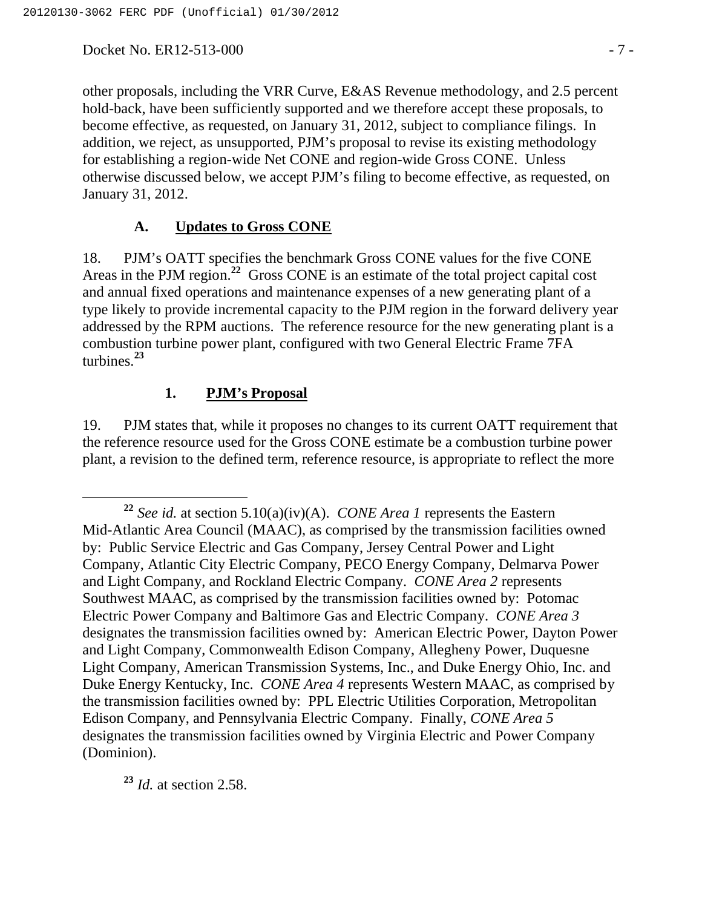other proposals, including the VRR Curve, E&AS Revenue methodology, and 2.5 percent hold-back, have been sufficiently supported and we therefore accept these proposals, to become effective, as requested, on January 31, 2012, subject to compliance filings. In addition, we reject, as unsupported, PJM's proposal to revise its existing methodology for establishing a region-wide Net CONE and region-wide Gross CONE. Unless otherwise discussed below, we accept PJM's filing to become effective, as requested, on January 31, 2012.

### A. Updates to Gross CONE

18. PJM's OATT specifies the benchmark Gross CONE values for the five CONE Areas in the PJM region.[22] Gross CONE is an estimate of the total project capital cost and annual fixed operations and maintenance expenses of a new generating plant of a type likely to provide incremental capacity to the PJM region in the forward delivery year addressed by the RPM auctions. The reference resource for the new generating plant is a combustion turbine power plant, configured with two General Electric Frame 7FA turbines.[23]

#### 1. PJM's Proposal

19. PJM states that, while it proposes no changes to its current OATT requirement that the reference resource used for the Gross CONE estimate be a combustion turbine power plant, a revision to the defined term, reference resource, is appropriate to reflect the more

---

[22] *See id.* at section 5.10(a)(iv)(A). *CONE Area 1* represents the Eastern Mid-Atlantic Area Council (MAAC), as comprised by the transmission facilities owned by: Public Service Electric and Gas Company, Jersey Central Power and Light Company, Atlantic City Electric Company, PECO Energy Company, Delmarva Power and Light Company, and Rockland Electric Company. *CONE Area 2* represents Southwest MAAC, as comprised by the transmission facilities owned by: Potomac Electric Power Company and Baltimore Gas and Electric Company. *CONE Area 3* designates the transmission facilities owned by: American Electric Power, Dayton Power and Light Company, Commonwealth Edison Company, Allegheny Power, Duquesne Light Company, American Transmission Systems, Inc., and Duke Energy Ohio, Inc. and Duke Energy Kentucky, Inc. *CONE Area 4* represents Western MAAC, as comprised by the transmission facilities owned by: PPL Electric Utilities Corporation, Metropolitan Edison Company, and Pennsylvania Electric Company. Finally, *CONE Area 5* designates the transmission facilities owned by Virginia Electric and Power Company (Dominion).

[23] *Id.* at section 2.58.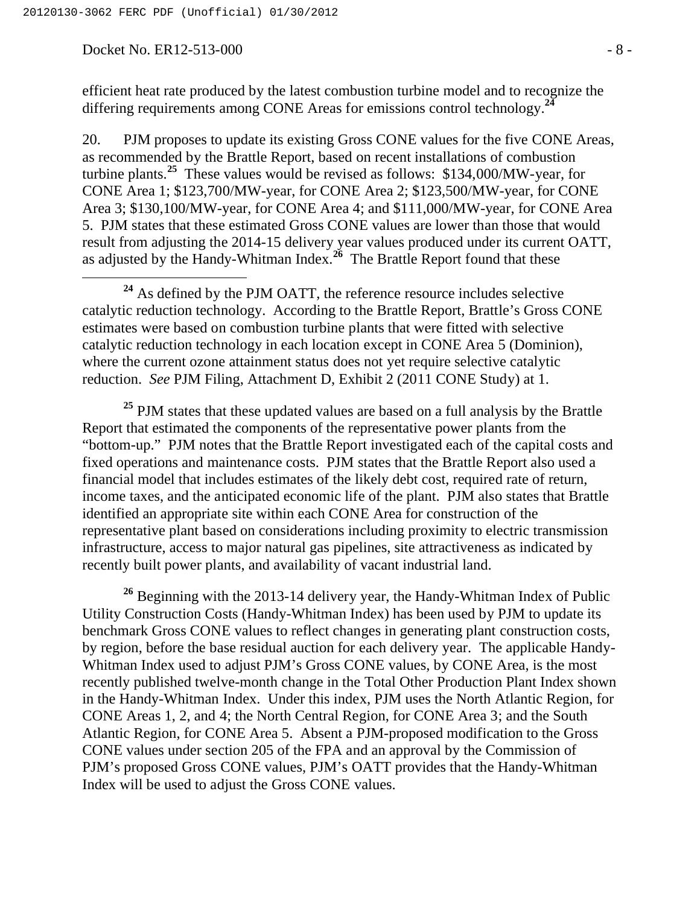efficient heat rate produced by the latest combustion turbine model and to recognize the differing requirements among CONE Areas for emissions control technology.[24]

20. PJM proposes to update its existing Gross CONE values for the five CONE Areas, as recommended by the Brattle Report, based on recent installations of combustion turbine plants.[25] These values would be revised as follows: $134,000/MW-year, for CONE Area 1; $123,700/MW-year, for CONE Area 2; $123,500/MW-year, for CONE Area 3; $130,100/MW-year, for CONE Area 4; and $111,000/MW-year, for CONE Area 5. PJM states that these estimated Gross CONE values are lower than those that would result from adjusting the 2014-15 delivery year values produced under its current OATT, as adjusted by the Handy-Whitman Index.[26] The Brattle Report found that these

---

[24] As defined by the PJM OATT, the reference resource includes selective catalytic reduction technology. According to the Brattle Report, Brattle's Gross CONE estimates were based on combustion turbine plants that were fitted with selective catalytic reduction technology in each location except in CONE Area 5 (Dominion), where the current ozone attainment status does not yet require selective catalytic reduction. *See* PJM Filing, Attachment D, Exhibit 2 (2011 CONE Study) at 1.

[25] PJM states that these updated values are based on a full analysis by the Brattle Report that estimated the components of the representative power plants from the "bottom-up." PJM notes that the Brattle Report investigated each of the capital costs and fixed operations and maintenance costs. PJM states that the Brattle Report also used a financial model that includes estimates of the likely debt cost, required rate of return, income taxes, and the anticipated economic life of the plant. PJM also states that Brattle identified an appropriate site within each CONE Area for construction of the representative plant based on considerations including proximity to electric transmission infrastructure, access to major natural gas pipelines, site attractiveness as indicated by recently built power plants, and availability of vacant industrial land.

[26] Beginning with the 2013-14 delivery year, the Handy-Whitman Index of Public Utility Construction Costs (Handy-Whitman Index) has been used by PJM to update its benchmark Gross CONE values to reflect changes in generating plant construction costs, by region, before the base residual auction for each delivery year. The applicable Handy-Whitman Index used to adjust PJM's Gross CONE values, by CONE Area, is the most recently published twelve-month change in the Total Other Production Plant Index shown in the Handy-Whitman Index. Under this index, PJM uses the North Atlantic Region, for CONE Areas 1, 2, and 4; the North Central Region, for CONE Area 3; and the South Atlantic Region, for CONE Area 5. Absent a PJM-proposed modification to the Gross CONE values under section 205 of the FPA and an approval by the Commission of PJM's proposed Gross CONE values, PJM's OATT provides that the Handy-Whitman Index will be used to adjust the Gross CONE values.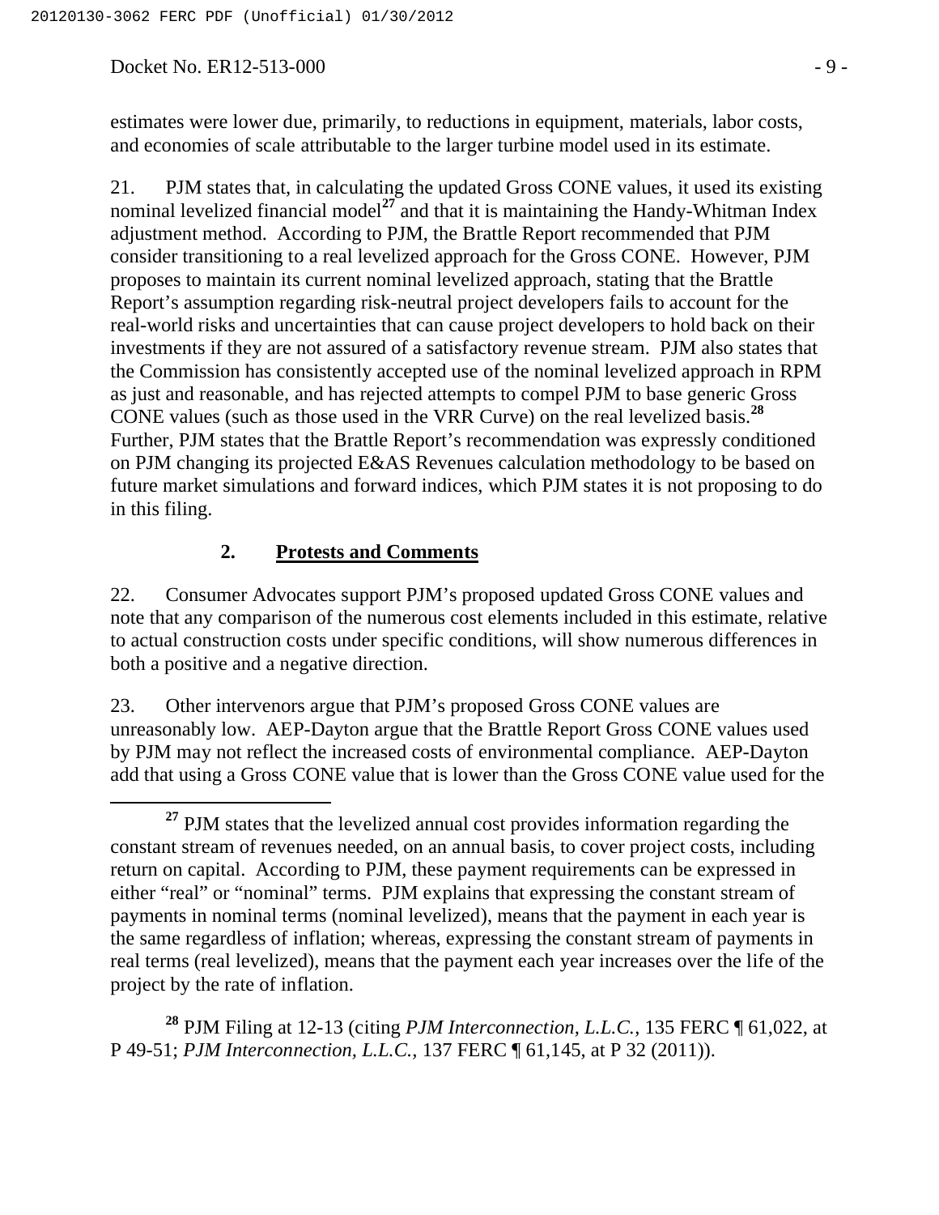estimates were lower due, primarily, to reductions in equipment, materials, labor costs, and economies of scale attributable to the larger turbine model used in its estimate.

21. PJM states that, in calculating the updated Gross CONE values, it used its existing nominal levelized financial model[27] and that it is maintaining the Handy-Whitman Index adjustment method. According to PJM, the Brattle Report recommended that PJM consider transitioning to a real levelized approach for the Gross CONE. However, PJM proposes to maintain its current nominal levelized approach, stating that the Brattle Report's assumption regarding risk-neutral project developers fails to account for the real-world risks and uncertainties that can cause project developers to hold back on their investments if they are not assured of a satisfactory revenue stream. PJM also states that the Commission has consistently accepted use of the nominal levelized approach in RPM as just and reasonable, and has rejected attempts to compel PJM to base generic Gross CONE values (such as those used in the VRR Curve) on the real levelized basis.[28] Further, PJM states that the Brattle Report's recommendation was expressly conditioned on PJM changing its projected E&AS Revenues calculation methodology to be based on future market simulations and forward indices, which PJM states it is not proposing to do in this filing.

## 2. Protests and Comments

22. Consumer Advocates support PJM's proposed updated Gross CONE values and note that any comparison of the numerous cost elements included in this estimate, relative to actual construction costs under specific conditions, will show numerous differences in both a positive and a negative direction.

23. Other intervenors argue that PJM's proposed Gross CONE values are unreasonably low. AEP-Dayton argue that the Brattle Report Gross CONE values used by PJM may not reflect the increased costs of environmental compliance. AEP-Dayton add that using a Gross CONE value that is lower than the Gross CONE value used for the

---

[27] PJM states that the levelized annual cost provides information regarding the constant stream of revenues needed, on an annual basis, to cover project costs, including return on capital. According to PJM, these payment requirements can be expressed in either "real" or "nominal" terms. PJM explains that expressing the constant stream of payments in nominal terms (nominal levelized), means that the payment in each year is the same regardless of inflation; whereas, expressing the constant stream of payments in real terms (real levelized), means that the payment each year increases over the life of the project by the rate of inflation.

[28] PJM Filing at 12-13 (citing *PJM Interconnection, L.L.C.*, 135 FERC ¶ 61,022, at P 49-51; *PJM Interconnection, L.L.C.*, 137 FERC ¶ 61,145, at P 32 (2011)).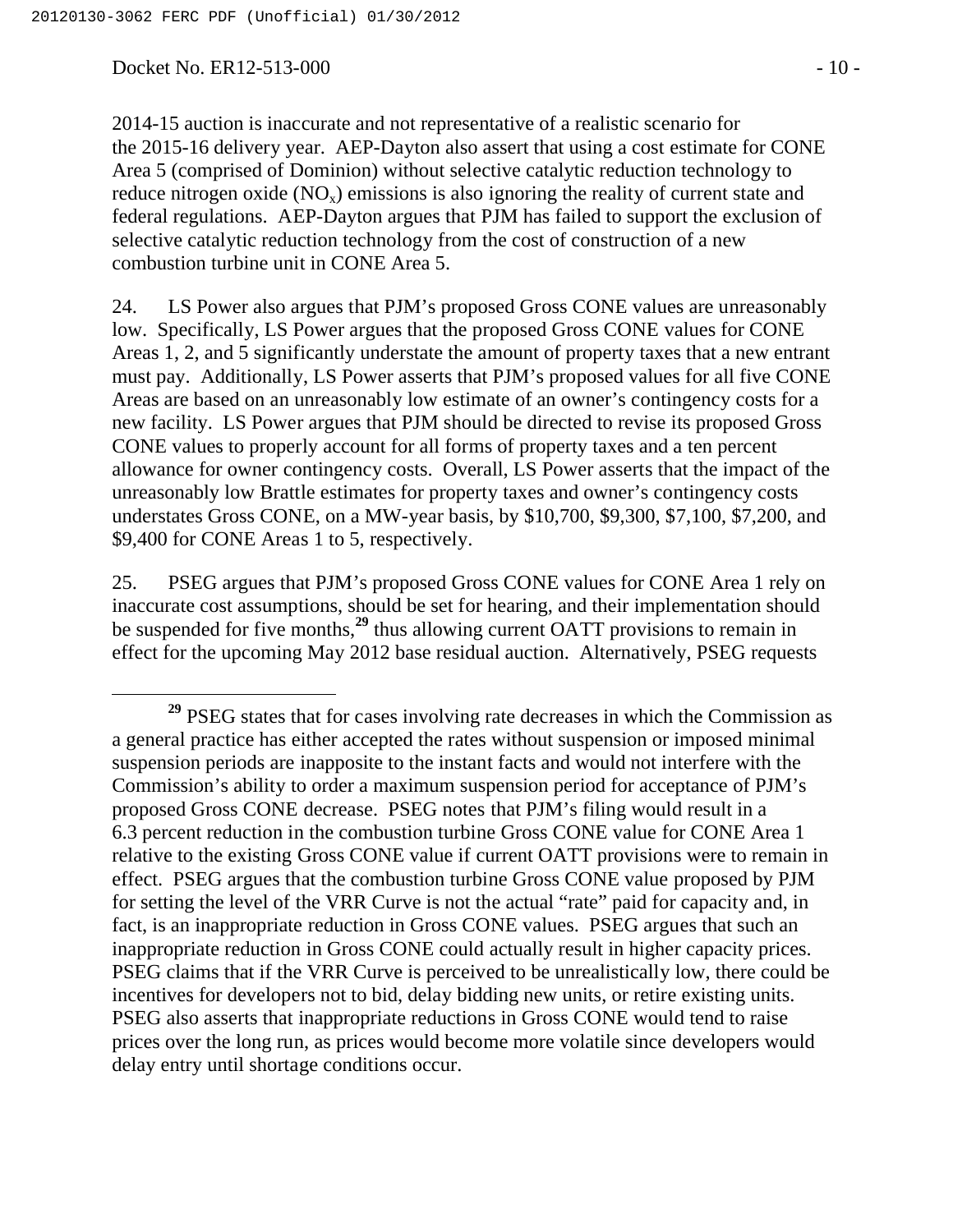2014-15 auction is inaccurate and not representative of a realistic scenario for the 2015-16 delivery year. AEP-Dayton also assert that using a cost estimate for CONE Area 5 (comprised of Dominion) without selective catalytic reduction technology to reduce nitrogen oxide ($NO_x$) emissions is also ignoring the reality of current state and federal regulations. AEP-Dayton argues that PJM has failed to support the exclusion of selective catalytic reduction technology from the cost of construction of a new combustion turbine unit in CONE Area 5.

24. LS Power also argues that PJM's proposed Gross CONE values are unreasonably low. Specifically, LS Power argues that the proposed Gross CONE values for CONE Areas 1, 2, and 5 significantly understate the amount of property taxes that a new entrant must pay. Additionally, LS Power asserts that PJM's proposed values for all five CONE Areas are based on an unreasonably low estimate of an owner's contingency costs for a new facility. LS Power argues that PJM should be directed to revise its proposed Gross CONE values to properly account for all forms of property taxes and a ten percent allowance for owner contingency costs. Overall, LS Power asserts that the impact of the unreasonably low Brattle estimates for property taxes and owner's contingency costs understates Gross CONE, on a MW-year basis, by $10,700, $9,300, $7,100, $7,200, and $9,400 for CONE Areas 1 to 5, respectively.

25. PSEG argues that PJM's proposed Gross CONE values for CONE Area 1 rely on inaccurate cost assumptions, should be set for hearing, and their implementation should be suspended for five months,[29] thus allowing current OATT provisions to remain in effect for the upcoming May 2012 base residual auction. Alternatively, PSEG requests

---

[29] PSEG states that for cases involving rate decreases in which the Commission as a general practice has either accepted the rates without suspension or imposed minimal suspension periods are inapposite to the instant facts and would not interfere with the Commission's ability to order a maximum suspension period for acceptance of PJM's proposed Gross CONE decrease. PSEG notes that PJM's filing would result in a 6.3 percent reduction in the combustion turbine Gross CONE value for CONE Area 1 relative to the existing Gross CONE value if current OATT provisions were to remain in effect. PSEG argues that the combustion turbine Gross CONE value proposed by PJM for setting the level of the VRR Curve is not the actual "rate" paid for capacity and, in fact, is an inappropriate reduction in Gross CONE values. PSEG argues that such an inappropriate reduction in Gross CONE could actually result in higher capacity prices. PSEG claims that if the VRR Curve is perceived to be unrealistically low, there could be incentives for developers not to bid, delay bidding new units, or retire existing units. PSEG also asserts that inappropriate reductions in Gross CONE would tend to raise prices over the long run, as prices would become more volatile since developers would delay entry until shortage conditions occur.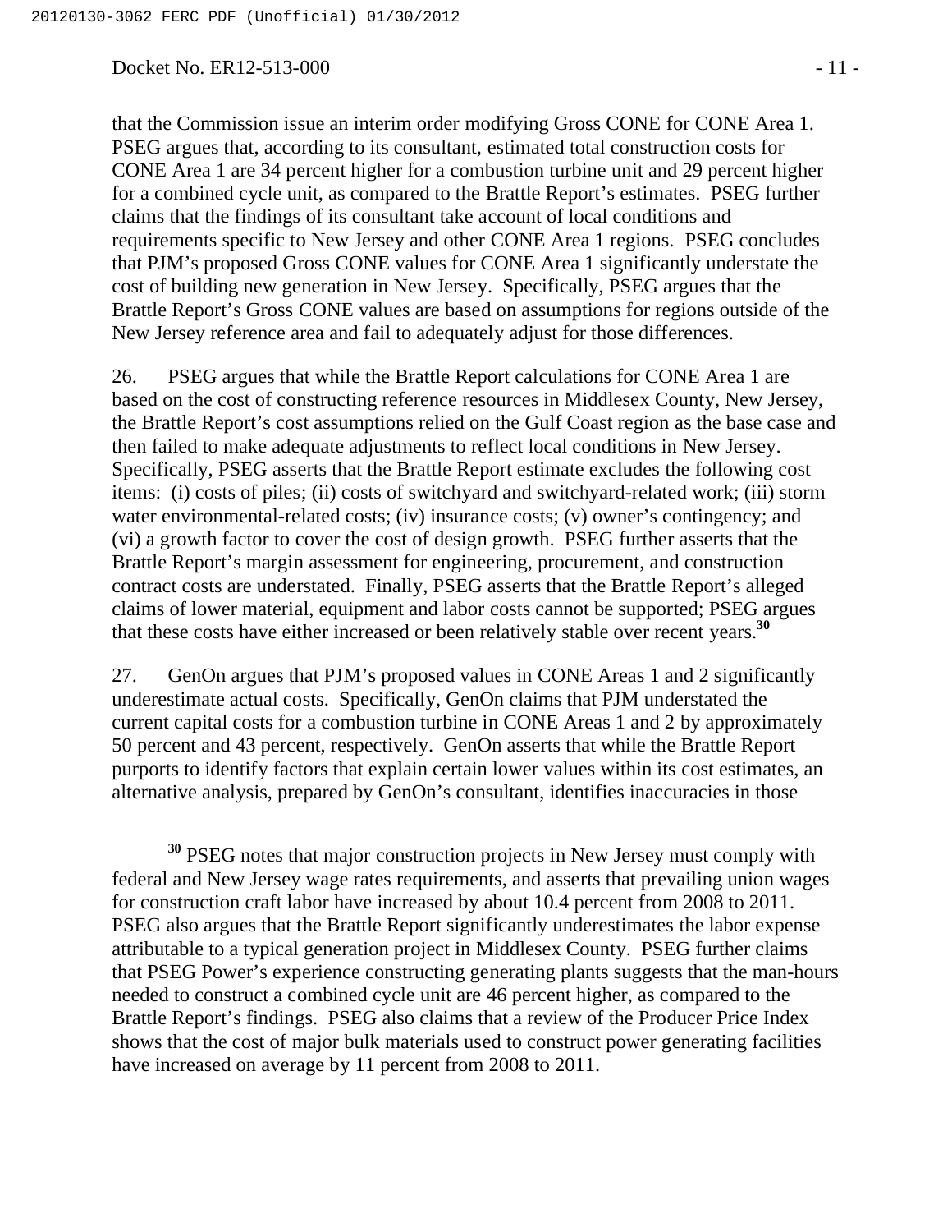that the Commission issue an interim order modifying Gross CONE for CONE Area 1. PSEG argues that, according to its consultant, estimated total construction costs for CONE Area 1 are 34 percent higher for a combustion turbine unit and 29 percent higher for a combined cycle unit, as compared to the Brattle Report's estimates. PSEG further claims that the findings of its consultant take account of local conditions and requirements specific to New Jersey and other CONE Area 1 regions. PSEG concludes that PJM's proposed Gross CONE values for CONE Area 1 significantly understate the cost of building new generation in New Jersey. Specifically, PSEG argues that the Brattle Report's Gross CONE values are based on assumptions for regions outside of the New Jersey reference area and fail to adequately adjust for those differences.

26. PSEG argues that while the Brattle Report calculations for CONE Area 1 are based on the cost of constructing reference resources in Middlesex County, New Jersey, the Brattle Report's cost assumptions relied on the Gulf Coast region as the base case and then failed to make adequate adjustments to reflect local conditions in New Jersey. Specifically, PSEG asserts that the Brattle Report estimate excludes the following cost items: (i) costs of piles; (ii) costs of switchyard and switchyard-related work; (iii) storm water environmental-related costs; (iv) insurance costs; (v) owner's contingency; and (vi) a growth factor to cover the cost of design growth. PSEG further asserts that the Brattle Report's margin assessment for engineering, procurement, and construction contract costs are understated. Finally, PSEG asserts that the Brattle Report's alleged claims of lower material, equipment and labor costs cannot be supported; PSEG argues that these costs have either increased or been relatively stable over recent years.[30]

27. GenOn argues that PJM's proposed values in CONE Areas 1 and 2 significantly underestimate actual costs. Specifically, GenOn claims that PJM understated the current capital costs for a combustion turbine in CONE Areas 1 and 2 by approximately 50 percent and 43 percent, respectively. GenOn asserts that while the Brattle Report purports to identify factors that explain certain lower values within its cost estimates, an alternative analysis, prepared by GenOn's consultant, identifies inaccuracies in those

[30] PSEG notes that major construction projects in New Jersey must comply with federal and New Jersey wage rates requirements, and asserts that prevailing union wages for construction craft labor have increased by about 10.4 percent from 2008 to 2011. PSEG also argues that the Brattle Report significantly underestimates the labor expense attributable to a typical generation project in Middlesex County. PSEG further claims that PSEG Power's experience constructing generating plants suggests that the man-hours needed to construct a combined cycle unit are 46 percent higher, as compared to the Brattle Report's findings. PSEG also claims that a review of the Producer Price Index shows that the cost of major bulk materials used to construct power generating facilities have increased on average by 11 percent from 2008 to 2011.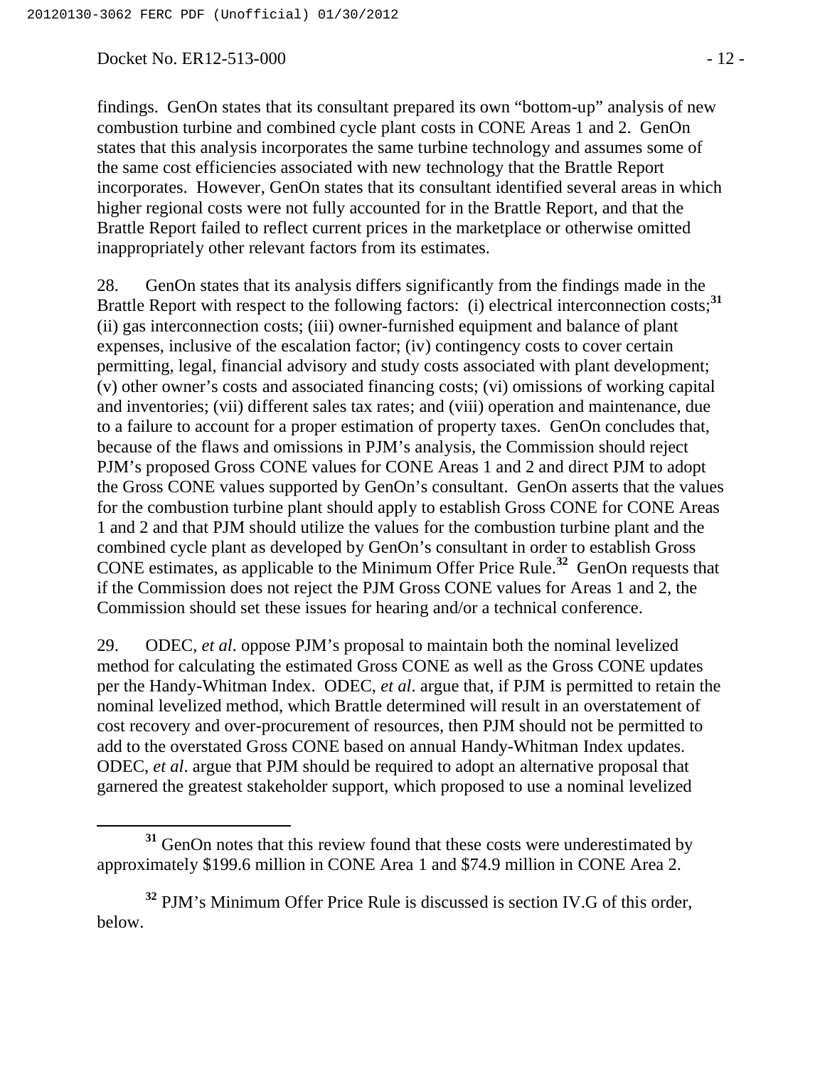findings. GenOn states that its consultant prepared its own "bottom-up" analysis of new combustion turbine and combined cycle plant costs in CONE Areas 1 and 2. GenOn states that this analysis incorporates the same turbine technology and assumes some of the same cost efficiencies associated with new technology that the Brattle Report incorporates. However, GenOn states that its consultant identified several areas in which higher regional costs were not fully accounted for in the Brattle Report, and that the Brattle Report failed to reflect current prices in the marketplace or otherwise omitted inappropriately other relevant factors from its estimates.

28. GenOn states that its analysis differs significantly from the findings made in the Brattle Report with respect to the following factors: (i) electrical interconnection costs;[31] (ii) gas interconnection costs; (iii) owner-furnished equipment and balance of plant expenses, inclusive of the escalation factor; (iv) contingency costs to cover certain permitting, legal, financial advisory and study costs associated with plant development; (v) other owner's costs and associated financing costs; (vi) omissions of working capital and inventories; (vii) different sales tax rates; and (viii) operation and maintenance, due to a failure to account for a proper estimation of property taxes. GenOn concludes that, because of the flaws and omissions in PJM's analysis, the Commission should reject PJM's proposed Gross CONE values for CONE Areas 1 and 2 and direct PJM to adopt the Gross CONE values supported by GenOn's consultant. GenOn asserts that the values for the combustion turbine plant should apply to establish Gross CONE for CONE Areas 1 and 2 and that PJM should utilize the values for the combustion turbine plant and the combined cycle plant as developed by GenOn's consultant in order to establish Gross CONE estimates, as applicable to the Minimum Offer Price Rule.[32] GenOn requests that if the Commission does not reject the PJM Gross CONE values for Areas 1 and 2, the Commission should set these issues for hearing and/or a technical conference.

29. ODEC, *et al*. oppose PJM's proposal to maintain both the nominal levelized method for calculating the estimated Gross CONE as well as the Gross CONE updates per the Handy-Whitman Index. ODEC, *et al*. argue that, if PJM is permitted to retain the nominal levelized method, which Brattle determined will result in an overstatement of cost recovery and over-procurement of resources, then PJM should not be permitted to add to the overstated Gross CONE based on annual Handy-Whitman Index updates. ODEC, *et al*. argue that PJM should be required to adopt an alternative proposal that garnered the greatest stakeholder support, which proposed to use a nominal levelized

---

[31] GenOn notes that this review found that these costs were underestimated by approximately $199.6 million in CONE Area 1 and $74.9 million in CONE Area 2.

[32] PJM's Minimum Offer Price Rule is discussed is section IV.G of this order, below.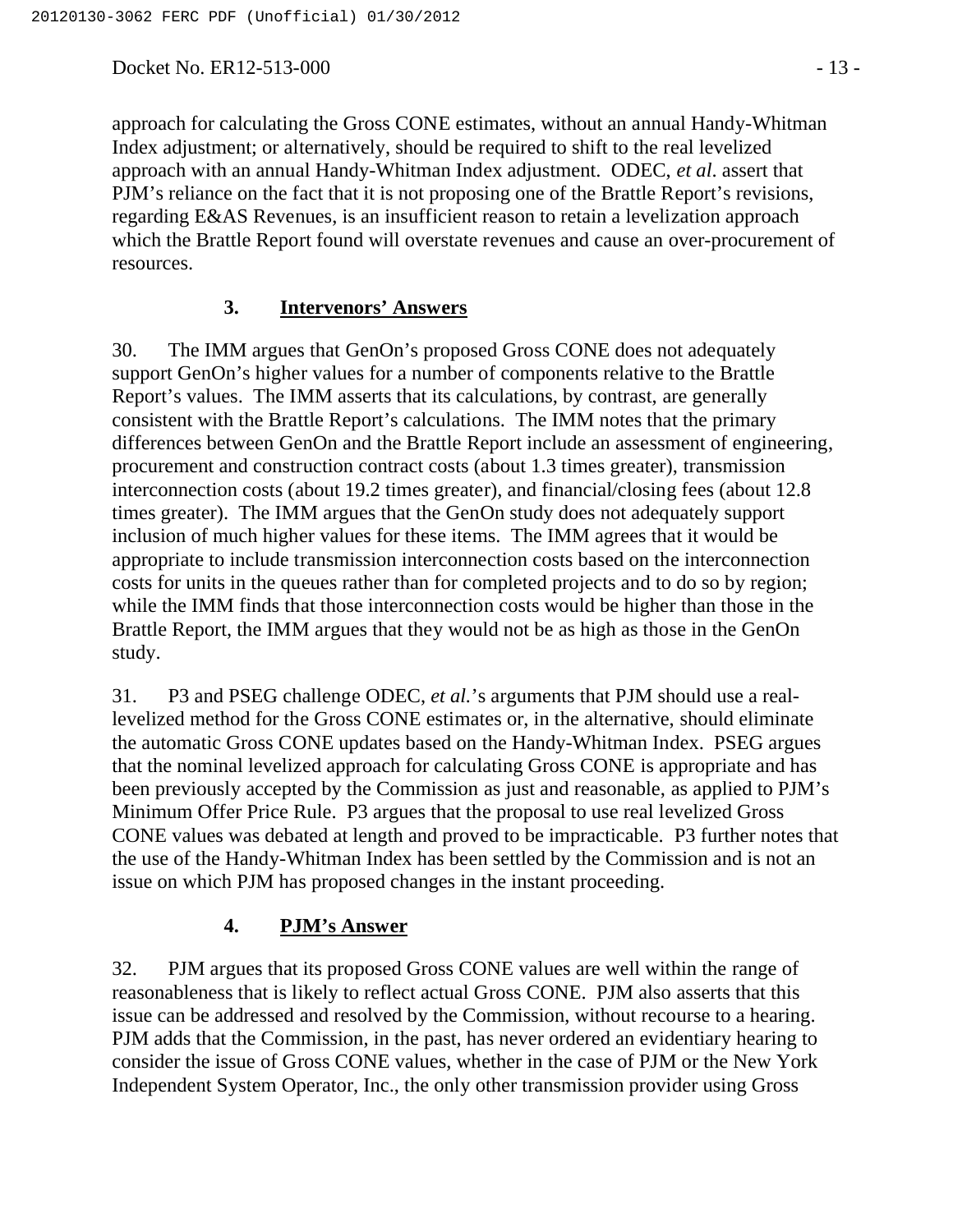approach for calculating the Gross CONE estimates, without an annual Handy-Whitman Index adjustment; or alternatively, should be required to shift to the real levelized approach with an annual Handy-Whitman Index adjustment. ODEC, *et al*. assert that PJM's reliance on the fact that it is not proposing one of the Brattle Report's revisions, regarding E&AS Revenues, is an insufficient reason to retain a levelization approach which the Brattle Report found will overstate revenues and cause an over-procurement of resources.

### 3. <u>Intervenors' Answers</u>

30. The IMM argues that GenOn's proposed Gross CONE does not adequately support GenOn's higher values for a number of components relative to the Brattle Report's values. The IMM asserts that its calculations, by contrast, are generally consistent with the Brattle Report's calculations. The IMM notes that the primary differences between GenOn and the Brattle Report include an assessment of engineering, procurement and construction contract costs (about 1.3 times greater), transmission interconnection costs (about 19.2 times greater), and financial/closing fees (about 12.8 times greater). The IMM argues that the GenOn study does not adequately support inclusion of much higher values for these items. The IMM agrees that it would be appropriate to include transmission interconnection costs based on the interconnection costs for units in the queues rather than for completed projects and to do so by region; while the IMM finds that those interconnection costs would be higher than those in the Brattle Report, the IMM argues that they would not be as high as those in the GenOn study.

31. P3 and PSEG challenge ODEC, *et al.*'s arguments that PJM should use a real-levelized method for the Gross CONE estimates or, in the alternative, should eliminate the automatic Gross CONE updates based on the Handy-Whitman Index. PSEG argues that the nominal levelized approach for calculating Gross CONE is appropriate and has been previously accepted by the Commission as just and reasonable, as applied to PJM's Minimum Offer Price Rule. P3 argues that the proposal to use real levelized Gross CONE values was debated at length and proved to be impracticable. P3 further notes that the use of the Handy-Whitman Index has been settled by the Commission and is not an issue on which PJM has proposed changes in the instant proceeding.

### 4. <u>PJM's Answer</u>

32. PJM argues that its proposed Gross CONE values are well within the range of reasonableness that is likely to reflect actual Gross CONE. PJM also asserts that this issue can be addressed and resolved by the Commission, without recourse to a hearing. PJM adds that the Commission, in the past, has never ordered an evidentiary hearing to consider the issue of Gross CONE values, whether in the case of PJM or the New York Independent System Operator, Inc., the only other transmission provider using Gross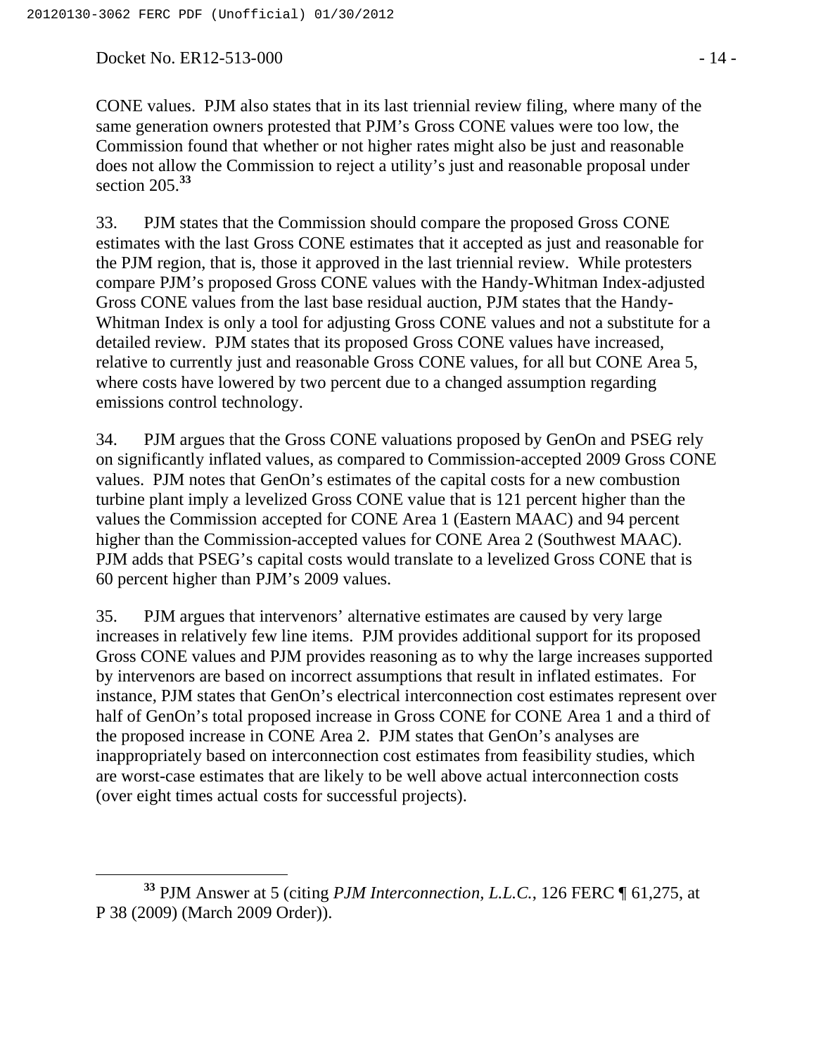CONE values. PJM also states that in its last triennial review filing, where many of the same generation owners protested that PJM's Gross CONE values were too low, the Commission found that whether or not higher rates might also be just and reasonable does not allow the Commission to reject a utility's just and reasonable proposal under section 205.[33]

33. PJM states that the Commission should compare the proposed Gross CONE estimates with the last Gross CONE estimates that it accepted as just and reasonable for the PJM region, that is, those it approved in the last triennial review. While protesters compare PJM's proposed Gross CONE values with the Handy-Whitman Index-adjusted Gross CONE values from the last base residual auction, PJM states that the Handy-Whitman Index is only a tool for adjusting Gross CONE values and not a substitute for a detailed review. PJM states that its proposed Gross CONE values have increased, relative to currently just and reasonable Gross CONE values, for all but CONE Area 5, where costs have lowered by two percent due to a changed assumption regarding emissions control technology.

34. PJM argues that the Gross CONE valuations proposed by GenOn and PSEG rely on significantly inflated values, as compared to Commission-accepted 2009 Gross CONE values. PJM notes that GenOn's estimates of the capital costs for a new combustion turbine plant imply a levelized Gross CONE value that is 121 percent higher than the values the Commission accepted for CONE Area 1 (Eastern MAAC) and 94 percent higher than the Commission-accepted values for CONE Area 2 (Southwest MAAC). PJM adds that PSEG's capital costs would translate to a levelized Gross CONE that is 60 percent higher than PJM's 2009 values.

35. PJM argues that intervenors' alternative estimates are caused by very large increases in relatively few line items. PJM provides additional support for its proposed Gross CONE values and PJM provides reasoning as to why the large increases supported by intervenors are based on incorrect assumptions that result in inflated estimates. For instance, PJM states that GenOn's electrical interconnection cost estimates represent over half of GenOn's total proposed increase in Gross CONE for CONE Area 1 and a third of the proposed increase in CONE Area 2. PJM states that GenOn's analyses are inappropriately based on interconnection cost estimates from feasibility studies, which are worst-case estimates that are likely to be well above actual interconnection costs (over eight times actual costs for successful projects).

---

[33] PJM Answer at 5 (citing *PJM Interconnection, L.L.C.*, 126 FERC ¶ 61,275, at P 38 (2009) (March 2009 Order)).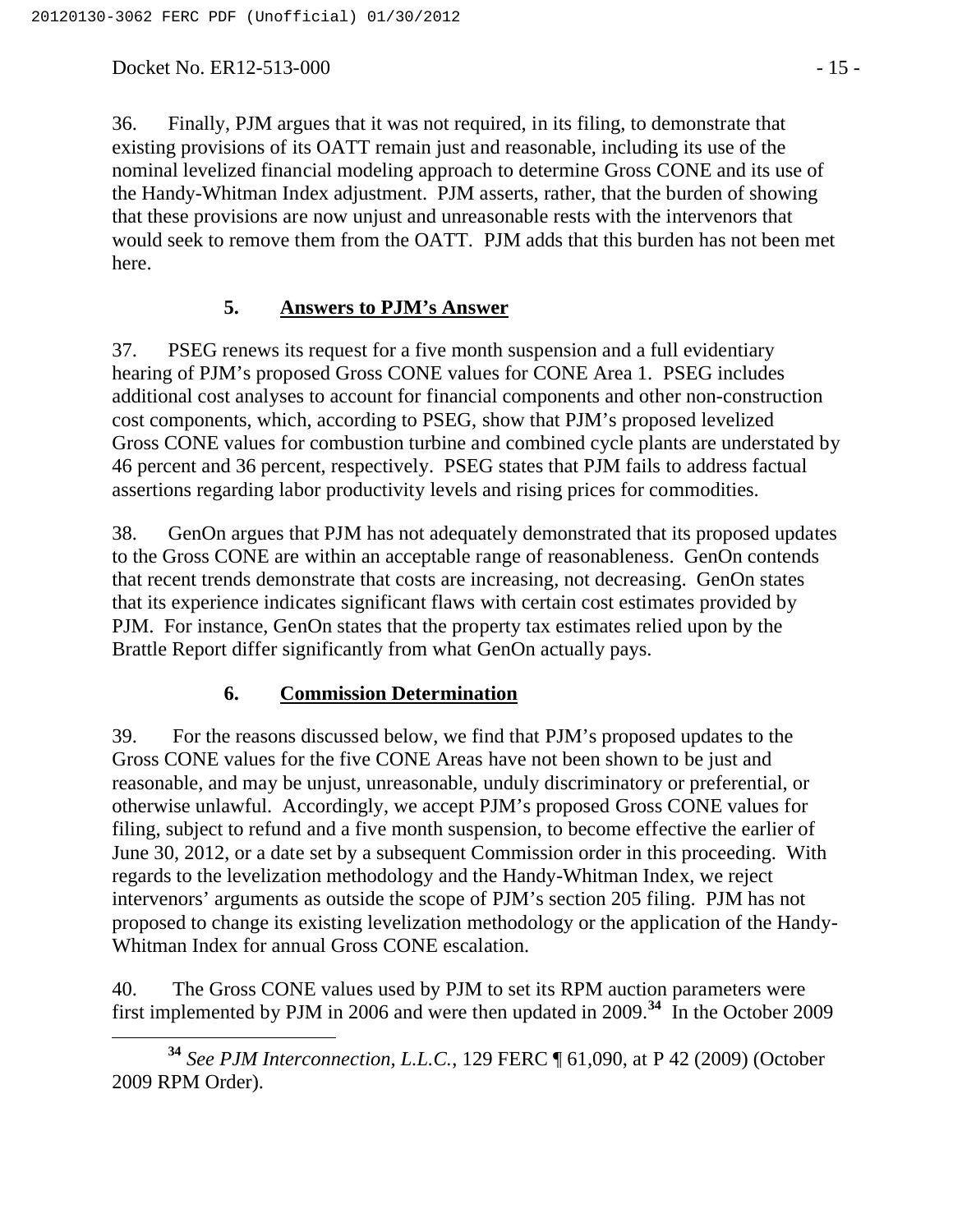36. Finally, PJM argues that it was not required, in its filing, to demonstrate that existing provisions of its OATT remain just and reasonable, including its use of the nominal levelized financial modeling approach to determine Gross CONE and its use of the Handy-Whitman Index adjustment. PJM asserts, rather, that the burden of showing that these provisions are now unjust and unreasonable rests with the intervenors that would seek to remove them from the OATT. PJM adds that this burden has not been met here.

### 5. Answers to PJM's Answer

37. PSEG renews its request for a five month suspension and a full evidentiary hearing of PJM's proposed Gross CONE values for CONE Area 1. PSEG includes additional cost analyses to account for financial components and other non-construction cost components, which, according to PSEG, show that PJM's proposed levelized Gross CONE values for combustion turbine and combined cycle plants are understated by 46 percent and 36 percent, respectively. PSEG states that PJM fails to address factual assertions regarding labor productivity levels and rising prices for commodities.

38. GenOn argues that PJM has not adequately demonstrated that its proposed updates to the Gross CONE are within an acceptable range of reasonableness. GenOn contends that recent trends demonstrate that costs are increasing, not decreasing. GenOn states that its experience indicates significant flaws with certain cost estimates provided by PJM. For instance, GenOn states that the property tax estimates relied upon by the Brattle Report differ significantly from what GenOn actually pays.

### 6. Commission Determination

39. For the reasons discussed below, we find that PJM's proposed updates to the Gross CONE values for the five CONE Areas have not been shown to be just and reasonable, and may be unjust, unreasonable, unduly discriminatory or preferential, or otherwise unlawful. Accordingly, we accept PJM's proposed Gross CONE values for filing, subject to refund and a five month suspension, to become effective the earlier of June 30, 2012, or a date set by a subsequent Commission order in this proceeding. With regards to the levelization methodology and the Handy-Whitman Index, we reject intervenors' arguments as outside the scope of PJM's section 205 filing. PJM has not proposed to change its existing levelization methodology or the application of the Handy-Whitman Index for annual Gross CONE escalation.

40. The Gross CONE values used by PJM to set its RPM auction parameters were first implemented by PJM in 2006 and were then updated in 2009.[34] In the October 2009

[34] *See PJM Interconnection, L.L.C.*, 129 FERC ¶ 61,090, at P 42 (2009) (October 2009 RPM Order).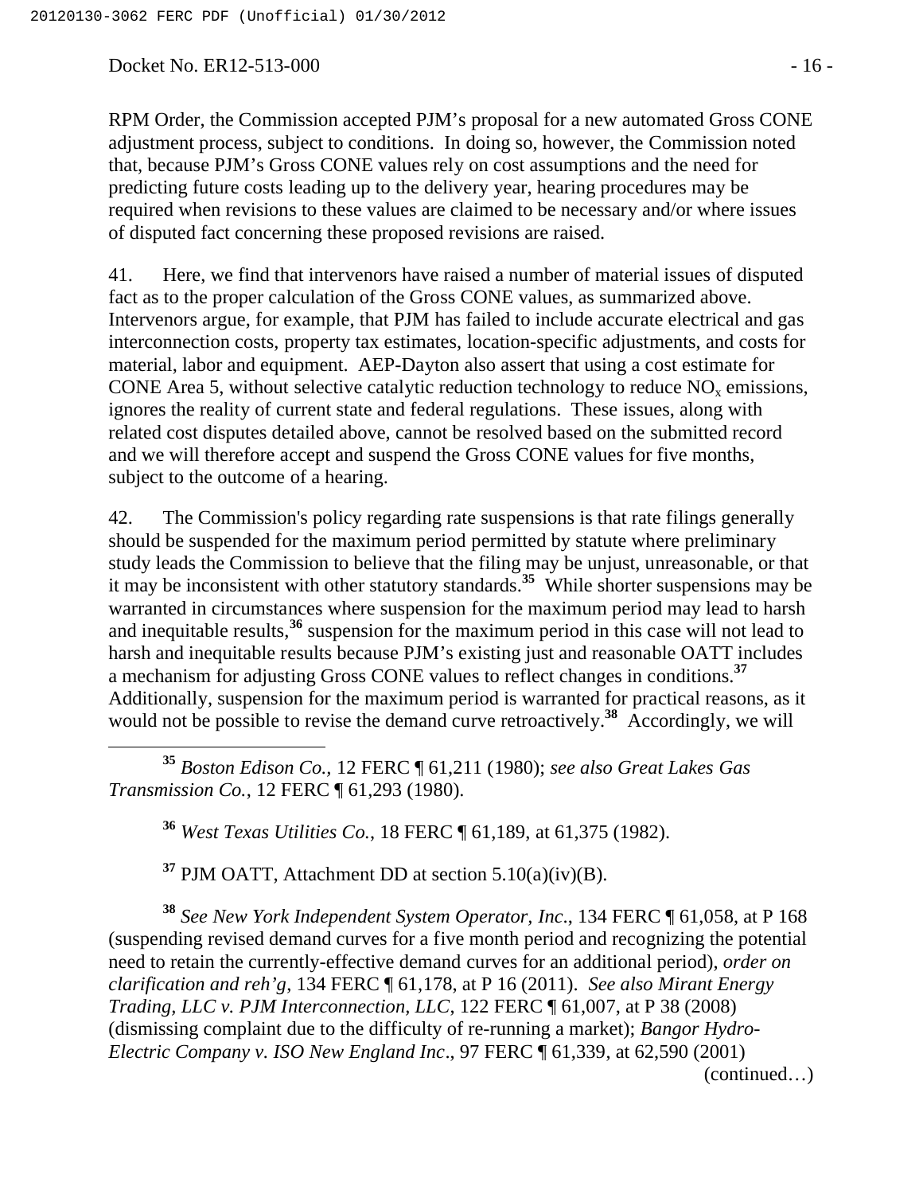RPM Order, the Commission accepted PJM's proposal for a new automated Gross CONE adjustment process, subject to conditions. In doing so, however, the Commission noted that, because PJM's Gross CONE values rely on cost assumptions and the need for predicting future costs leading up to the delivery year, hearing procedures may be required when revisions to these values are claimed to be necessary and/or where issues of disputed fact concerning these proposed revisions are raised.

41. Here, we find that intervenors have raised a number of material issues of disputed fact as to the proper calculation of the Gross CONE values, as summarized above. Intervenors argue, for example, that PJM has failed to include accurate electrical and gas interconnection costs, property tax estimates, location-specific adjustments, and costs for material, labor and equipment. AEP-Dayton also assert that using a cost estimate for CONE Area 5, without selective catalytic reduction technology to reduce $NO_x$ emissions, ignores the reality of current state and federal regulations. These issues, along with related cost disputes detailed above, cannot be resolved based on the submitted record and we will therefore accept and suspend the Gross CONE values for five months, subject to the outcome of a hearing.

42. The Commission's policy regarding rate suspensions is that rate filings generally should be suspended for the maximum period permitted by statute where preliminary study leads the Commission to believe that the filing may be unjust, unreasonable, or that it may be inconsistent with other statutory standards.[35] While shorter suspensions may be warranted in circumstances where suspension for the maximum period may lead to harsh and inequitable results,[36] suspension for the maximum period in this case will not lead to harsh and inequitable results because PJM's existing just and reasonable OATT includes a mechanism for adjusting Gross CONE values to reflect changes in conditions.[37] Additionally, suspension for the maximum period is warranted for practical reasons, as it would not be possible to revise the demand curve retroactively.[38] Accordingly, we will

[35] *Boston Edison Co.*, 12 FERC ¶ 61,211 (1980); *see also Great Lakes Gas Transmission Co.*, 12 FERC ¶ 61,293 (1980).

[36] *West Texas Utilities Co.*, 18 FERC ¶ 61,189, at 61,375 (1982).

[37] PJM OATT, Attachment DD at section 5.10(a)(iv)(B).

[38] *See New York Independent System Operator, Inc*., 134 FERC ¶ 61,058, at P 168 (suspending revised demand curves for a five month period and recognizing the potential need to retain the currently-effective demand curves for an additional period), *order on clarification and reh'g*, 134 FERC ¶ 61,178, at P 16 (2011). *See also Mirant Energy Trading, LLC v. PJM Interconnection, LLC*, 122 FERC ¶ 61,007, at P 38 (2008) (dismissing complaint due to the difficulty of re-running a market); *Bangor Hydro-Electric Company v. ISO New England Inc*., 97 FERC ¶ 61,339, at 62,590 (2001)

(continued…)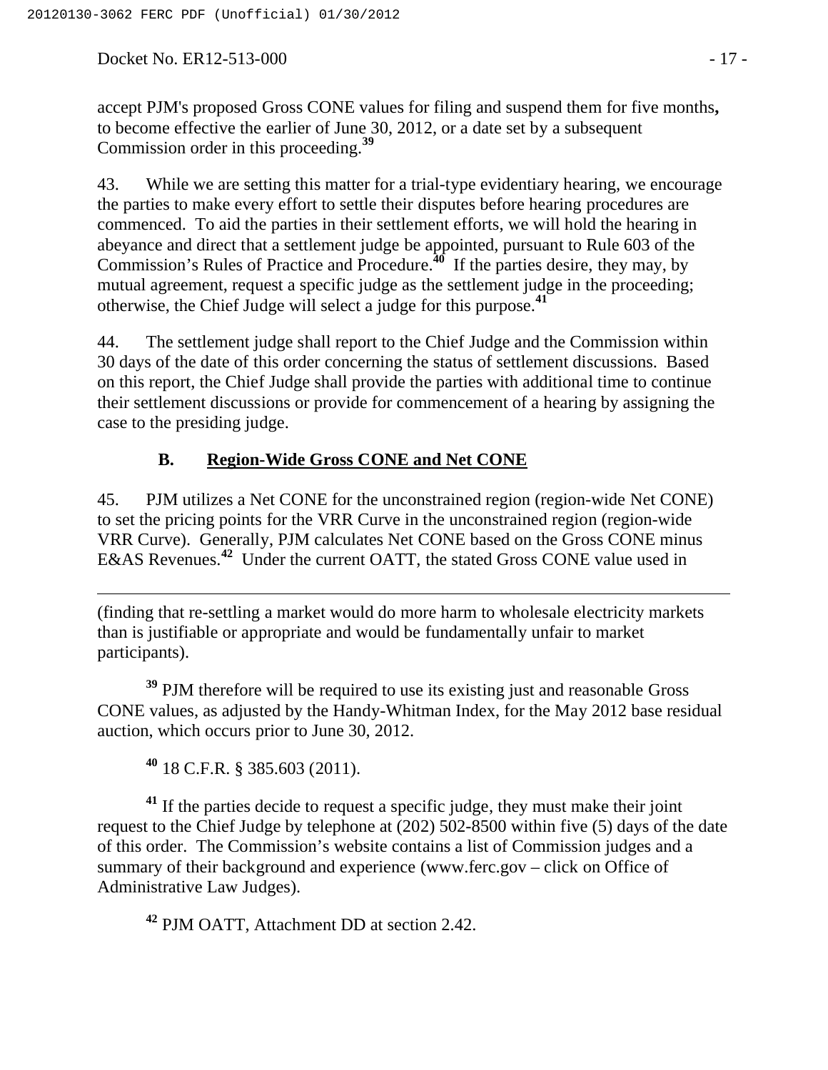accept PJM's proposed Gross CONE values for filing and suspend them for five months**,** to become effective the earlier of June 30, 2012, or a date set by a subsequent Commission order in this proceeding.[39]

43. While we are setting this matter for a trial-type evidentiary hearing, we encourage the parties to make every effort to settle their disputes before hearing procedures are commenced. To aid the parties in their settlement efforts, we will hold the hearing in abeyance and direct that a settlement judge be appointed, pursuant to Rule 603 of the Commission's Rules of Practice and Procedure.[40] If the parties desire, they may, by mutual agreement, request a specific judge as the settlement judge in the proceeding; otherwise, the Chief Judge will select a judge for this purpose.[41]

44. The settlement judge shall report to the Chief Judge and the Commission within 30 days of the date of this order concerning the status of settlement discussions. Based on this report, the Chief Judge shall provide the parties with additional time to continue their settlement discussions or provide for commencement of a hearing by assigning the case to the presiding judge.

### B. Region-Wide Gross CONE and Net CONE

45. PJM utilizes a Net CONE for the unconstrained region (region-wide Net CONE) to set the pricing points for the VRR Curve in the unconstrained region (region-wide VRR Curve). Generally, PJM calculates Net CONE based on the Gross CONE minus E&AS Revenues.[42] Under the current OATT, the stated Gross CONE value used in

---

(finding that re-settling a market would do more harm to wholesale electricity markets than is justifiable or appropriate and would be fundamentally unfair to market participants).

[39] PJM therefore will be required to use its existing just and reasonable Gross CONE values, as adjusted by the Handy-Whitman Index, for the May 2012 base residual auction, which occurs prior to June 30, 2012.

[40] 18 C.F.R. § 385.603 (2011).

[41] If the parties decide to request a specific judge, they must make their joint request to the Chief Judge by telephone at (202) 502-8500 within five (5) days of the date of this order. The Commission's website contains a list of Commission judges and a summary of their background and experience (www.ferc.gov – click on Office of Administrative Law Judges).

[42] PJM OATT, Attachment DD at section 2.42.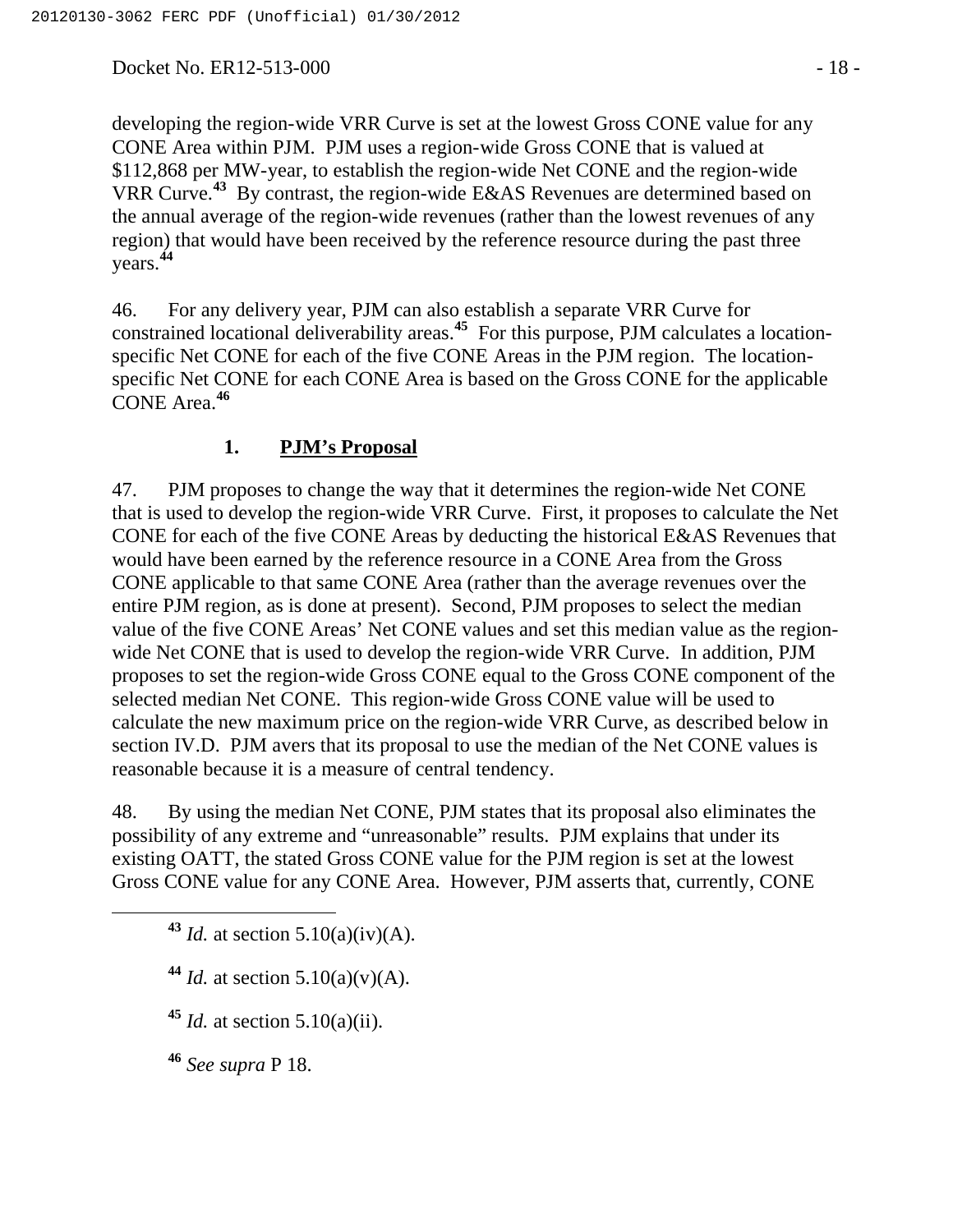developing the region-wide VRR Curve is set at the lowest Gross CONE value for any CONE Area within PJM. PJM uses a region-wide Gross CONE that is valued at $112,868 per MW-year, to establish the region-wide Net CONE and the region-wide VRR Curve.[43] By contrast, the region-wide E&AS Revenues are determined based on the annual average of the region-wide revenues (rather than the lowest revenues of any region) that would have been received by the reference resource during the past three years.[44]

46. For any delivery year, PJM can also establish a separate VRR Curve for constrained locational deliverability areas.[45] For this purpose, PJM calculates a location-specific Net CONE for each of the five CONE Areas in the PJM region. The location-specific Net CONE for each CONE Area is based on the Gross CONE for the applicable CONE Area.[46]

### 1. **PJM's Proposal**

47. PJM proposes to change the way that it determines the region-wide Net CONE that is used to develop the region-wide VRR Curve. First, it proposes to calculate the Net CONE for each of the five CONE Areas by deducting the historical E&AS Revenues that would have been earned by the reference resource in a CONE Area from the Gross CONE applicable to that same CONE Area (rather than the average revenues over the entire PJM region, as is done at present). Second, PJM proposes to select the median value of the five CONE Areas' Net CONE values and set this median value as the region-wide Net CONE that is used to develop the region-wide VRR Curve. In addition, PJM proposes to set the region-wide Gross CONE equal to the Gross CONE component of the selected median Net CONE. This region-wide Gross CONE value will be used to calculate the new maximum price on the region-wide VRR Curve, as described below in section IV.D. PJM avers that its proposal to use the median of the Net CONE values is reasonable because it is a measure of central tendency.

48. By using the median Net CONE, PJM states that its proposal also eliminates the possibility of any extreme and "unreasonable" results. PJM explains that under its existing OATT, the stated Gross CONE value for the PJM region is set at the lowest Gross CONE value for any CONE Area. However, PJM asserts that, currently, CONE

---

[43] *Id.* at section 5.10(a)(iv)(A).

[44] *Id.* at section 5.10(a)(v)(A).

[45] *Id.* at section 5.10(a)(ii).

[46] *See supra* P 18.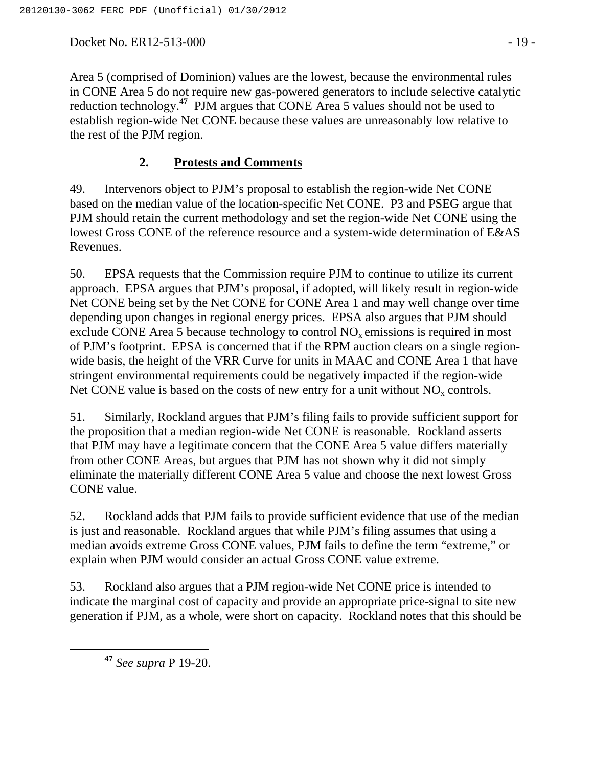Area 5 (comprised of Dominion) values are the lowest, because the environmental rules in CONE Area 5 do not require new gas-powered generators to include selective catalytic reduction technology.[47] PJM argues that CONE Area 5 values should not be used to establish region-wide Net CONE because these values are unreasonably low relative to the rest of the PJM region.

## 2. **Protests and Comments**

49. Intervenors object to PJM's proposal to establish the region-wide Net CONE based on the median value of the location-specific Net CONE. P3 and PSEG argue that PJM should retain the current methodology and set the region-wide Net CONE using the lowest Gross CONE of the reference resource and a system-wide determination of E&AS Revenues.

50. EPSA requests that the Commission require PJM to continue to utilize its current approach. EPSA argues that PJM's proposal, if adopted, will likely result in region-wide Net CONE being set by the Net CONE for CONE Area 1 and may well change over time depending upon changes in regional energy prices. EPSA also argues that PJM should exclude CONE Area 5 because technology to control $NO_x$ emissions is required in most of PJM's footprint. EPSA is concerned that if the RPM auction clears on a single region-wide basis, the height of the VRR Curve for units in MAAC and CONE Area 1 that have stringent environmental requirements could be negatively impacted if the region-wide Net CONE value is based on the costs of new entry for a unit without $NO_x$ controls.

51. Similarly, Rockland argues that PJM's filing fails to provide sufficient support for the proposition that a median region-wide Net CONE is reasonable. Rockland asserts that PJM may have a legitimate concern that the CONE Area 5 value differs materially from other CONE Areas, but argues that PJM has not shown why it did not simply eliminate the materially different CONE Area 5 value and choose the next lowest Gross CONE value.

52. Rockland adds that PJM fails to provide sufficient evidence that use of the median is just and reasonable. Rockland argues that while PJM's filing assumes that using a median avoids extreme Gross CONE values, PJM fails to define the term "extreme," or explain when PJM would consider an actual Gross CONE value extreme.

53. Rockland also argues that a PJM region-wide Net CONE price is intended to indicate the marginal cost of capacity and provide an appropriate price-signal to site new generation if PJM, as a whole, were short on capacity. Rockland notes that this should be

[47] *See supra* P 19-20.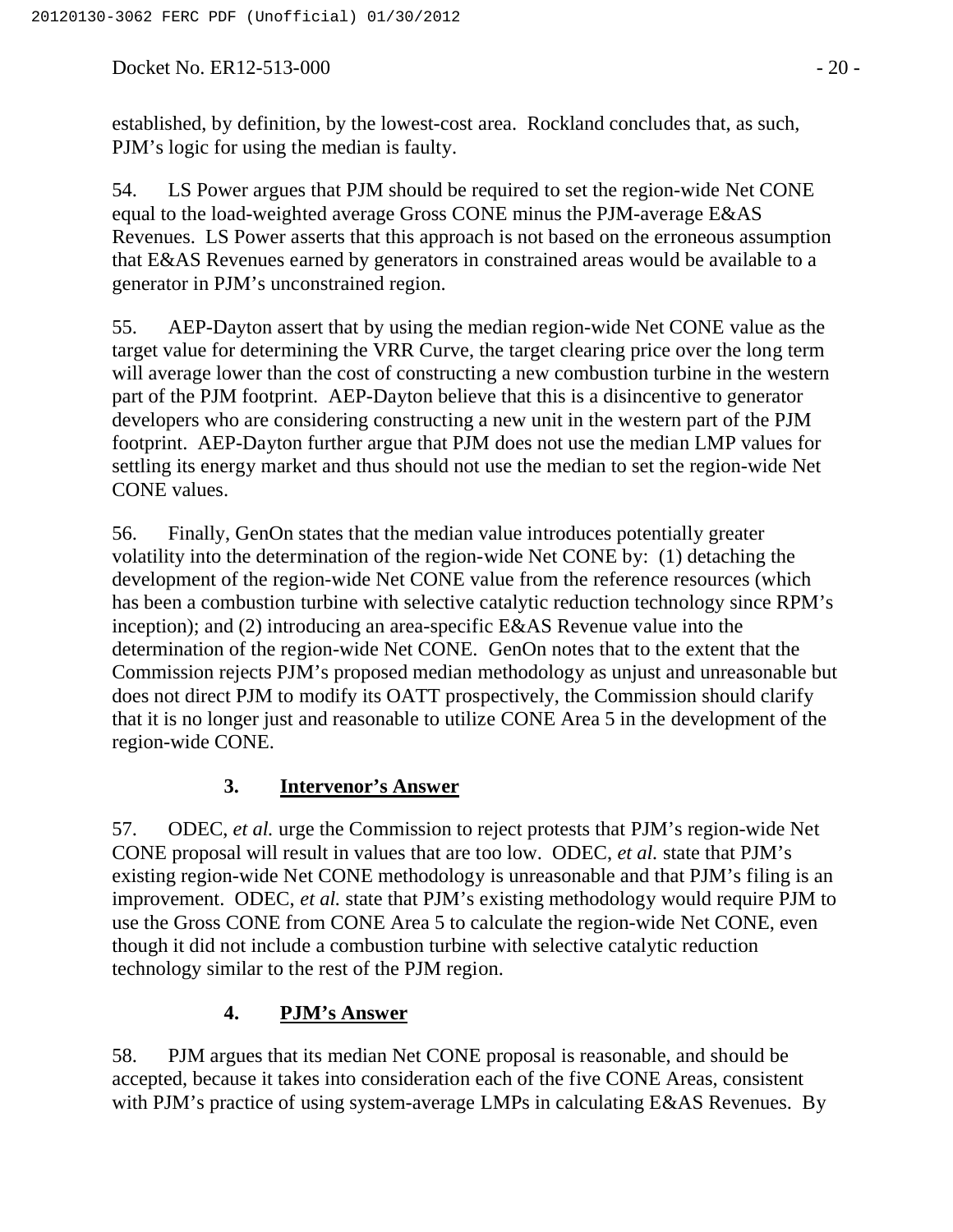established, by definition, by the lowest-cost area. Rockland concludes that, as such, PJM's logic for using the median is faulty.

54. LS Power argues that PJM should be required to set the region-wide Net CONE equal to the load-weighted average Gross CONE minus the PJM-average E&AS Revenues. LS Power asserts that this approach is not based on the erroneous assumption that E&AS Revenues earned by generators in constrained areas would be available to a generator in PJM's unconstrained region.

55. AEP-Dayton assert that by using the median region-wide Net CONE value as the target value for determining the VRR Curve, the target clearing price over the long term will average lower than the cost of constructing a new combustion turbine in the western part of the PJM footprint. AEP-Dayton believe that this is a disincentive to generator developers who are considering constructing a new unit in the western part of the PJM footprint. AEP-Dayton further argue that PJM does not use the median LMP values for settling its energy market and thus should not use the median to set the region-wide Net CONE values.

56. Finally, GenOn states that the median value introduces potentially greater volatility into the determination of the region-wide Net CONE by: (1) detaching the development of the region-wide Net CONE value from the reference resources (which has been a combustion turbine with selective catalytic reduction technology since RPM's inception); and (2) introducing an area-specific E&AS Revenue value into the determination of the region-wide Net CONE. GenOn notes that to the extent that the Commission rejects PJM's proposed median methodology as unjust and unreasonable but does not direct PJM to modify its OATT prospectively, the Commission should clarify that it is no longer just and reasonable to utilize CONE Area 5 in the development of the region-wide CONE.

### 3. Intervenor's Answer

57. ODEC, *et al.* urge the Commission to reject protests that PJM's region-wide Net CONE proposal will result in values that are too low. ODEC, *et al.* state that PJM's existing region-wide Net CONE methodology is unreasonable and that PJM's filing is an improvement. ODEC, *et al.* state that PJM's existing methodology would require PJM to use the Gross CONE from CONE Area 5 to calculate the region-wide Net CONE, even though it did not include a combustion turbine with selective catalytic reduction technology similar to the rest of the PJM region.

### 4. PJM's Answer

58. PJM argues that its median Net CONE proposal is reasonable, and should be accepted, because it takes into consideration each of the five CONE Areas, consistent with PJM's practice of using system-average LMPs in calculating E&AS Revenues. By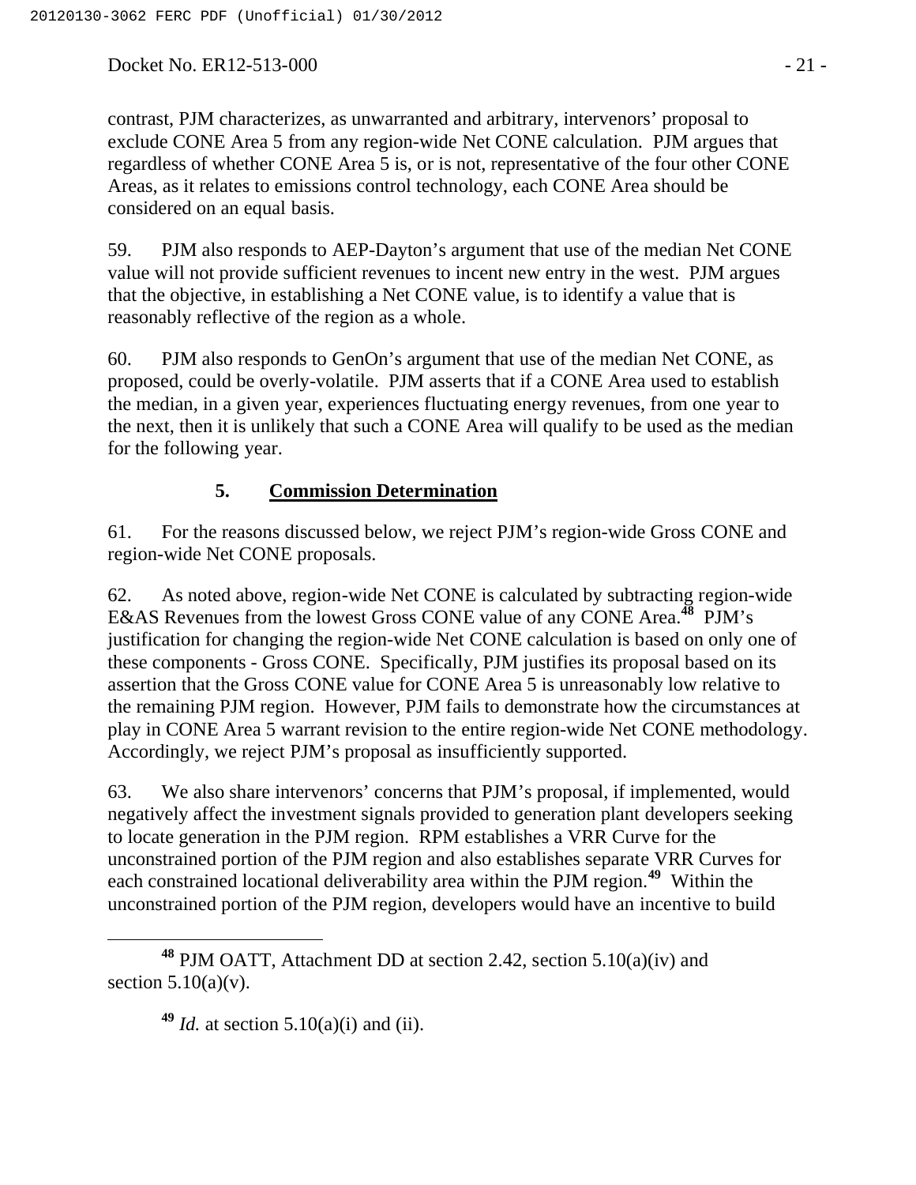contrast, PJM characterizes, as unwarranted and arbitrary, intervenors' proposal to exclude CONE Area 5 from any region-wide Net CONE calculation. PJM argues that regardless of whether CONE Area 5 is, or is not, representative of the four other CONE Areas, as it relates to emissions control technology, each CONE Area should be considered on an equal basis.

59. PJM also responds to AEP-Dayton's argument that use of the median Net CONE value will not provide sufficient revenues to incent new entry in the west. PJM argues that the objective, in establishing a Net CONE value, is to identify a value that is reasonably reflective of the region as a whole.

60. PJM also responds to GenOn's argument that use of the median Net CONE, as proposed, could be overly-volatile. PJM asserts that if a CONE Area used to establish the median, in a given year, experiences fluctuating energy revenues, from one year to the next, then it is unlikely that such a CONE Area will qualify to be used as the median for the following year.

### 5. Commission Determination

61. For the reasons discussed below, we reject PJM's region-wide Gross CONE and region-wide Net CONE proposals.

62. As noted above, region-wide Net CONE is calculated by subtracting region-wide E&AS Revenues from the lowest Gross CONE value of any CONE Area.[48] PJM's justification for changing the region-wide Net CONE calculation is based on only one of these components - Gross CONE. Specifically, PJM justifies its proposal based on its assertion that the Gross CONE value for CONE Area 5 is unreasonably low relative to the remaining PJM region. However, PJM fails to demonstrate how the circumstances at play in CONE Area 5 warrant revision to the entire region-wide Net CONE methodology. Accordingly, we reject PJM's proposal as insufficiently supported.

63. We also share intervenors' concerns that PJM's proposal, if implemented, would negatively affect the investment signals provided to generation plant developers seeking to locate generation in the PJM region. RPM establishes a VRR Curve for the unconstrained portion of the PJM region and also establishes separate VRR Curves for each constrained locational deliverability area within the PJM region.[49] Within the unconstrained portion of the PJM region, developers would have an incentive to build

[48] PJM OATT, Attachment DD at section 2.42, section 5.10(a)(iv) and section 5.10(a)(v).

[49] *Id.* at section 5.10(a)(i) and (ii).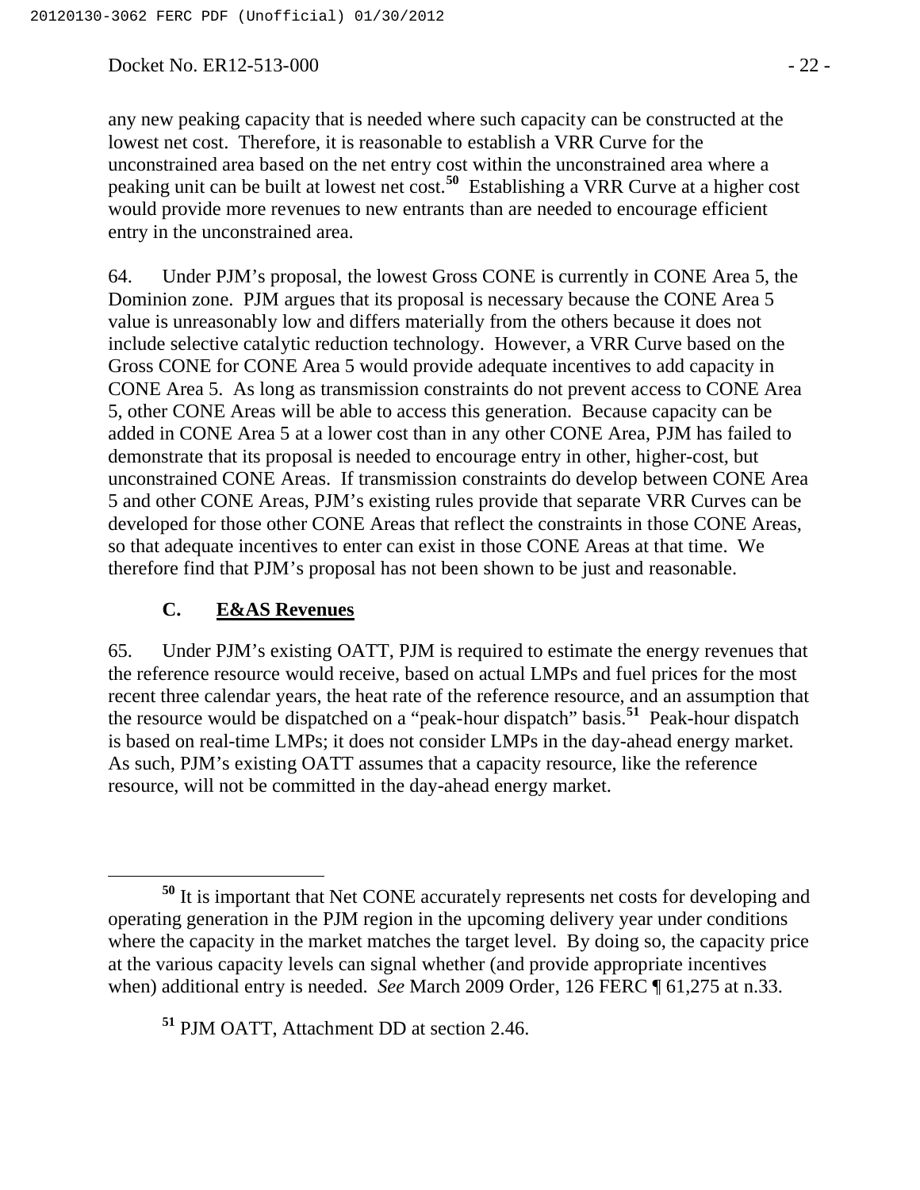any new peaking capacity that is needed where such capacity can be constructed at the lowest net cost. Therefore, it is reasonable to establish a VRR Curve for the unconstrained area based on the net entry cost within the unconstrained area where a peaking unit can be built at lowest net cost.[50] Establishing a VRR Curve at a higher cost would provide more revenues to new entrants than are needed to encourage efficient entry in the unconstrained area.

64. Under PJM's proposal, the lowest Gross CONE is currently in CONE Area 5, the Dominion zone. PJM argues that its proposal is necessary because the CONE Area 5 value is unreasonably low and differs materially from the others because it does not include selective catalytic reduction technology. However, a VRR Curve based on the Gross CONE for CONE Area 5 would provide adequate incentives to add capacity in CONE Area 5. As long as transmission constraints do not prevent access to CONE Area 5, other CONE Areas will be able to access this generation. Because capacity can be added in CONE Area 5 at a lower cost than in any other CONE Area, PJM has failed to demonstrate that its proposal is needed to encourage entry in other, higher-cost, but unconstrained CONE Areas. If transmission constraints do develop between CONE Area 5 and other CONE Areas, PJM's existing rules provide that separate VRR Curves can be developed for those other CONE Areas that reflect the constraints in those CONE Areas, so that adequate incentives to enter can exist in those CONE Areas at that time. We therefore find that PJM's proposal has not been shown to be just and reasonable.

### C. E&AS Revenues

65. Under PJM's existing OATT, PJM is required to estimate the energy revenues that the reference resource would receive, based on actual LMPs and fuel prices for the most recent three calendar years, the heat rate of the reference resource, and an assumption that the resource would be dispatched on a "peak-hour dispatch" basis.[51] Peak-hour dispatch is based on real-time LMPs; it does not consider LMPs in the day-ahead energy market. As such, PJM's existing OATT assumes that a capacity resource, like the reference resource, will not be committed in the day-ahead energy market.

---

[50] It is important that Net CONE accurately represents net costs for developing and operating generation in the PJM region in the upcoming delivery year under conditions where the capacity in the market matches the target level. By doing so, the capacity price at the various capacity levels can signal whether (and provide appropriate incentives when) additional entry is needed. *See* March 2009 Order, 126 FERC ¶ 61,275 at n.33.

[51] PJM OATT, Attachment DD at section 2.46.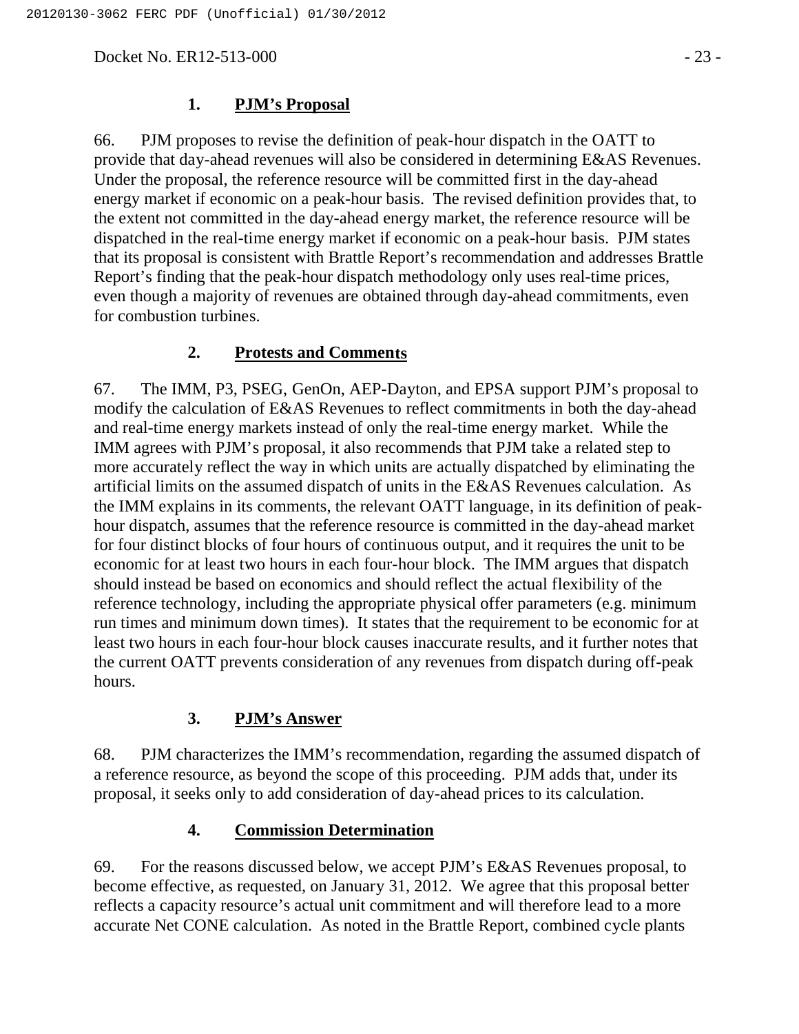### 1. PJM's Proposal

66. PJM proposes to revise the definition of peak-hour dispatch in the OATT to provide that day-ahead revenues will also be considered in determining E&AS Revenues. Under the proposal, the reference resource will be committed first in the day-ahead energy market if economic on a peak-hour basis. The revised definition provides that, to the extent not committed in the day-ahead energy market, the reference resource will be dispatched in the real-time energy market if economic on a peak-hour basis. PJM states that its proposal is consistent with Brattle Report's recommendation and addresses Brattle Report's finding that the peak-hour dispatch methodology only uses real-time prices, even though a majority of revenues are obtained through day-ahead commitments, even for combustion turbines.

### 2. Protests and Comments

67. The IMM, P3, PSEG, GenOn, AEP-Dayton, and EPSA support PJM's proposal to modify the calculation of E&AS Revenues to reflect commitments in both the day-ahead and real-time energy markets instead of only the real-time energy market. While the IMM agrees with PJM's proposal, it also recommends that PJM take a related step to more accurately reflect the way in which units are actually dispatched by eliminating the artificial limits on the assumed dispatch of units in the E&AS Revenues calculation. As the IMM explains in its comments, the relevant OATT language, in its definition of peak-hour dispatch, assumes that the reference resource is committed in the day-ahead market for four distinct blocks of four hours of continuous output, and it requires the unit to be economic for at least two hours in each four-hour block. The IMM argues that dispatch should instead be based on economics and should reflect the actual flexibility of the reference technology, including the appropriate physical offer parameters (e.g. minimum run times and minimum down times). It states that the requirement to be economic for at least two hours in each four-hour block causes inaccurate results, and it further notes that the current OATT prevents consideration of any revenues from dispatch during off-peak hours.

### 3. PJM's Answer

68. PJM characterizes the IMM's recommendation, regarding the assumed dispatch of a reference resource, as beyond the scope of this proceeding. PJM adds that, under its proposal, it seeks only to add consideration of day-ahead prices to its calculation.

### 4. Commission Determination

69. For the reasons discussed below, we accept PJM's E&AS Revenues proposal, to become effective, as requested, on January 31, 2012. We agree that this proposal better reflects a capacity resource's actual unit commitment and will therefore lead to a more accurate Net CONE calculation. As noted in the Brattle Report, combined cycle plants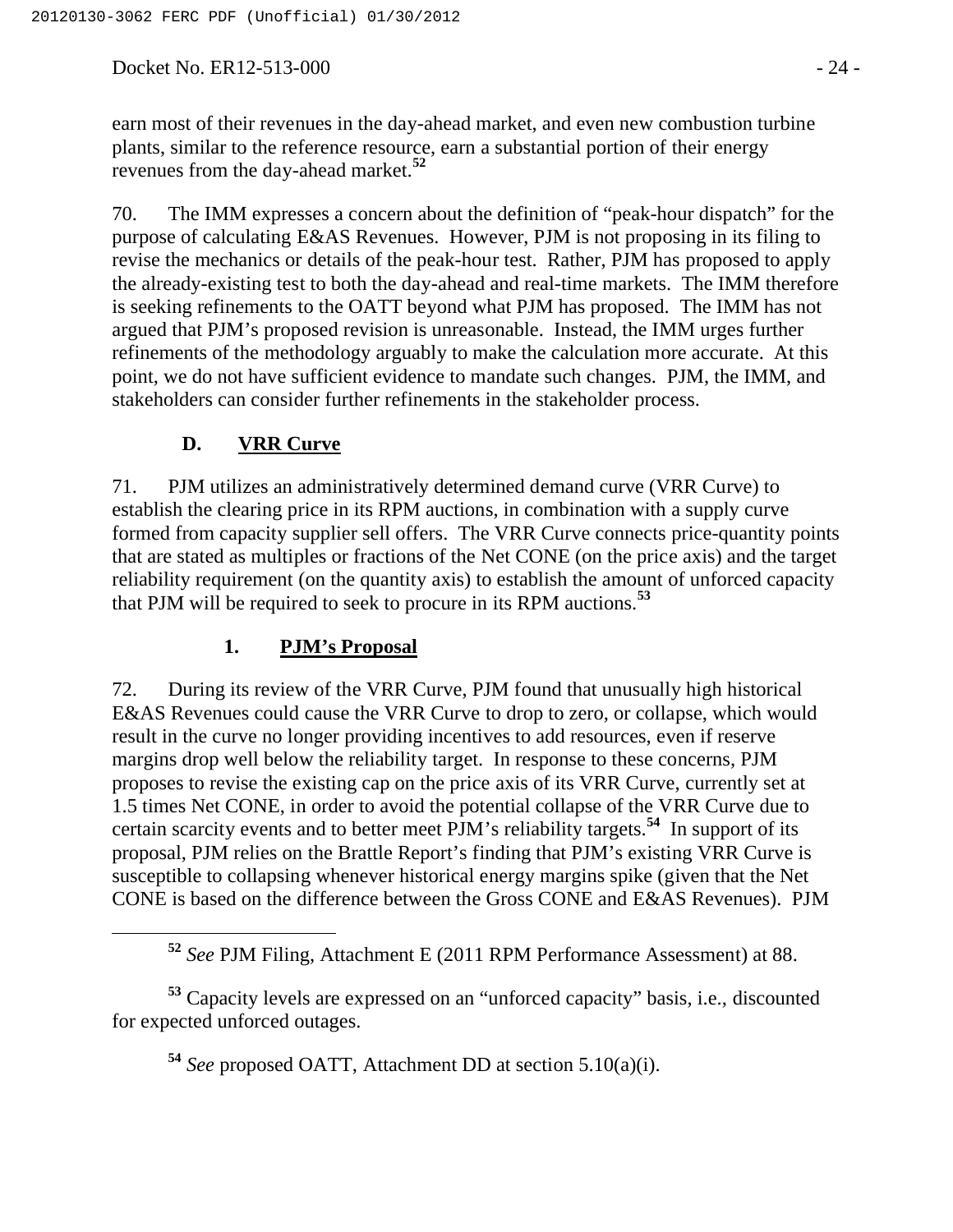earn most of their revenues in the day-ahead market, and even new combustion turbine plants, similar to the reference resource, earn a substantial portion of their energy revenues from the day-ahead market.[52]

70. The IMM expresses a concern about the definition of "peak-hour dispatch" for the purpose of calculating E&AS Revenues. However, PJM is not proposing in its filing to revise the mechanics or details of the peak-hour test. Rather, PJM has proposed to apply the already-existing test to both the day-ahead and real-time markets. The IMM therefore is seeking refinements to the OATT beyond what PJM has proposed. The IMM has not argued that PJM's proposed revision is unreasonable. Instead, the IMM urges further refinements of the methodology arguably to make the calculation more accurate. At this point, we do not have sufficient evidence to mandate such changes. PJM, the IMM, and stakeholders can consider further refinements in the stakeholder process.

### D. VRR Curve

71. PJM utilizes an administratively determined demand curve (VRR Curve) to establish the clearing price in its RPM auctions, in combination with a supply curve formed from capacity supplier sell offers. The VRR Curve connects price-quantity points that are stated as multiples or fractions of the Net CONE (on the price axis) and the target reliability requirement (on the quantity axis) to establish the amount of unforced capacity that PJM will be required to seek to procure in its RPM auctions.[53]

#### 1. PJM's Proposal

72. During its review of the VRR Curve, PJM found that unusually high historical E&AS Revenues could cause the VRR Curve to drop to zero, or collapse, which would result in the curve no longer providing incentives to add resources, even if reserve margins drop well below the reliability target. In response to these concerns, PJM proposes to revise the existing cap on the price axis of its VRR Curve, currently set at 1.5 times Net CONE, in order to avoid the potential collapse of the VRR Curve due to certain scarcity events and to better meet PJM's reliability targets.[54] In support of its proposal, PJM relies on the Brattle Report's finding that PJM's existing VRR Curve is susceptible to collapsing whenever historical energy margins spike (given that the Net CONE is based on the difference between the Gross CONE and E&AS Revenues). PJM

---

[52] *See* PJM Filing, Attachment E (2011 RPM Performance Assessment) at 88.

[53] Capacity levels are expressed on an "unforced capacity" basis, i.e., discounted for expected unforced outages.

[54] *See* proposed OATT, Attachment DD at section 5.10(a)(i).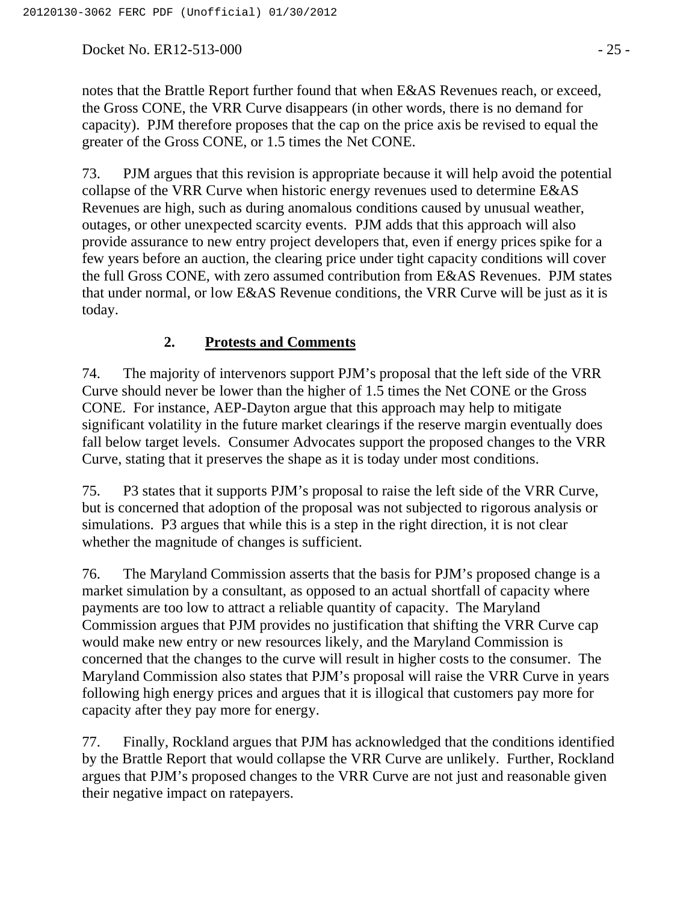notes that the Brattle Report further found that when E&AS Revenues reach, or exceed, the Gross CONE, the VRR Curve disappears (in other words, there is no demand for capacity). PJM therefore proposes that the cap on the price axis be revised to equal the greater of the Gross CONE, or 1.5 times the Net CONE.

73. PJM argues that this revision is appropriate because it will help avoid the potential collapse of the VRR Curve when historic energy revenues used to determine E&AS Revenues are high, such as during anomalous conditions caused by unusual weather, outages, or other unexpected scarcity events. PJM adds that this approach will also provide assurance to new entry project developers that, even if energy prices spike for a few years before an auction, the clearing price under tight capacity conditions will cover the full Gross CONE, with zero assumed contribution from E&AS Revenues. PJM states that under normal, or low E&AS Revenue conditions, the VRR Curve will be just as it is today.

### 2. <u>Protests and Comments</u>

74. The majority of intervenors support PJM's proposal that the left side of the VRR Curve should never be lower than the higher of 1.5 times the Net CONE or the Gross CONE. For instance, AEP-Dayton argue that this approach may help to mitigate significant volatility in the future market clearings if the reserve margin eventually does fall below target levels. Consumer Advocates support the proposed changes to the VRR Curve, stating that it preserves the shape as it is today under most conditions.

75. P3 states that it supports PJM's proposal to raise the left side of the VRR Curve, but is concerned that adoption of the proposal was not subjected to rigorous analysis or simulations. P3 argues that while this is a step in the right direction, it is not clear whether the magnitude of changes is sufficient.

76. The Maryland Commission asserts that the basis for PJM's proposed change is a market simulation by a consultant, as opposed to an actual shortfall of capacity where payments are too low to attract a reliable quantity of capacity. The Maryland Commission argues that PJM provides no justification that shifting the VRR Curve cap would make new entry or new resources likely, and the Maryland Commission is concerned that the changes to the curve will result in higher costs to the consumer. The Maryland Commission also states that PJM's proposal will raise the VRR Curve in years following high energy prices and argues that it is illogical that customers pay more for capacity after they pay more for energy.

77. Finally, Rockland argues that PJM has acknowledged that the conditions identified by the Brattle Report that would collapse the VRR Curve are unlikely. Further, Rockland argues that PJM's proposed changes to the VRR Curve are not just and reasonable given their negative impact on ratepayers.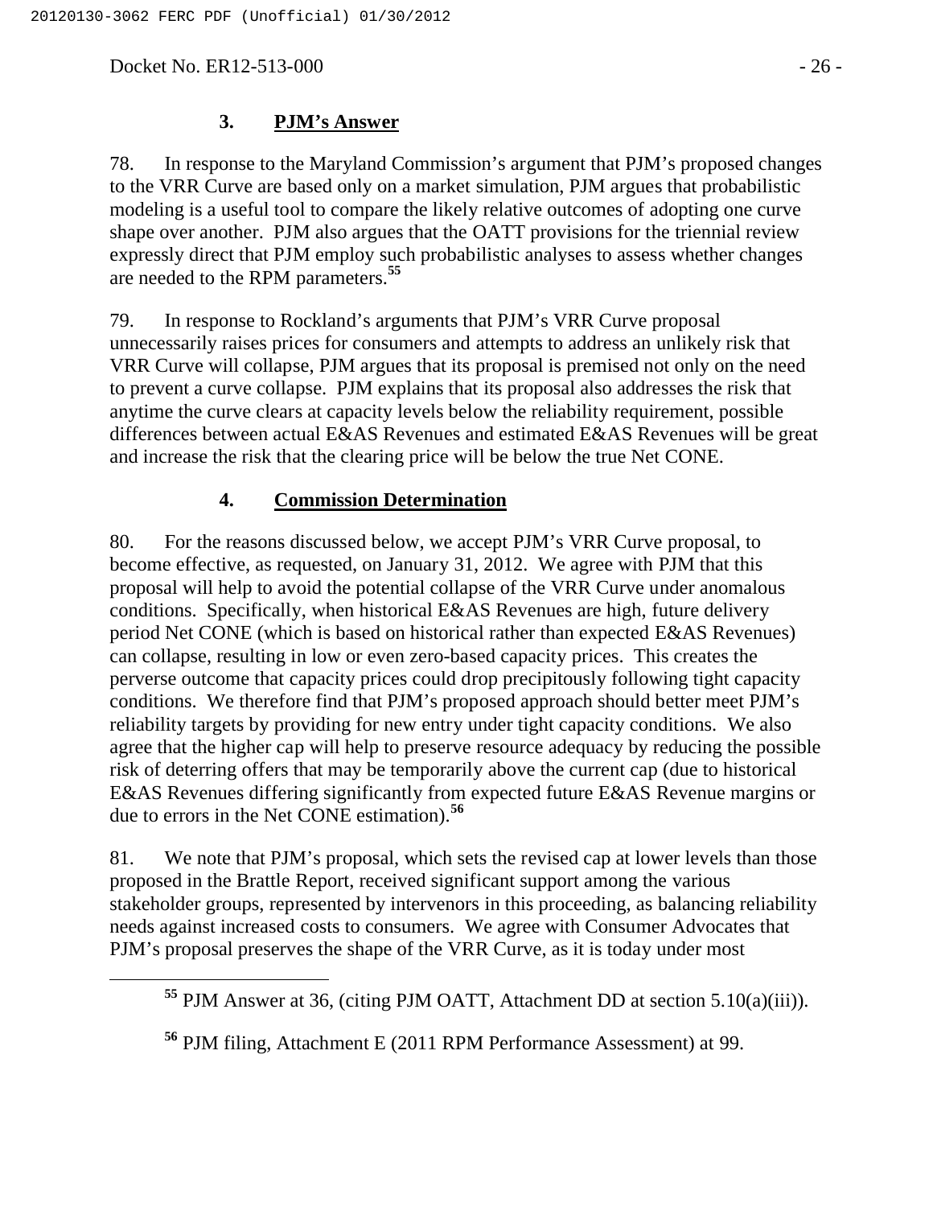### 3. **PJM's Answer**

78. In response to the Maryland Commission's argument that PJM's proposed changes to the VRR Curve are based only on a market simulation, PJM argues that probabilistic modeling is a useful tool to compare the likely relative outcomes of adopting one curve shape over another. PJM also argues that the OATT provisions for the triennial review expressly direct that PJM employ such probabilistic analyses to assess whether changes are needed to the RPM parameters.[55]

79. In response to Rockland's arguments that PJM's VRR Curve proposal unnecessarily raises prices for consumers and attempts to address an unlikely risk that VRR Curve will collapse, PJM argues that its proposal is premised not only on the need to prevent a curve collapse. PJM explains that its proposal also addresses the risk that anytime the curve clears at capacity levels below the reliability requirement, possible differences between actual E&AS Revenues and estimated E&AS Revenues will be great and increase the risk that the clearing price will be below the true Net CONE.

### 4. **Commission Determination**

80. For the reasons discussed below, we accept PJM's VRR Curve proposal, to become effective, as requested, on January 31, 2012. We agree with PJM that this proposal will help to avoid the potential collapse of the VRR Curve under anomalous conditions. Specifically, when historical E&AS Revenues are high, future delivery period Net CONE (which is based on historical rather than expected E&AS Revenues) can collapse, resulting in low or even zero-based capacity prices. This creates the perverse outcome that capacity prices could drop precipitously following tight capacity conditions. We therefore find that PJM's proposed approach should better meet PJM's reliability targets by providing for new entry under tight capacity conditions. We also agree that the higher cap will help to preserve resource adequacy by reducing the possible risk of deterring offers that may be temporarily above the current cap (due to historical E&AS Revenues differing significantly from expected future E&AS Revenue margins or due to errors in the Net CONE estimation).[56]

81. We note that PJM's proposal, which sets the revised cap at lower levels than those proposed in the Brattle Report, received significant support among the various stakeholder groups, represented by intervenors in this proceeding, as balancing reliability needs against increased costs to consumers. We agree with Consumer Advocates that PJM's proposal preserves the shape of the VRR Curve, as it is today under most

---

[55] PJM Answer at 36, (citing PJM OATT, Attachment DD at section 5.10(a)(iii)).

[56] PJM filing, Attachment E (2011 RPM Performance Assessment) at 99.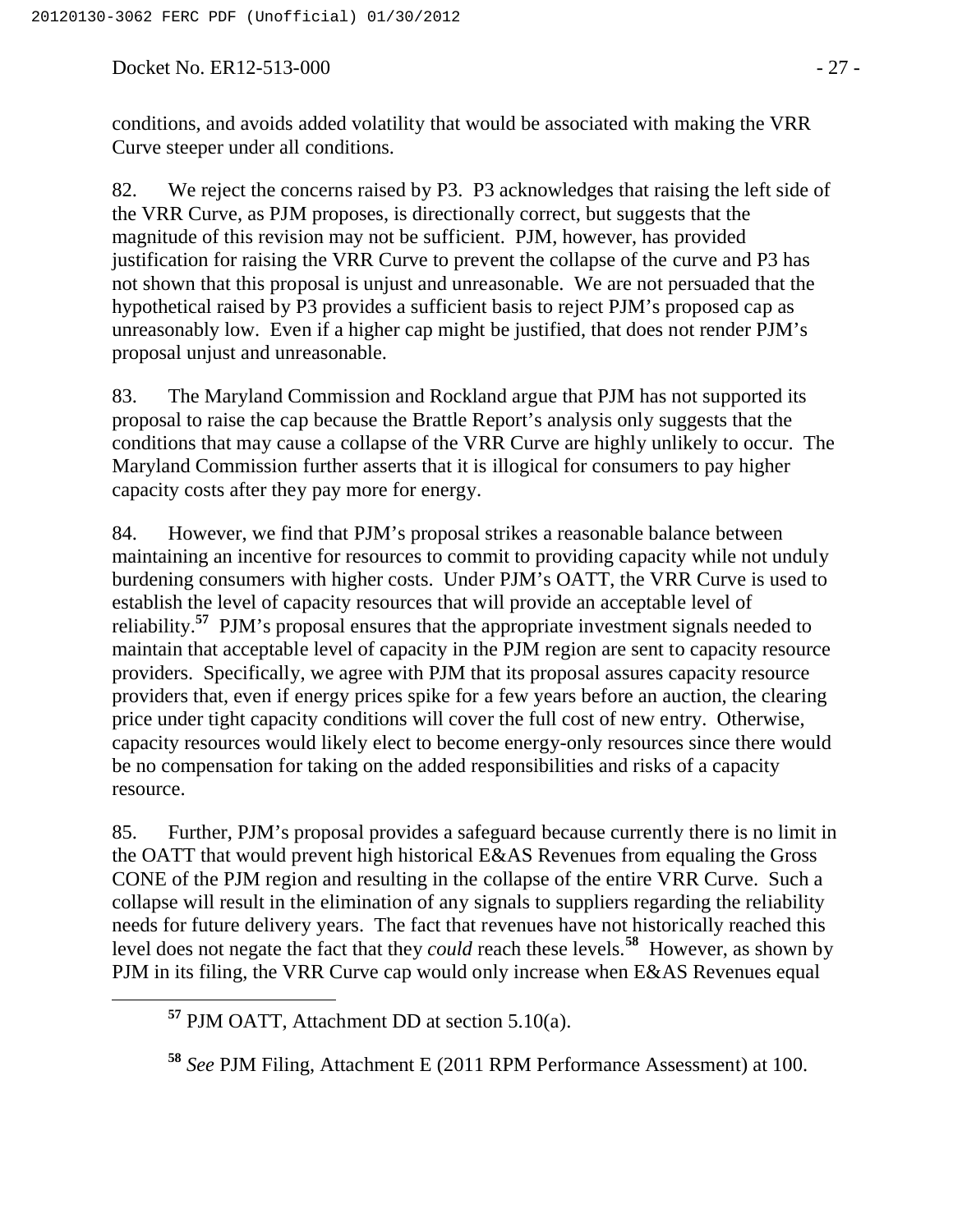conditions, and avoids added volatility that would be associated with making the VRR Curve steeper under all conditions.

82. We reject the concerns raised by P3. P3 acknowledges that raising the left side of the VRR Curve, as PJM proposes, is directionally correct, but suggests that the magnitude of this revision may not be sufficient. PJM, however, has provided justification for raising the VRR Curve to prevent the collapse of the curve and P3 has not shown that this proposal is unjust and unreasonable. We are not persuaded that the hypothetical raised by P3 provides a sufficient basis to reject PJM's proposed cap as unreasonably low. Even if a higher cap might be justified, that does not render PJM's proposal unjust and unreasonable.

83. The Maryland Commission and Rockland argue that PJM has not supported its proposal to raise the cap because the Brattle Report's analysis only suggests that the conditions that may cause a collapse of the VRR Curve are highly unlikely to occur. The Maryland Commission further asserts that it is illogical for consumers to pay higher capacity costs after they pay more for energy.

84. However, we find that PJM's proposal strikes a reasonable balance between maintaining an incentive for resources to commit to providing capacity while not unduly burdening consumers with higher costs. Under PJM's OATT, the VRR Curve is used to establish the level of capacity resources that will provide an acceptable level of reliability.[57] PJM's proposal ensures that the appropriate investment signals needed to maintain that acceptable level of capacity in the PJM region are sent to capacity resource providers. Specifically, we agree with PJM that its proposal assures capacity resource providers that, even if energy prices spike for a few years before an auction, the clearing price under tight capacity conditions will cover the full cost of new entry. Otherwise, capacity resources would likely elect to become energy-only resources since there would be no compensation for taking on the added responsibilities and risks of a capacity resource.

85. Further, PJM's proposal provides a safeguard because currently there is no limit in the OATT that would prevent high historical E&AS Revenues from equaling the Gross CONE of the PJM region and resulting in the collapse of the entire VRR Curve. Such a collapse will result in the elimination of any signals to suppliers regarding the reliability needs for future delivery years. The fact that revenues have not historically reached this level does not negate the fact that they *could* reach these levels.[58] However, as shown by PJM in its filing, the VRR Curve cap would only increase when E&AS Revenues equal

[57] PJM OATT, Attachment DD at section 5.10(a).

[58] *See* PJM Filing, Attachment E (2011 RPM Performance Assessment) at 100.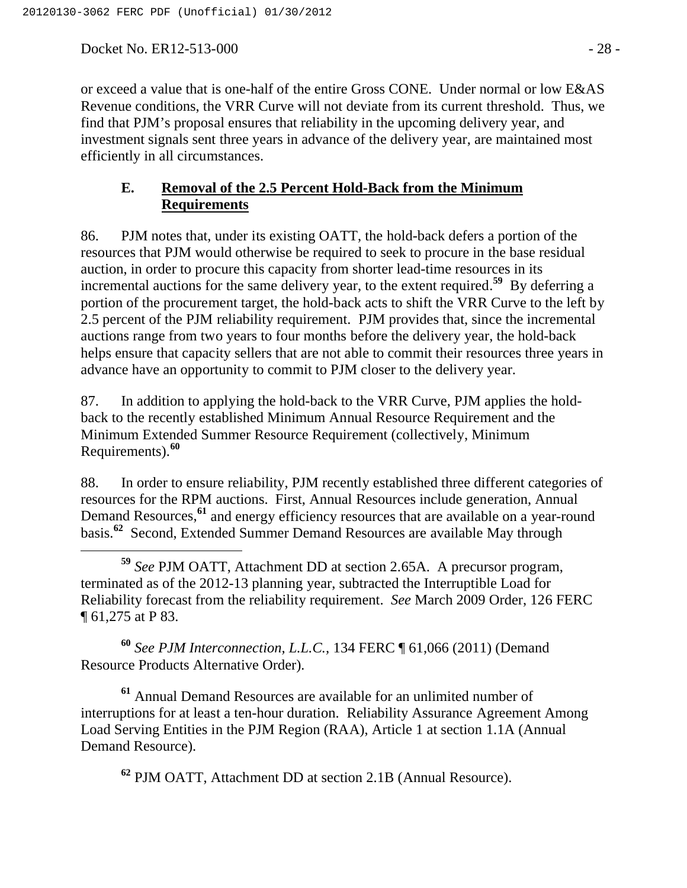or exceed a value that is one-half of the entire Gross CONE. Under normal or low E&AS Revenue conditions, the VRR Curve will not deviate from its current threshold. Thus, we find that PJM's proposal ensures that reliability in the upcoming delivery year, and investment signals sent three years in advance of the delivery year, are maintained most efficiently in all circumstances.

### E. Removal of the 2.5 Percent Hold-Back from the Minimum Requirements

86. PJM notes that, under its existing OATT, the hold-back defers a portion of the resources that PJM would otherwise be required to seek to procure in the base residual auction, in order to procure this capacity from shorter lead-time resources in its incremental auctions for the same delivery year, to the extent required.[59] By deferring a portion of the procurement target, the hold-back acts to shift the VRR Curve to the left by 2.5 percent of the PJM reliability requirement. PJM provides that, since the incremental auctions range from two years to four months before the delivery year, the hold-back helps ensure that capacity sellers that are not able to commit their resources three years in advance have an opportunity to commit to PJM closer to the delivery year.

87. In addition to applying the hold-back to the VRR Curve, PJM applies the hold-back to the recently established Minimum Annual Resource Requirement and the Minimum Extended Summer Resource Requirement (collectively, Minimum Requirements).[60]

88. In order to ensure reliability, PJM recently established three different categories of resources for the RPM auctions. First, Annual Resources include generation, Annual Demand Resources,[61] and energy efficiency resources that are available on a year-round basis.[62] Second, Extended Summer Demand Resources are available May through

---

[59] *See* PJM OATT, Attachment DD at section 2.65A. A precursor program, terminated as of the 2012-13 planning year, subtracted the Interruptible Load for Reliability forecast from the reliability requirement. *See* March 2009 Order, 126 FERC ¶ 61,275 at P 83.

[60] *See PJM Interconnection, L.L.C.*, 134 FERC ¶ 61,066 (2011) (Demand Resource Products Alternative Order).

[61] Annual Demand Resources are available for an unlimited number of interruptions for at least a ten-hour duration. Reliability Assurance Agreement Among Load Serving Entities in the PJM Region (RAA), Article 1 at section 1.1A (Annual Demand Resource).

[62] PJM OATT, Attachment DD at section 2.1B (Annual Resource).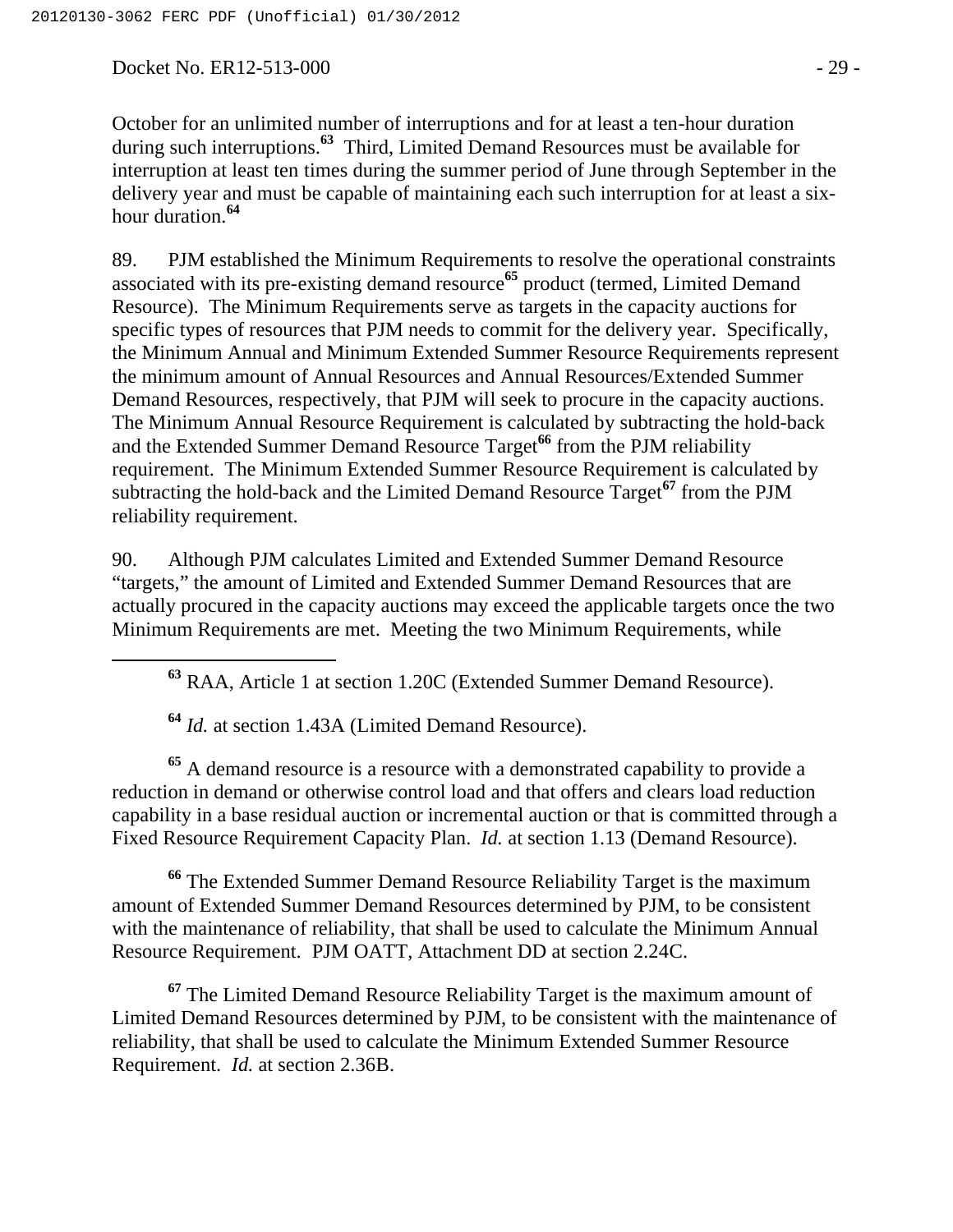October for an unlimited number of interruptions and for at least a ten-hour duration during such interruptions.[63] Third, Limited Demand Resources must be available for interruption at least ten times during the summer period of June through September in the delivery year and must be capable of maintaining each such interruption for at least a six-hour duration.[64]

89. PJM established the Minimum Requirements to resolve the operational constraints associated with its pre-existing demand resource[65] product (termed, Limited Demand Resource). The Minimum Requirements serve as targets in the capacity auctions for specific types of resources that PJM needs to commit for the delivery year. Specifically, the Minimum Annual and Minimum Extended Summer Resource Requirements represent the minimum amount of Annual Resources and Annual Resources/Extended Summer Demand Resources, respectively, that PJM will seek to procure in the capacity auctions. The Minimum Annual Resource Requirement is calculated by subtracting the hold-back and the Extended Summer Demand Resource Target[66] from the PJM reliability requirement. The Minimum Extended Summer Resource Requirement is calculated by subtracting the hold-back and the Limited Demand Resource Target[67] from the PJM reliability requirement.

90. Although PJM calculates Limited and Extended Summer Demand Resource "targets," the amount of Limited and Extended Summer Demand Resources that are actually procured in the capacity auctions may exceed the applicable targets once the two Minimum Requirements are met. Meeting the two Minimum Requirements, while

---

[63] RAA, Article 1 at section 1.20C (Extended Summer Demand Resource).

[64] *Id.* at section 1.43A (Limited Demand Resource).

[65] A demand resource is a resource with a demonstrated capability to provide a reduction in demand or otherwise control load and that offers and clears load reduction capability in a base residual auction or incremental auction or that is committed through a Fixed Resource Requirement Capacity Plan. *Id.* at section 1.13 (Demand Resource).

[66] The Extended Summer Demand Resource Reliability Target is the maximum amount of Extended Summer Demand Resources determined by PJM, to be consistent with the maintenance of reliability, that shall be used to calculate the Minimum Annual Resource Requirement. PJM OATT, Attachment DD at section 2.24C.

[67] The Limited Demand Resource Reliability Target is the maximum amount of Limited Demand Resources determined by PJM, to be consistent with the maintenance of reliability, that shall be used to calculate the Minimum Extended Summer Resource Requirement. *Id.* at section 2.36B.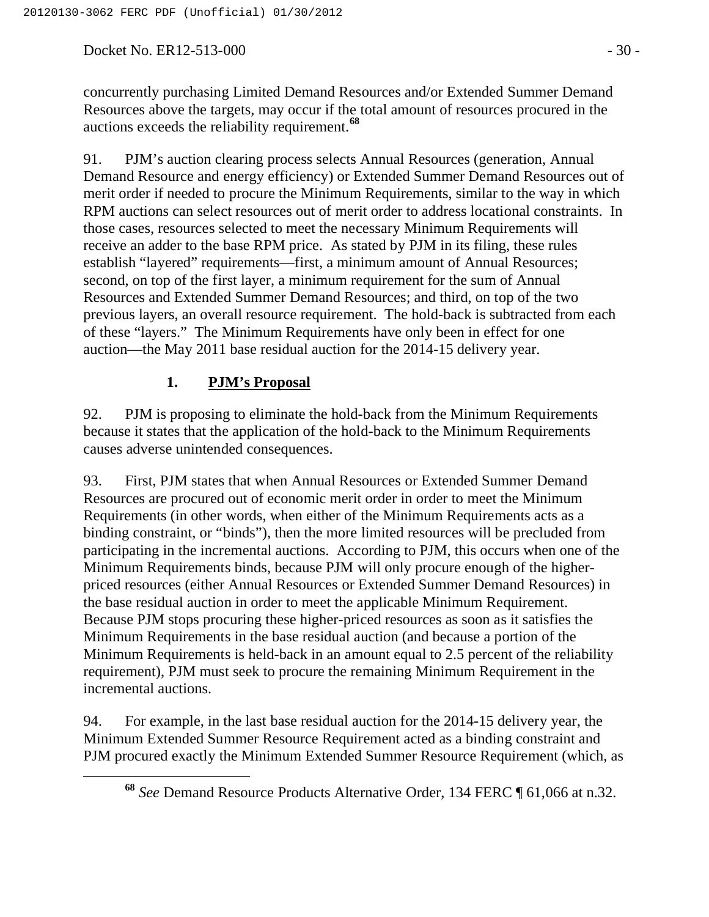concurrently purchasing Limited Demand Resources and/or Extended Summer Demand Resources above the targets, may occur if the total amount of resources procured in the auctions exceeds the reliability requirement.[68]

91. PJM's auction clearing process selects Annual Resources (generation, Annual Demand Resource and energy efficiency) or Extended Summer Demand Resources out of merit order if needed to procure the Minimum Requirements, similar to the way in which RPM auctions can select resources out of merit order to address locational constraints. In those cases, resources selected to meet the necessary Minimum Requirements will receive an adder to the base RPM price. As stated by PJM in its filing, these rules establish "layered" requirements—first, a minimum amount of Annual Resources; second, on top of the first layer, a minimum requirement for the sum of Annual Resources and Extended Summer Demand Resources; and third, on top of the two previous layers, an overall resource requirement. The hold-back is subtracted from each of these "layers." The Minimum Requirements have only been in effect for one auction—the May 2011 base residual auction for the 2014-15 delivery year.

### 1. PJM's Proposal

92. PJM is proposing to eliminate the hold-back from the Minimum Requirements because it states that the application of the hold-back to the Minimum Requirements causes adverse unintended consequences.

93. First, PJM states that when Annual Resources or Extended Summer Demand Resources are procured out of economic merit order in order to meet the Minimum Requirements (in other words, when either of the Minimum Requirements acts as a binding constraint, or "binds"), then the more limited resources will be precluded from participating in the incremental auctions. According to PJM, this occurs when one of the Minimum Requirements binds, because PJM will only procure enough of the higher-priced resources (either Annual Resources or Extended Summer Demand Resources) in the base residual auction in order to meet the applicable Minimum Requirement. Because PJM stops procuring these higher-priced resources as soon as it satisfies the Minimum Requirements in the base residual auction (and because a portion of the Minimum Requirements is held-back in an amount equal to 2.5 percent of the reliability requirement), PJM must seek to procure the remaining Minimum Requirement in the incremental auctions.

94. For example, in the last base residual auction for the 2014-15 delivery year, the Minimum Extended Summer Resource Requirement acted as a binding constraint and PJM procured exactly the Minimum Extended Summer Resource Requirement (which, as

[68] *See* Demand Resource Products Alternative Order, 134 FERC ¶ 61,066 at n.32.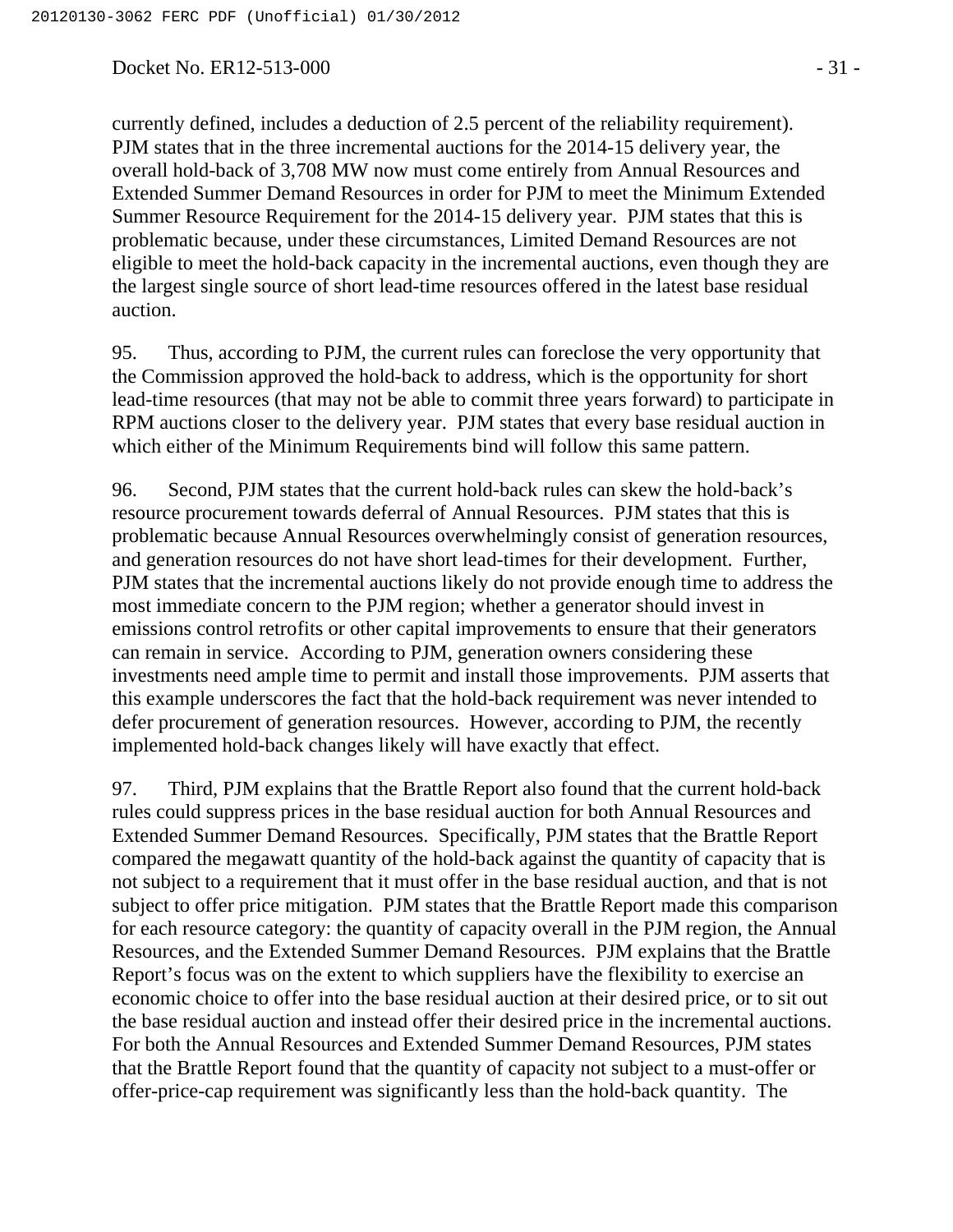currently defined, includes a deduction of 2.5 percent of the reliability requirement). PJM states that in the three incremental auctions for the 2014-15 delivery year, the overall hold-back of 3,708 MW now must come entirely from Annual Resources and Extended Summer Demand Resources in order for PJM to meet the Minimum Extended Summer Resource Requirement for the 2014-15 delivery year. PJM states that this is problematic because, under these circumstances, Limited Demand Resources are not eligible to meet the hold-back capacity in the incremental auctions, even though they are the largest single source of short lead-time resources offered in the latest base residual auction.

95. Thus, according to PJM, the current rules can foreclose the very opportunity that the Commission approved the hold-back to address, which is the opportunity for short lead-time resources (that may not be able to commit three years forward) to participate in RPM auctions closer to the delivery year. PJM states that every base residual auction in which either of the Minimum Requirements bind will follow this same pattern.

96. Second, PJM states that the current hold-back rules can skew the hold-back's resource procurement towards deferral of Annual Resources. PJM states that this is problematic because Annual Resources overwhelmingly consist of generation resources, and generation resources do not have short lead-times for their development. Further, PJM states that the incremental auctions likely do not provide enough time to address the most immediate concern to the PJM region; whether a generator should invest in emissions control retrofits or other capital improvements to ensure that their generators can remain in service. According to PJM, generation owners considering these investments need ample time to permit and install those improvements. PJM asserts that this example underscores the fact that the hold-back requirement was never intended to defer procurement of generation resources. However, according to PJM, the recently implemented hold-back changes likely will have exactly that effect.

97. Third, PJM explains that the Brattle Report also found that the current hold-back rules could suppress prices in the base residual auction for both Annual Resources and Extended Summer Demand Resources. Specifically, PJM states that the Brattle Report compared the megawatt quantity of the hold-back against the quantity of capacity that is not subject to a requirement that it must offer in the base residual auction, and that is not subject to offer price mitigation. PJM states that the Brattle Report made this comparison for each resource category: the quantity of capacity overall in the PJM region, the Annual Resources, and the Extended Summer Demand Resources. PJM explains that the Brattle Report's focus was on the extent to which suppliers have the flexibility to exercise an economic choice to offer into the base residual auction at their desired price, or to sit out the base residual auction and instead offer their desired price in the incremental auctions. For both the Annual Resources and Extended Summer Demand Resources, PJM states that the Brattle Report found that the quantity of capacity not subject to a must-offer or offer-price-cap requirement was significantly less than the hold-back quantity. The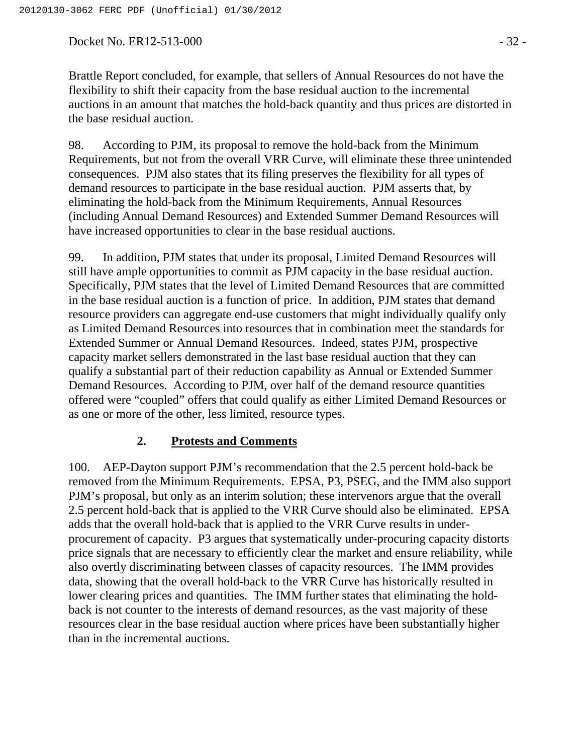Brattle Report concluded, for example, that sellers of Annual Resources do not have the flexibility to shift their capacity from the base residual auction to the incremental auctions in an amount that matches the hold-back quantity and thus prices are distorted in the base residual auction.

98. According to PJM, its proposal to remove the hold-back from the Minimum Requirements, but not from the overall VRR Curve, will eliminate these three unintended consequences. PJM also states that its filing preserves the flexibility for all types of demand resources to participate in the base residual auction. PJM asserts that, by eliminating the hold-back from the Minimum Requirements, Annual Resources (including Annual Demand Resources) and Extended Summer Demand Resources will have increased opportunities to clear in the base residual auctions.

99. In addition, PJM states that under its proposal, Limited Demand Resources will still have ample opportunities to commit as PJM capacity in the base residual auction. Specifically, PJM states that the level of Limited Demand Resources that are committed in the base residual auction is a function of price. In addition, PJM states that demand resource providers can aggregate end-use customers that might individually qualify only as Limited Demand Resources into resources that in combination meet the standards for Extended Summer or Annual Demand Resources. Indeed, states PJM, prospective capacity market sellers demonstrated in the last base residual auction that they can qualify a substantial part of their reduction capability as Annual or Extended Summer Demand Resources. According to PJM, over half of the demand resource quantities offered were "coupled" offers that could qualify as either Limited Demand Resources or as one or more of the other, less limited, resource types.

### 2. **Protests and Comments**

100. AEP-Dayton support PJM's recommendation that the 2.5 percent hold-back be removed from the Minimum Requirements. EPSA, P3, PSEG, and the IMM also support PJM's proposal, but only as an interim solution; these intervenors argue that the overall 2.5 percent hold-back that is applied to the VRR Curve should also be eliminated. EPSA adds that the overall hold-back that is applied to the VRR Curve results in under-procurement of capacity. P3 argues that systematically under-procuring capacity distorts price signals that are necessary to efficiently clear the market and ensure reliability, while also overtly discriminating between classes of capacity resources. The IMM provides data, showing that the overall hold-back to the VRR Curve has historically resulted in lower clearing prices and quantities. The IMM further states that eliminating the hold-back is not counter to the interests of demand resources, as the vast majority of these resources clear in the base residual auction where prices have been substantially higher than in the incremental auctions.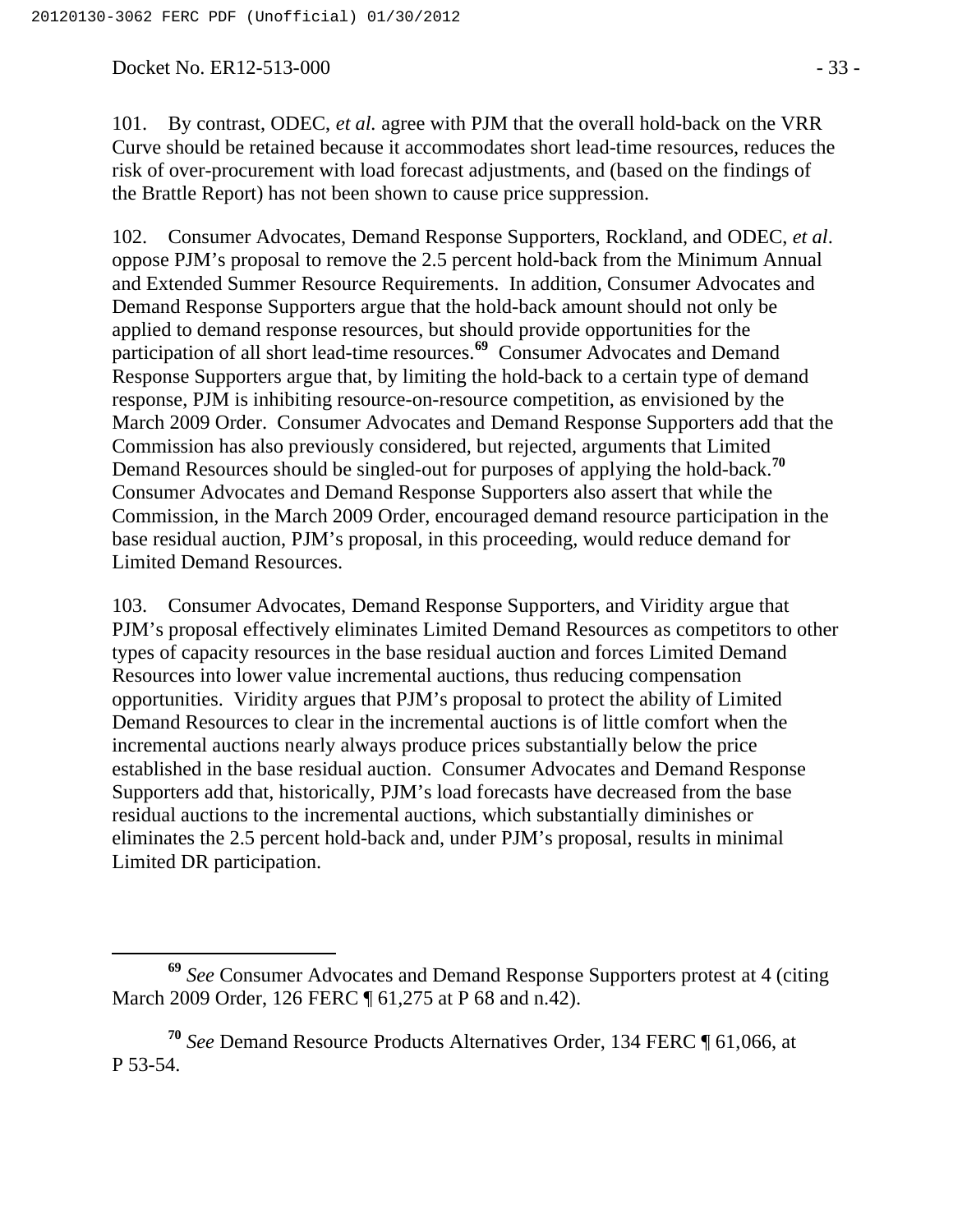101. By contrast, ODEC, *et al.* agree with PJM that the overall hold-back on the VRR Curve should be retained because it accommodates short lead-time resources, reduces the risk of over-procurement with load forecast adjustments, and (based on the findings of the Brattle Report) has not been shown to cause price suppression.

102. Consumer Advocates, Demand Response Supporters, Rockland, and ODEC, *et al*. oppose PJM's proposal to remove the 2.5 percent hold-back from the Minimum Annual and Extended Summer Resource Requirements. In addition, Consumer Advocates and Demand Response Supporters argue that the hold-back amount should not only be applied to demand response resources, but should provide opportunities for the participation of all short lead-time resources.[69] Consumer Advocates and Demand Response Supporters argue that, by limiting the hold-back to a certain type of demand response, PJM is inhibiting resource-on-resource competition, as envisioned by the March 2009 Order. Consumer Advocates and Demand Response Supporters add that the Commission has also previously considered, but rejected, arguments that Limited Demand Resources should be singled-out for purposes of applying the hold-back.[70] Consumer Advocates and Demand Response Supporters also assert that while the Commission, in the March 2009 Order, encouraged demand resource participation in the base residual auction, PJM's proposal, in this proceeding, would reduce demand for Limited Demand Resources.

103. Consumer Advocates, Demand Response Supporters, and Viridity argue that PJM's proposal effectively eliminates Limited Demand Resources as competitors to other types of capacity resources in the base residual auction and forces Limited Demand Resources into lower value incremental auctions, thus reducing compensation opportunities. Viridity argues that PJM's proposal to protect the ability of Limited Demand Resources to clear in the incremental auctions is of little comfort when the incremental auctions nearly always produce prices substantially below the price established in the base residual auction. Consumer Advocates and Demand Response Supporters add that, historically, PJM's load forecasts have decreased from the base residual auctions to the incremental auctions, which substantially diminishes or eliminates the 2.5 percent hold-back and, under PJM's proposal, results in minimal Limited DR participation.

---

[69] *See* Consumer Advocates and Demand Response Supporters protest at 4 (citing March 2009 Order, 126 FERC ¶ 61,275 at P 68 and n.42).

[70] *See* Demand Resource Products Alternatives Order, 134 FERC ¶ 61,066, at P 53-54.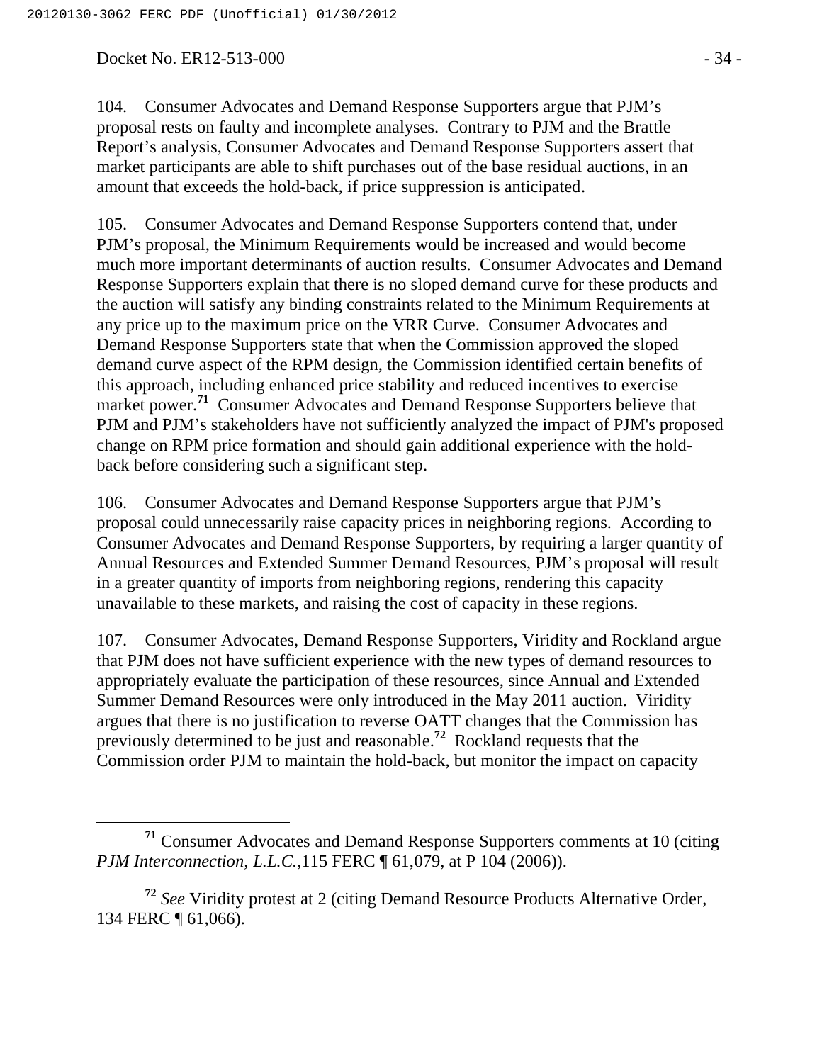104. Consumer Advocates and Demand Response Supporters argue that PJM's proposal rests on faulty and incomplete analyses. Contrary to PJM and the Brattle Report's analysis, Consumer Advocates and Demand Response Supporters assert that market participants are able to shift purchases out of the base residual auctions, in an amount that exceeds the hold-back, if price suppression is anticipated.

105. Consumer Advocates and Demand Response Supporters contend that, under PJM's proposal, the Minimum Requirements would be increased and would become much more important determinants of auction results. Consumer Advocates and Demand Response Supporters explain that there is no sloped demand curve for these products and the auction will satisfy any binding constraints related to the Minimum Requirements at any price up to the maximum price on the VRR Curve. Consumer Advocates and Demand Response Supporters state that when the Commission approved the sloped demand curve aspect of the RPM design, the Commission identified certain benefits of this approach, including enhanced price stability and reduced incentives to exercise market power.[71] Consumer Advocates and Demand Response Supporters believe that PJM and PJM's stakeholders have not sufficiently analyzed the impact of PJM's proposed change on RPM price formation and should gain additional experience with the hold-back before considering such a significant step.

106. Consumer Advocates and Demand Response Supporters argue that PJM's proposal could unnecessarily raise capacity prices in neighboring regions. According to Consumer Advocates and Demand Response Supporters, by requiring a larger quantity of Annual Resources and Extended Summer Demand Resources, PJM's proposal will result in a greater quantity of imports from neighboring regions, rendering this capacity unavailable to these markets, and raising the cost of capacity in these regions.

107. Consumer Advocates, Demand Response Supporters, Viridity and Rockland argue that PJM does not have sufficient experience with the new types of demand resources to appropriately evaluate the participation of these resources, since Annual and Extended Summer Demand Resources were only introduced in the May 2011 auction. Viridity argues that there is no justification to reverse OATT changes that the Commission has previously determined to be just and reasonable.[72] Rockland requests that the Commission order PJM to maintain the hold-back, but monitor the impact on capacity

---

[71] Consumer Advocates and Demand Response Supporters comments at 10 (citing *PJM Interconnection, L.L.C.*,115 FERC ¶ 61,079, at P 104 (2006)).

[72] *See* Viridity protest at 2 (citing Demand Resource Products Alternative Order, 134 FERC ¶ 61,066).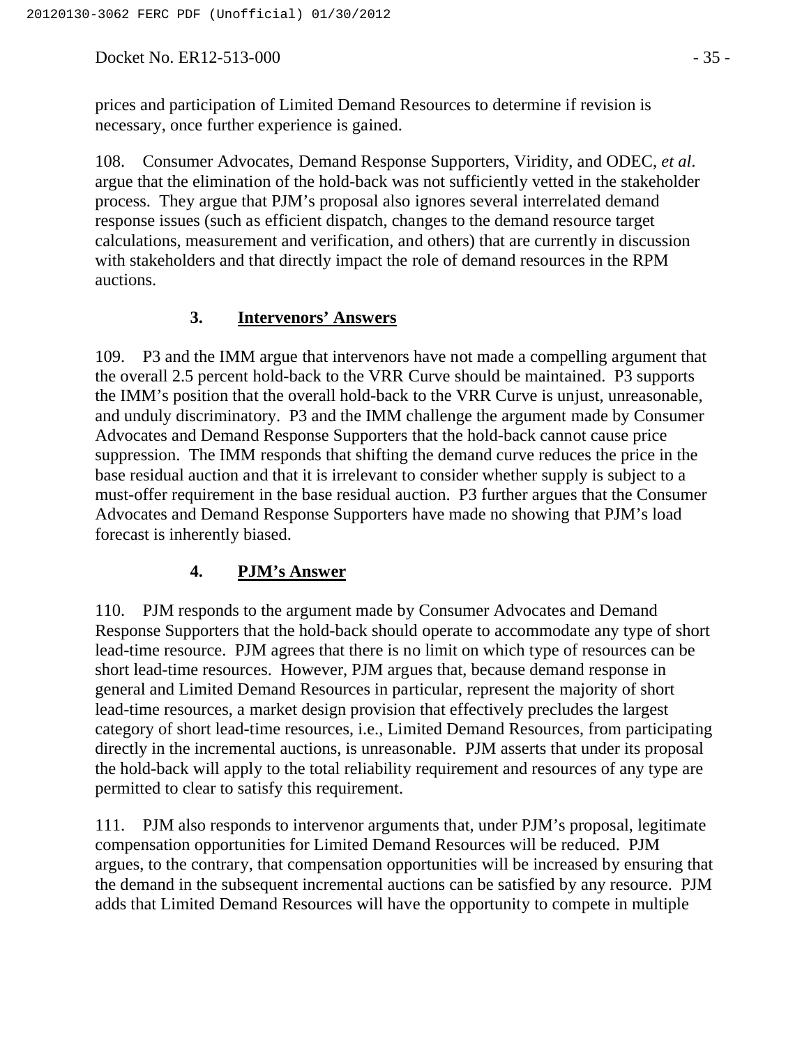prices and participation of Limited Demand Resources to determine if revision is necessary, once further experience is gained.

108. Consumer Advocates, Demand Response Supporters, Viridity, and ODEC, *et al*. argue that the elimination of the hold-back was not sufficiently vetted in the stakeholder process. They argue that PJM's proposal also ignores several interrelated demand response issues (such as efficient dispatch, changes to the demand resource target calculations, measurement and verification, and others) that are currently in discussion with stakeholders and that directly impact the role of demand resources in the RPM auctions.

### 3. Intervenors' Answers

109. P3 and the IMM argue that intervenors have not made a compelling argument that the overall 2.5 percent hold-back to the VRR Curve should be maintained. P3 supports the IMM's position that the overall hold-back to the VRR Curve is unjust, unreasonable, and unduly discriminatory. P3 and the IMM challenge the argument made by Consumer Advocates and Demand Response Supporters that the hold-back cannot cause price suppression. The IMM responds that shifting the demand curve reduces the price in the base residual auction and that it is irrelevant to consider whether supply is subject to a must-offer requirement in the base residual auction. P3 further argues that the Consumer Advocates and Demand Response Supporters have made no showing that PJM's load forecast is inherently biased.

### 4. PJM's Answer

110. PJM responds to the argument made by Consumer Advocates and Demand Response Supporters that the hold-back should operate to accommodate any type of short lead-time resource. PJM agrees that there is no limit on which type of resources can be short lead-time resources. However, PJM argues that, because demand response in general and Limited Demand Resources in particular, represent the majority of short lead-time resources, a market design provision that effectively precludes the largest category of short lead-time resources, i.e., Limited Demand Resources, from participating directly in the incremental auctions, is unreasonable. PJM asserts that under its proposal the hold-back will apply to the total reliability requirement and resources of any type are permitted to clear to satisfy this requirement.

111. PJM also responds to intervenor arguments that, under PJM's proposal, legitimate compensation opportunities for Limited Demand Resources will be reduced. PJM argues, to the contrary, that compensation opportunities will be increased by ensuring that the demand in the subsequent incremental auctions can be satisfied by any resource. PJM adds that Limited Demand Resources will have the opportunity to compete in multiple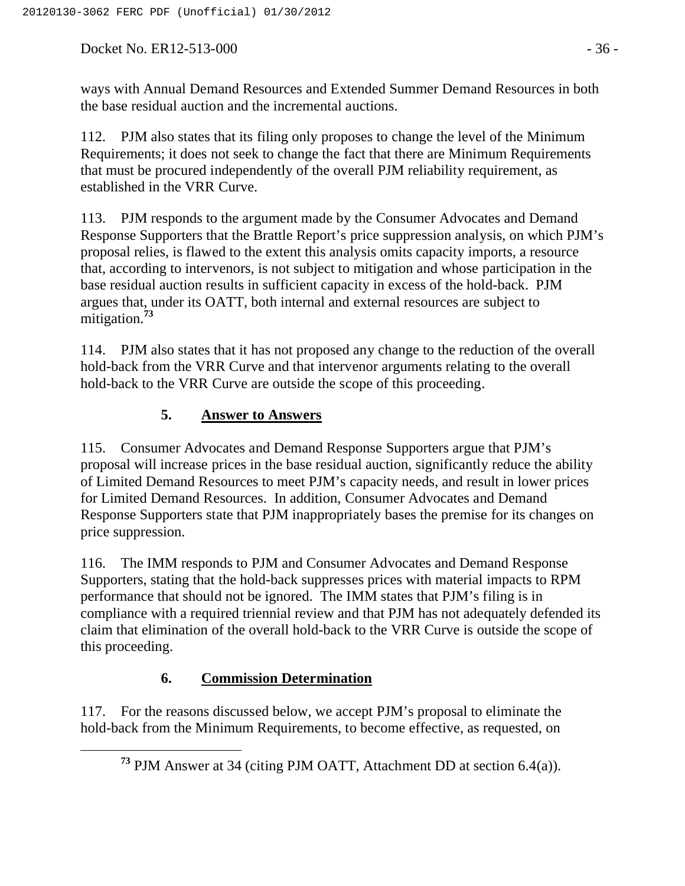ways with Annual Demand Resources and Extended Summer Demand Resources in both the base residual auction and the incremental auctions.

112. PJM also states that its filing only proposes to change the level of the Minimum Requirements; it does not seek to change the fact that there are Minimum Requirements that must be procured independently of the overall PJM reliability requirement, as established in the VRR Curve.

113. PJM responds to the argument made by the Consumer Advocates and Demand Response Supporters that the Brattle Report's price suppression analysis, on which PJM's proposal relies, is flawed to the extent this analysis omits capacity imports, a resource that, according to intervenors, is not subject to mitigation and whose participation in the base residual auction results in sufficient capacity in excess of the hold-back. PJM argues that, under its OATT, both internal and external resources are subject to mitigation.[73]

114. PJM also states that it has not proposed any change to the reduction of the overall hold-back from the VRR Curve and that intervenor arguments relating to the overall hold-back to the VRR Curve are outside the scope of this proceeding.

### 5. Answer to Answers

115. Consumer Advocates and Demand Response Supporters argue that PJM's proposal will increase prices in the base residual auction, significantly reduce the ability of Limited Demand Resources to meet PJM's capacity needs, and result in lower prices for Limited Demand Resources. In addition, Consumer Advocates and Demand Response Supporters state that PJM inappropriately bases the premise for its changes on price suppression.

116. The IMM responds to PJM and Consumer Advocates and Demand Response Supporters, stating that the hold-back suppresses prices with material impacts to RPM performance that should not be ignored. The IMM states that PJM's filing is in compliance with a required triennial review and that PJM has not adequately defended its claim that elimination of the overall hold-back to the VRR Curve is outside the scope of this proceeding.

### 6. Commission Determination

117. For the reasons discussed below, we accept PJM's proposal to eliminate the hold-back from the Minimum Requirements, to become effective, as requested, on

[73] PJM Answer at 34 (citing PJM OATT, Attachment DD at section 6.4(a)).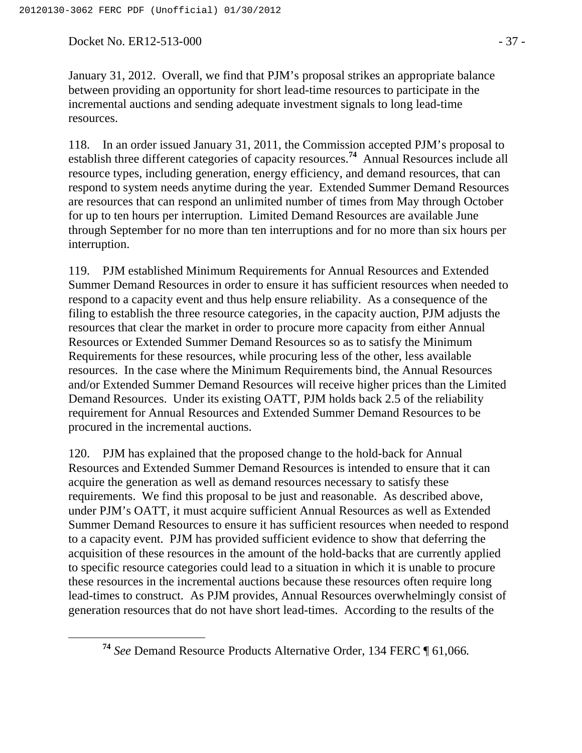January 31, 2012. Overall, we find that PJM's proposal strikes an appropriate balance between providing an opportunity for short lead-time resources to participate in the incremental auctions and sending adequate investment signals to long lead-time resources.

118. In an order issued January 31, 2011, the Commission accepted PJM's proposal to establish three different categories of capacity resources.[74] Annual Resources include all resource types, including generation, energy efficiency, and demand resources, that can respond to system needs anytime during the year. Extended Summer Demand Resources are resources that can respond an unlimited number of times from May through October for up to ten hours per interruption. Limited Demand Resources are available June through September for no more than ten interruptions and for no more than six hours per interruption.

119. PJM established Minimum Requirements for Annual Resources and Extended Summer Demand Resources in order to ensure it has sufficient resources when needed to respond to a capacity event and thus help ensure reliability. As a consequence of the filing to establish the three resource categories, in the capacity auction, PJM adjusts the resources that clear the market in order to procure more capacity from either Annual Resources or Extended Summer Demand Resources so as to satisfy the Minimum Requirements for these resources, while procuring less of the other, less available resources. In the case where the Minimum Requirements bind, the Annual Resources and/or Extended Summer Demand Resources will receive higher prices than the Limited Demand Resources. Under its existing OATT, PJM holds back 2.5 of the reliability requirement for Annual Resources and Extended Summer Demand Resources to be procured in the incremental auctions.

120. PJM has explained that the proposed change to the hold-back for Annual Resources and Extended Summer Demand Resources is intended to ensure that it can acquire the generation as well as demand resources necessary to satisfy these requirements. We find this proposal to be just and reasonable. As described above, under PJM's OATT, it must acquire sufficient Annual Resources as well as Extended Summer Demand Resources to ensure it has sufficient resources when needed to respond to a capacity event. PJM has provided sufficient evidence to show that deferring the acquisition of these resources in the amount of the hold-backs that are currently applied to specific resource categories could lead to a situation in which it is unable to procure these resources in the incremental auctions because these resources often require long lead-times to construct. As PJM provides, Annual Resources overwhelmingly consist of generation resources that do not have short lead-times. According to the results of the

[74] *See* Demand Resource Products Alternative Order, 134 FERC ¶ 61,066*.*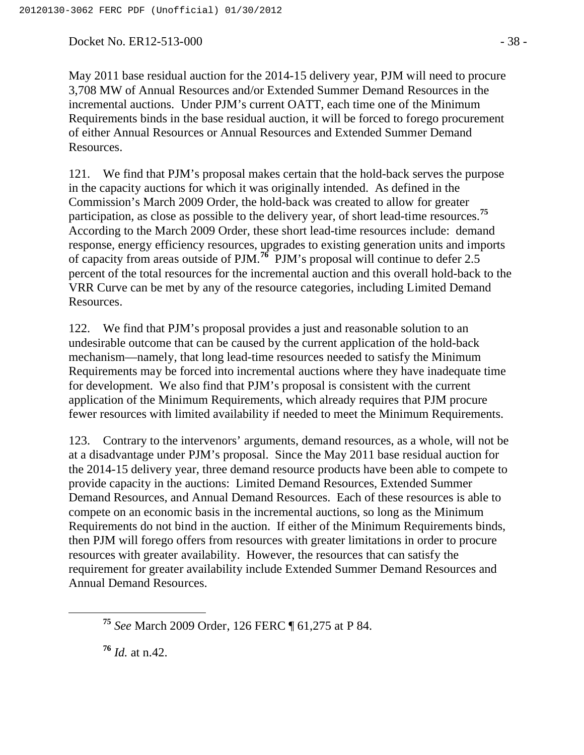May 2011 base residual auction for the 2014-15 delivery year, PJM will need to procure 3,708 MW of Annual Resources and/or Extended Summer Demand Resources in the incremental auctions. Under PJM's current OATT, each time one of the Minimum Requirements binds in the base residual auction, it will be forced to forego procurement of either Annual Resources or Annual Resources and Extended Summer Demand Resources.

121. We find that PJM's proposal makes certain that the hold-back serves the purpose in the capacity auctions for which it was originally intended. As defined in the Commission's March 2009 Order, the hold-back was created to allow for greater participation, as close as possible to the delivery year, of short lead-time resources.[75] According to the March 2009 Order, these short lead-time resources include: demand response, energy efficiency resources, upgrades to existing generation units and imports of capacity from areas outside of PJM.[76] PJM's proposal will continue to defer 2.5 percent of the total resources for the incremental auction and this overall hold-back to the VRR Curve can be met by any of the resource categories, including Limited Demand Resources.

122. We find that PJM's proposal provides a just and reasonable solution to an undesirable outcome that can be caused by the current application of the hold-back mechanism—namely, that long lead-time resources needed to satisfy the Minimum Requirements may be forced into incremental auctions where they have inadequate time for development. We also find that PJM's proposal is consistent with the current application of the Minimum Requirements, which already requires that PJM procure fewer resources with limited availability if needed to meet the Minimum Requirements.

123. Contrary to the intervenors' arguments, demand resources, as a whole, will not be at a disadvantage under PJM's proposal. Since the May 2011 base residual auction for the 2014-15 delivery year, three demand resource products have been able to compete to provide capacity in the auctions: Limited Demand Resources, Extended Summer Demand Resources, and Annual Demand Resources. Each of these resources is able to compete on an economic basis in the incremental auctions, so long as the Minimum Requirements do not bind in the auction. If either of the Minimum Requirements binds, then PJM will forego offers from resources with greater limitations in order to procure resources with greater availability. However, the resources that can satisfy the requirement for greater availability include Extended Summer Demand Resources and Annual Demand Resources.

---

[75] *See* March 2009 Order, 126 FERC ¶ 61,275 at P 84.

[76] *Id.* at n.42.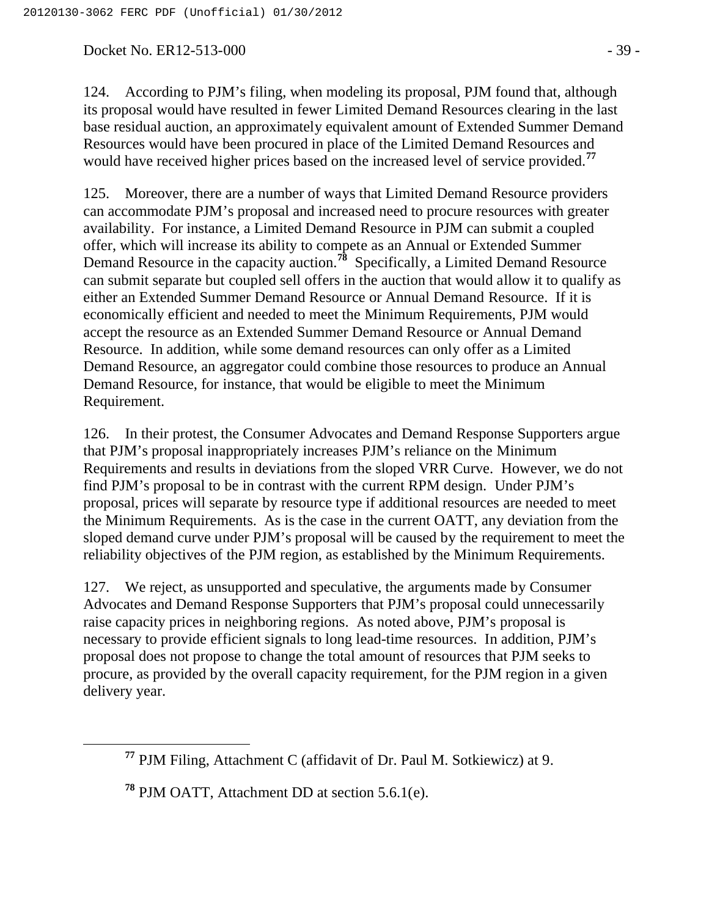124. According to PJM's filing, when modeling its proposal, PJM found that, although its proposal would have resulted in fewer Limited Demand Resources clearing in the last base residual auction, an approximately equivalent amount of Extended Summer Demand Resources would have been procured in place of the Limited Demand Resources and would have received higher prices based on the increased level of service provided.[77]

125. Moreover, there are a number of ways that Limited Demand Resource providers can accommodate PJM's proposal and increased need to procure resources with greater availability. For instance, a Limited Demand Resource in PJM can submit a coupled offer, which will increase its ability to compete as an Annual or Extended Summer Demand Resource in the capacity auction.[78] Specifically, a Limited Demand Resource can submit separate but coupled sell offers in the auction that would allow it to qualify as either an Extended Summer Demand Resource or Annual Demand Resource. If it is economically efficient and needed to meet the Minimum Requirements, PJM would accept the resource as an Extended Summer Demand Resource or Annual Demand Resource. In addition, while some demand resources can only offer as a Limited Demand Resource, an aggregator could combine those resources to produce an Annual Demand Resource, for instance, that would be eligible to meet the Minimum Requirement.

126. In their protest, the Consumer Advocates and Demand Response Supporters argue that PJM's proposal inappropriately increases PJM's reliance on the Minimum Requirements and results in deviations from the sloped VRR Curve. However, we do not find PJM's proposal to be in contrast with the current RPM design. Under PJM's proposal, prices will separate by resource type if additional resources are needed to meet the Minimum Requirements. As is the case in the current OATT, any deviation from the sloped demand curve under PJM's proposal will be caused by the requirement to meet the reliability objectives of the PJM region, as established by the Minimum Requirements.

127. We reject, as unsupported and speculative, the arguments made by Consumer Advocates and Demand Response Supporters that PJM's proposal could unnecessarily raise capacity prices in neighboring regions. As noted above, PJM's proposal is necessary to provide efficient signals to long lead-time resources. In addition, PJM's proposal does not propose to change the total amount of resources that PJM seeks to procure, as provided by the overall capacity requirement, for the PJM region in a given delivery year.

---

[77] PJM Filing, Attachment C (affidavit of Dr. Paul M. Sotkiewicz) at 9.

[78] PJM OATT, Attachment DD at section 5.6.1(e).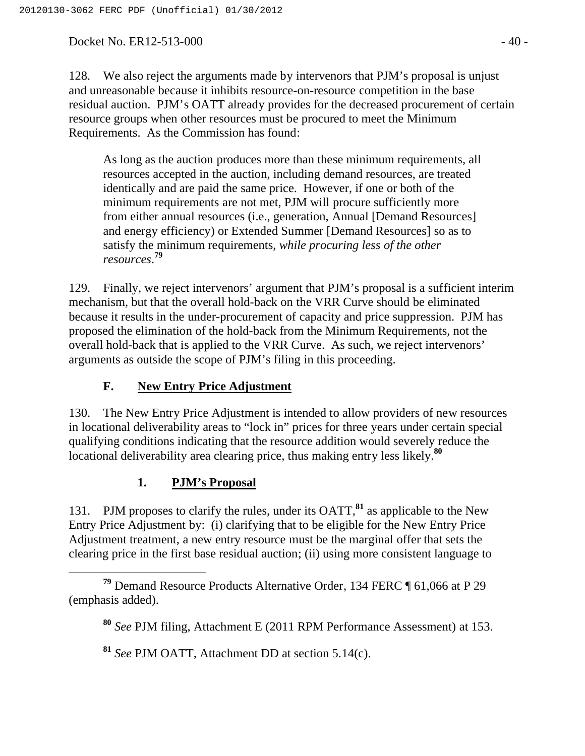128. We also reject the arguments made by intervenors that PJM's proposal is unjust and unreasonable because it inhibits resource-on-resource competition in the base residual auction. PJM's OATT already provides for the decreased procurement of certain resource groups when other resources must be procured to meet the Minimum Requirements. As the Commission has found:

> As long as the auction produces more than these minimum requirements, all resources accepted in the auction, including demand resources, are treated identically and are paid the same price. However, if one or both of the minimum requirements are not met, PJM will procure sufficiently more from either annual resources (i.e., generation, Annual [Demand Resources] and energy efficiency) or Extended Summer [Demand Resources] so as to satisfy the minimum requirements, *while procuring less of the other resources*.[79]

129. Finally, we reject intervenors' argument that PJM's proposal is a sufficient interim mechanism, but that the overall hold-back on the VRR Curve should be eliminated because it results in the under-procurement of capacity and price suppression. PJM has proposed the elimination of the hold-back from the Minimum Requirements, not the overall hold-back that is applied to the VRR Curve. As such, we reject intervenors' arguments as outside the scope of PJM's filing in this proceeding.

## F. New Entry Price Adjustment

130. The New Entry Price Adjustment is intended to allow providers of new resources in locational deliverability areas to "lock in" prices for three years under certain special qualifying conditions indicating that the resource addition would severely reduce the locational deliverability area clearing price, thus making entry less likely.[80]

### 1. PJM's Proposal

131. PJM proposes to clarify the rules, under its OATT,[81] as applicable to the New Entry Price Adjustment by: (i) clarifying that to be eligible for the New Entry Price Adjustment treatment, a new entry resource must be the marginal offer that sets the clearing price in the first base residual auction; (ii) using more consistent language to

---

[79] Demand Resource Products Alternative Order, 134 FERC ¶ 61,066 at P 29 (emphasis added).

[80] *See* PJM filing, Attachment E (2011 RPM Performance Assessment) at 153.

[81] *See* PJM OATT, Attachment DD at section 5.14(c).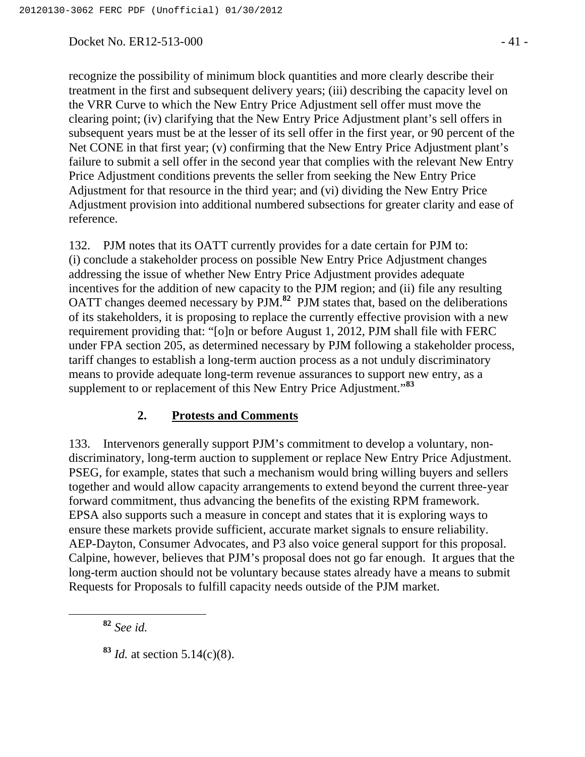recognize the possibility of minimum block quantities and more clearly describe their treatment in the first and subsequent delivery years; (iii) describing the capacity level on the VRR Curve to which the New Entry Price Adjustment sell offer must move the clearing point; (iv) clarifying that the New Entry Price Adjustment plant's sell offers in subsequent years must be at the lesser of its sell offer in the first year, or 90 percent of the Net CONE in that first year; (v) confirming that the New Entry Price Adjustment plant's failure to submit a sell offer in the second year that complies with the relevant New Entry Price Adjustment conditions prevents the seller from seeking the New Entry Price Adjustment for that resource in the third year; and (vi) dividing the New Entry Price Adjustment provision into additional numbered subsections for greater clarity and ease of reference.

132. PJM notes that its OATT currently provides for a date certain for PJM to: (i) conclude a stakeholder process on possible New Entry Price Adjustment changes addressing the issue of whether New Entry Price Adjustment provides adequate incentives for the addition of new capacity to the PJM region; and (ii) file any resulting OATT changes deemed necessary by PJM.[82] PJM states that, based on the deliberations of its stakeholders, it is proposing to replace the currently effective provision with a new requirement providing that: "[o]n or before August 1, 2012, PJM shall file with FERC under FPA section 205, as determined necessary by PJM following a stakeholder process, tariff changes to establish a long-term auction process as a not unduly discriminatory means to provide adequate long-term revenue assurances to support new entry, as a supplement to or replacement of this New Entry Price Adjustment."[83]

## 2. **Protests and Comments**

133. Intervenors generally support PJM's commitment to develop a voluntary, non-discriminatory, long-term auction to supplement or replace New Entry Price Adjustment. PSEG, for example, states that such a mechanism would bring willing buyers and sellers together and would allow capacity arrangements to extend beyond the current three-year forward commitment, thus advancing the benefits of the existing RPM framework. EPSA also supports such a measure in concept and states that it is exploring ways to ensure these markets provide sufficient, accurate market signals to ensure reliability. AEP-Dayton, Consumer Advocates, and P3 also voice general support for this proposal. Calpine, however, believes that PJM's proposal does not go far enough. It argues that the long-term auction should not be voluntary because states already have a means to submit Requests for Proposals to fulfill capacity needs outside of the PJM market.

---

[82] *See id.*

[83] *Id.* at section 5.14(c)(8).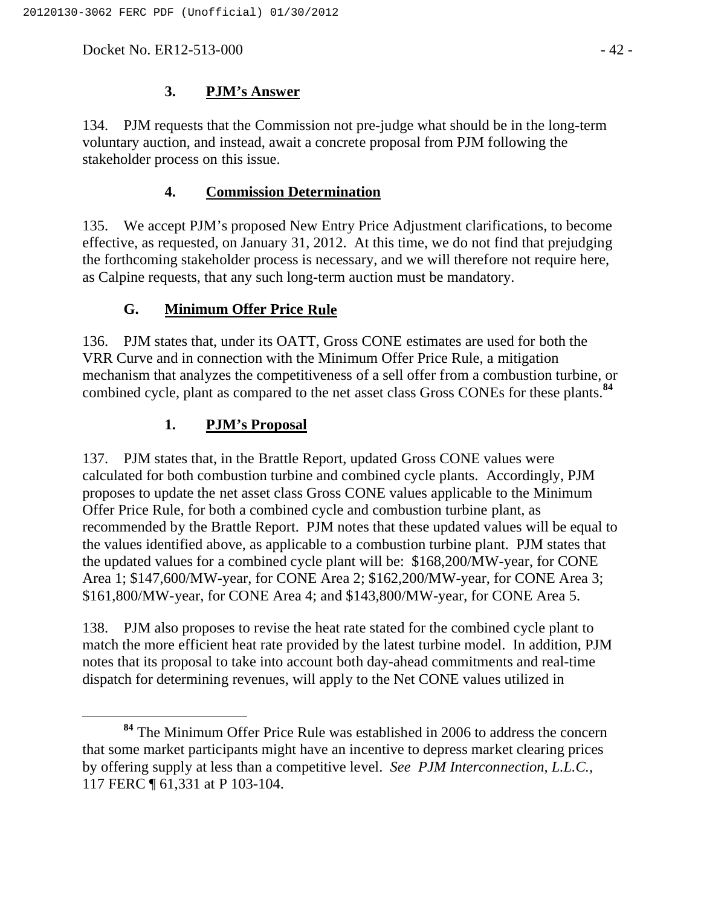### 3. PJM's Answer

134. PJM requests that the Commission not pre-judge what should be in the long-term voluntary auction, and instead, await a concrete proposal from PJM following the stakeholder process on this issue.

### 4. Commission Determination

135. We accept PJM's proposed New Entry Price Adjustment clarifications, to become effective, as requested, on January 31, 2012. At this time, we do not find that prejudging the forthcoming stakeholder process is necessary, and we will therefore not require here, as Calpine requests, that any such long-term auction must be mandatory.

## G. Minimum Offer Price Rule

136. PJM states that, under its OATT, Gross CONE estimates are used for both the VRR Curve and in connection with the Minimum Offer Price Rule, a mitigation mechanism that analyzes the competitiveness of a sell offer from a combustion turbine, or combined cycle, plant as compared to the net asset class Gross CONEs for these plants.[84]

### 1. PJM's Proposal

137. PJM states that, in the Brattle Report, updated Gross CONE values were calculated for both combustion turbine and combined cycle plants. Accordingly, PJM proposes to update the net asset class Gross CONE values applicable to the Minimum Offer Price Rule, for both a combined cycle and combustion turbine plant, as recommended by the Brattle Report. PJM notes that these updated values will be equal to the values identified above, as applicable to a combustion turbine plant. PJM states that the updated values for a combined cycle plant will be: $168,200/MW-year, for CONE Area 1; $147,600/MW-year, for CONE Area 2; $162,200/MW-year, for CONE Area 3; $161,800/MW-year, for CONE Area 4; and $143,800/MW-year, for CONE Area 5.

138. PJM also proposes to revise the heat rate stated for the combined cycle plant to match the more efficient heat rate provided by the latest turbine model. In addition, PJM notes that its proposal to take into account both day-ahead commitments and real-time dispatch for determining revenues, will apply to the Net CONE values utilized in

---

[84] The Minimum Offer Price Rule was established in 2006 to address the concern that some market participants might have an incentive to depress market clearing prices by offering supply at less than a competitive level. *See PJM Interconnection, L.L.C.*, 117 FERC ¶ 61,331 at P 103-104.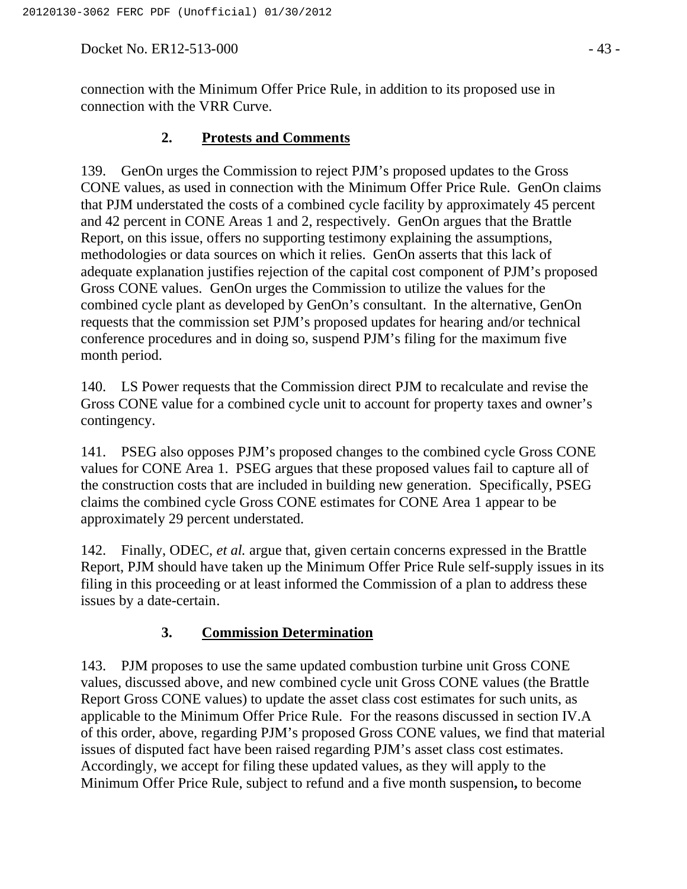connection with the Minimum Offer Price Rule, in addition to its proposed use in connection with the VRR Curve.

### 2. **Protests and Comments**

139. GenOn urges the Commission to reject PJM's proposed updates to the Gross CONE values, as used in connection with the Minimum Offer Price Rule. GenOn claims that PJM understated the costs of a combined cycle facility by approximately 45 percent and 42 percent in CONE Areas 1 and 2, respectively. GenOn argues that the Brattle Report, on this issue, offers no supporting testimony explaining the assumptions, methodologies or data sources on which it relies. GenOn asserts that this lack of adequate explanation justifies rejection of the capital cost component of PJM's proposed Gross CONE values. GenOn urges the Commission to utilize the values for the combined cycle plant as developed by GenOn's consultant. In the alternative, GenOn requests that the commission set PJM's proposed updates for hearing and/or technical conference procedures and in doing so, suspend PJM's filing for the maximum five month period.

140. LS Power requests that the Commission direct PJM to recalculate and revise the Gross CONE value for a combined cycle unit to account for property taxes and owner's contingency.

141. PSEG also opposes PJM's proposed changes to the combined cycle Gross CONE values for CONE Area 1. PSEG argues that these proposed values fail to capture all of the construction costs that are included in building new generation. Specifically, PSEG claims the combined cycle Gross CONE estimates for CONE Area 1 appear to be approximately 29 percent understated.

142. Finally, ODEC, *et al.* argue that, given certain concerns expressed in the Brattle Report, PJM should have taken up the Minimum Offer Price Rule self-supply issues in its filing in this proceeding or at least informed the Commission of a plan to address these issues by a date-certain.

### 3. **Commission Determination**

143. PJM proposes to use the same updated combustion turbine unit Gross CONE values, discussed above, and new combined cycle unit Gross CONE values (the Brattle Report Gross CONE values) to update the asset class cost estimates for such units, as applicable to the Minimum Offer Price Rule. For the reasons discussed in section IV.A of this order, above, regarding PJM's proposed Gross CONE values, we find that material issues of disputed fact have been raised regarding PJM's asset class cost estimates. Accordingly, we accept for filing these updated values, as they will apply to the Minimum Offer Price Rule, subject to refund and a five month suspension**,** to become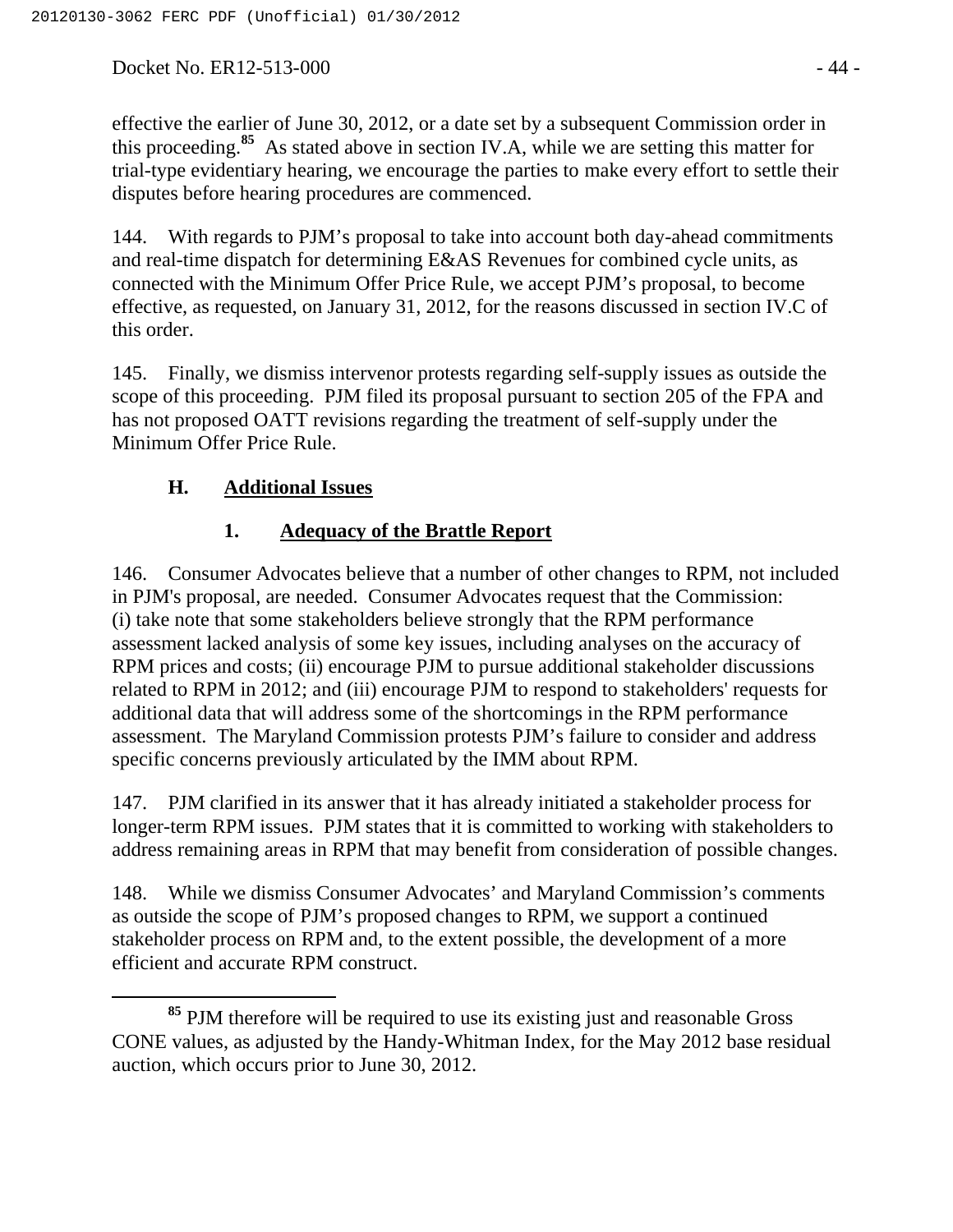effective the earlier of June 30, 2012, or a date set by a subsequent Commission order in this proceeding.[85] As stated above in section IV.A, while we are setting this matter for trial-type evidentiary hearing, we encourage the parties to make every effort to settle their disputes before hearing procedures are commenced.

144. With regards to PJM's proposal to take into account both day-ahead commitments and real-time dispatch for determining E&AS Revenues for combined cycle units, as connected with the Minimum Offer Price Rule, we accept PJM's proposal, to become effective, as requested, on January 31, 2012, for the reasons discussed in section IV.C of this order.

145. Finally, we dismiss intervenor protests regarding self-supply issues as outside the scope of this proceeding. PJM filed its proposal pursuant to section 205 of the FPA and has not proposed OATT revisions regarding the treatment of self-supply under the Minimum Offer Price Rule.

## H. Additional Issues

### 1. Adequacy of the Brattle Report

146. Consumer Advocates believe that a number of other changes to RPM, not included in PJM's proposal, are needed. Consumer Advocates request that the Commission: (i) take note that some stakeholders believe strongly that the RPM performance assessment lacked analysis of some key issues, including analyses on the accuracy of RPM prices and costs; (ii) encourage PJM to pursue additional stakeholder discussions related to RPM in 2012; and (iii) encourage PJM to respond to stakeholders' requests for additional data that will address some of the shortcomings in the RPM performance assessment. The Maryland Commission protests PJM's failure to consider and address specific concerns previously articulated by the IMM about RPM.

147. PJM clarified in its answer that it has already initiated a stakeholder process for longer-term RPM issues. PJM states that it is committed to working with stakeholders to address remaining areas in RPM that may benefit from consideration of possible changes.

148. While we dismiss Consumer Advocates' and Maryland Commission's comments as outside the scope of PJM's proposed changes to RPM, we support a continued stakeholder process on RPM and, to the extent possible, the development of a more efficient and accurate RPM construct.

[85] PJM therefore will be required to use its existing just and reasonable Gross CONE values, as adjusted by the Handy-Whitman Index, for the May 2012 base residual auction, which occurs prior to June 30, 2012.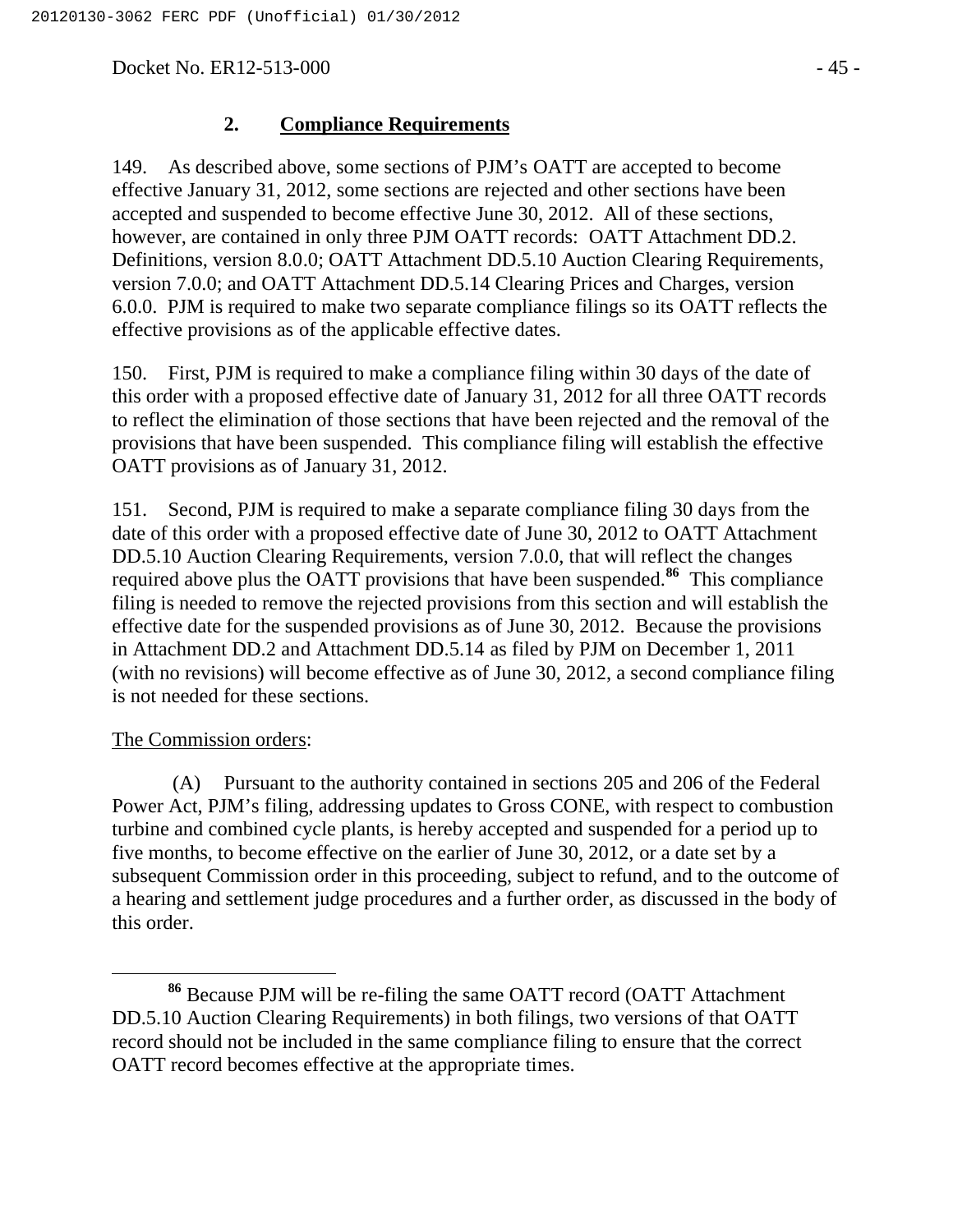### 2. **Compliance Requirements**

149. As described above, some sections of PJM's OATT are accepted to become effective January 31, 2012, some sections are rejected and other sections have been accepted and suspended to become effective June 30, 2012. All of these sections, however, are contained in only three PJM OATT records: OATT Attachment DD.2. Definitions, version 8.0.0; OATT Attachment DD.5.10 Auction Clearing Requirements, version 7.0.0; and OATT Attachment DD.5.14 Clearing Prices and Charges, version 6.0.0. PJM is required to make two separate compliance filings so its OATT reflects the effective provisions as of the applicable effective dates.

150. First, PJM is required to make a compliance filing within 30 days of the date of this order with a proposed effective date of January 31, 2012 for all three OATT records to reflect the elimination of those sections that have been rejected and the removal of the provisions that have been suspended. This compliance filing will establish the effective OATT provisions as of January 31, 2012.

151. Second, PJM is required to make a separate compliance filing 30 days from the date of this order with a proposed effective date of June 30, 2012 to OATT Attachment DD.5.10 Auction Clearing Requirements, version 7.0.0, that will reflect the changes required above plus the OATT provisions that have been suspended.[86] This compliance filing is needed to remove the rejected provisions from this section and will establish the effective date for the suspended provisions as of June 30, 2012. Because the provisions in Attachment DD.2 and Attachment DD.5.14 as filed by PJM on December 1, 2011 (with no revisions) will become effective as of June 30, 2012, a second compliance filing is not needed for these sections.

The Commission orders:

(A) Pursuant to the authority contained in sections 205 and 206 of the Federal Power Act, PJM's filing, addressing updates to Gross CONE, with respect to combustion turbine and combined cycle plants, is hereby accepted and suspended for a period up to five months, to become effective on the earlier of June 30, 2012, or a date set by a subsequent Commission order in this proceeding, subject to refund, and to the outcome of a hearing and settlement judge procedures and a further order, as discussed in the body of this order.

---

[86] Because PJM will be re-filing the same OATT record (OATT Attachment DD.5.10 Auction Clearing Requirements) in both filings, two versions of that OATT record should not be included in the same compliance filing to ensure that the correct OATT record becomes effective at the appropriate times.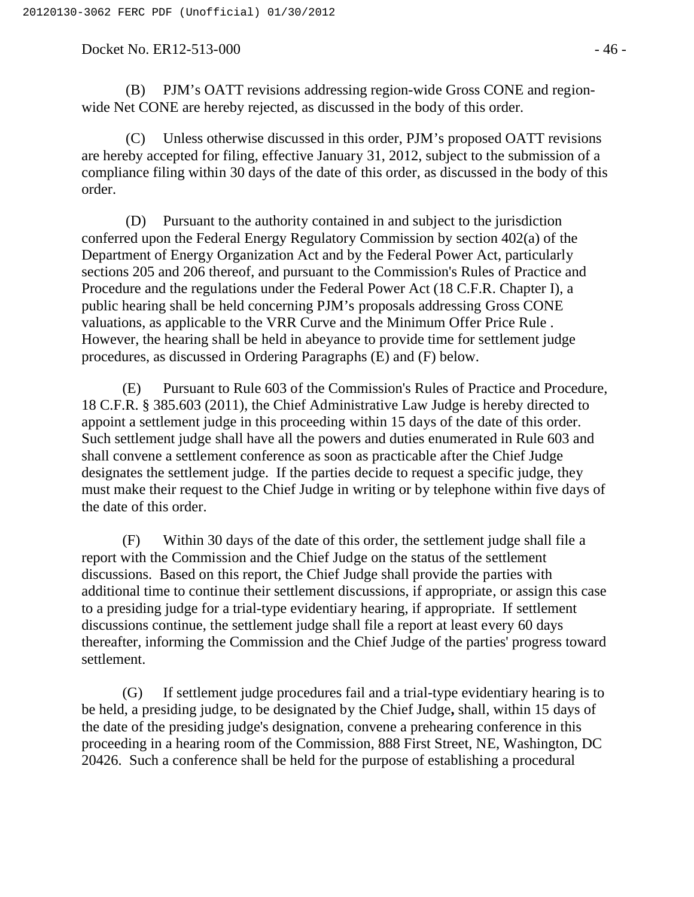(B) PJM's OATT revisions addressing region-wide Gross CONE and region-wide Net CONE are hereby rejected, as discussed in the body of this order.

(C) Unless otherwise discussed in this order, PJM's proposed OATT revisions are hereby accepted for filing, effective January 31, 2012, subject to the submission of a compliance filing within 30 days of the date of this order, as discussed in the body of this order.

(D) Pursuant to the authority contained in and subject to the jurisdiction conferred upon the Federal Energy Regulatory Commission by section 402(a) of the Department of Energy Organization Act and by the Federal Power Act, particularly sections 205 and 206 thereof, and pursuant to the Commission's Rules of Practice and Procedure and the regulations under the Federal Power Act (18 C.F.R. Chapter I), a public hearing shall be held concerning PJM's proposals addressing Gross CONE valuations, as applicable to the VRR Curve and the Minimum Offer Price Rule . However, the hearing shall be held in abeyance to provide time for settlement judge procedures, as discussed in Ordering Paragraphs (E) and (F) below.

(E) Pursuant to Rule 603 of the Commission's Rules of Practice and Procedure, 18 C.F.R. § 385.603 (2011), the Chief Administrative Law Judge is hereby directed to appoint a settlement judge in this proceeding within 15 days of the date of this order. Such settlement judge shall have all the powers and duties enumerated in Rule 603 and shall convene a settlement conference as soon as practicable after the Chief Judge designates the settlement judge. If the parties decide to request a specific judge, they must make their request to the Chief Judge in writing or by telephone within five days of the date of this order.

(F) Within 30 days of the date of this order, the settlement judge shall file a report with the Commission and the Chief Judge on the status of the settlement discussions. Based on this report, the Chief Judge shall provide the parties with additional time to continue their settlement discussions, if appropriate, or assign this case to a presiding judge for a trial-type evidentiary hearing, if appropriate. If settlement discussions continue, the settlement judge shall file a report at least every 60 days thereafter, informing the Commission and the Chief Judge of the parties' progress toward settlement.

(G) If settlement judge procedures fail and a trial-type evidentiary hearing is to be held, a presiding judge, to be designated by the Chief Judge**,** shall, within 15 days of the date of the presiding judge's designation, convene a prehearing conference in this proceeding in a hearing room of the Commission, 888 First Street, NE, Washington, DC 20426. Such a conference shall be held for the purpose of establishing a procedural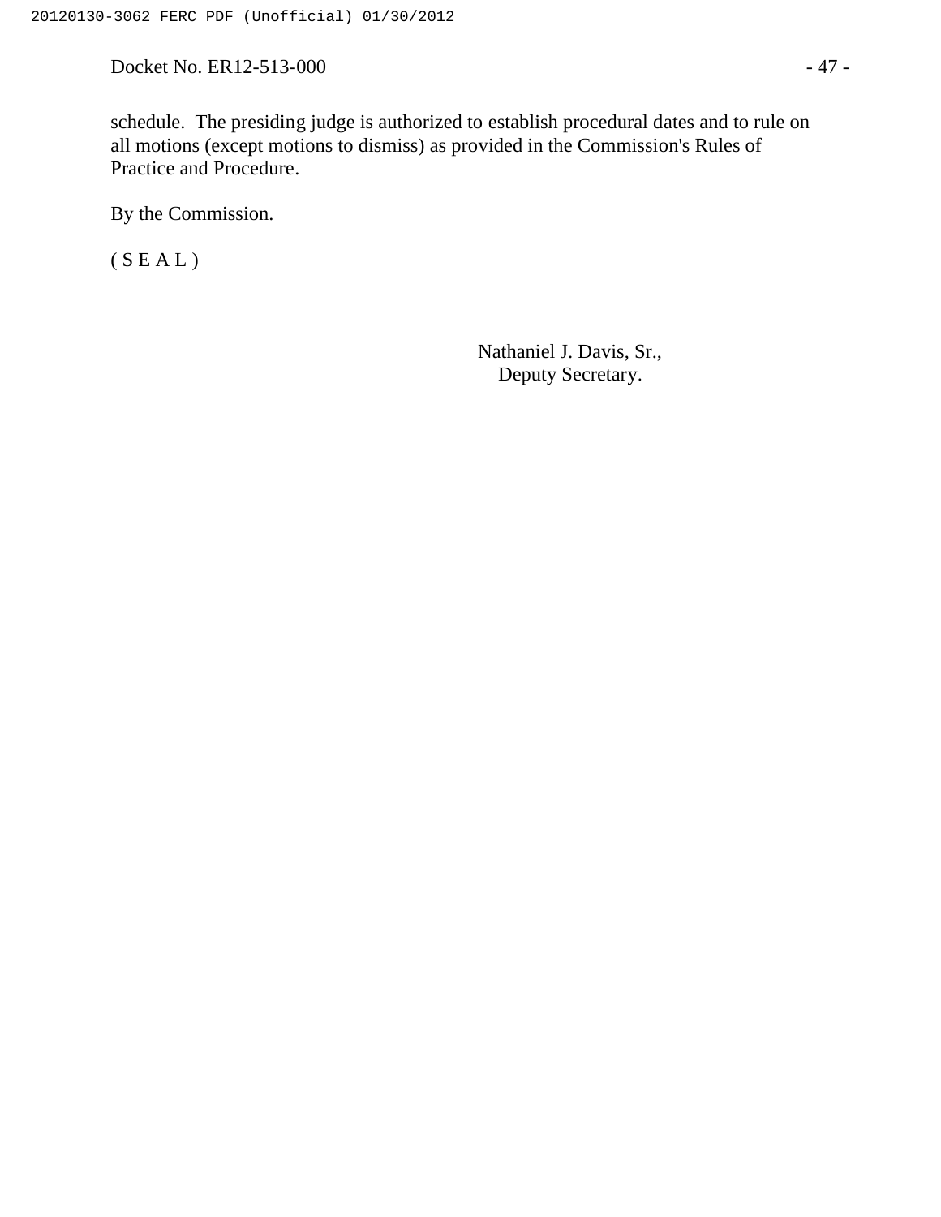schedule. The presiding judge is authorized to establish procedural dates and to rule on all motions (except motions to dismiss) as provided in the Commission's Rules of Practice and Procedure.

By the Commission.

( S E A L )

Nathaniel J. Davis, Sr.,
Deputy Secretary.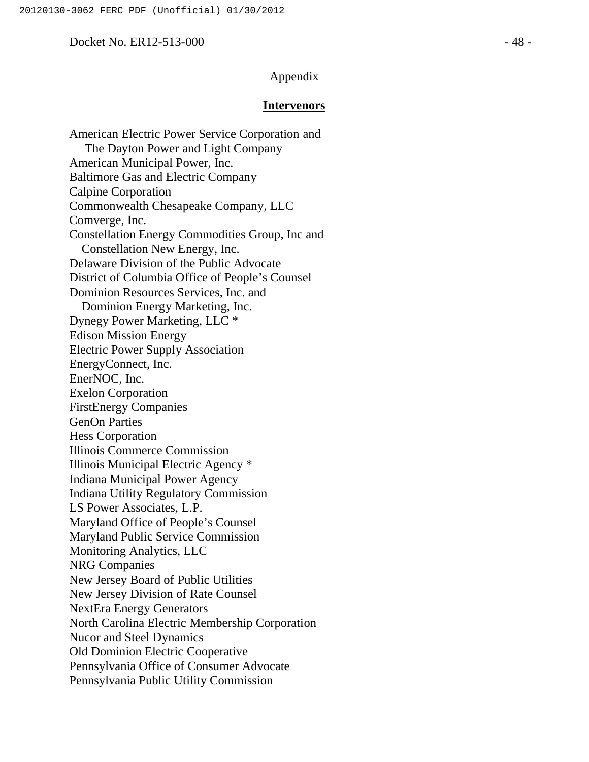Appendix

## **Intervenors**

American Electric Power Service Corporation and
The Dayton Power and Light Company
American Municipal Power, Inc.
Baltimore Gas and Electric Company
Calpine Corporation
Commonwealth Chesapeake Company, LLC
Comverge, Inc.
Constellation Energy Commodities Group, Inc and
Constellation New Energy, Inc.
Delaware Division of the Public Advocate
District of Columbia Office of People's Counsel
Dominion Resources Services, Inc. and
Dominion Energy Marketing, Inc.
Dynegy Power Marketing, LLC *
Edison Mission Energy
Electric Power Supply Association
EnergyConnect, Inc.
EnerNOC, Inc.
Exelon Corporation
FirstEnergy Companies
GenOn Parties
Hess Corporation
Illinois Commerce Commission
Illinois Municipal Electric Agency *
Indiana Municipal Power Agency
Indiana Utility Regulatory Commission
LS Power Associates, L.P.
Maryland Office of People's Counsel
Maryland Public Service Commission
Monitoring Analytics, LLC
NRG Companies
New Jersey Board of Public Utilities
New Jersey Division of Rate Counsel
NextEra Energy Generators
North Carolina Electric Membership Corporation
Nucor and Steel Dynamics
Old Dominion Electric Cooperative
Pennsylvania Office of Consumer Advocate
Pennsylvania Public Utility Commission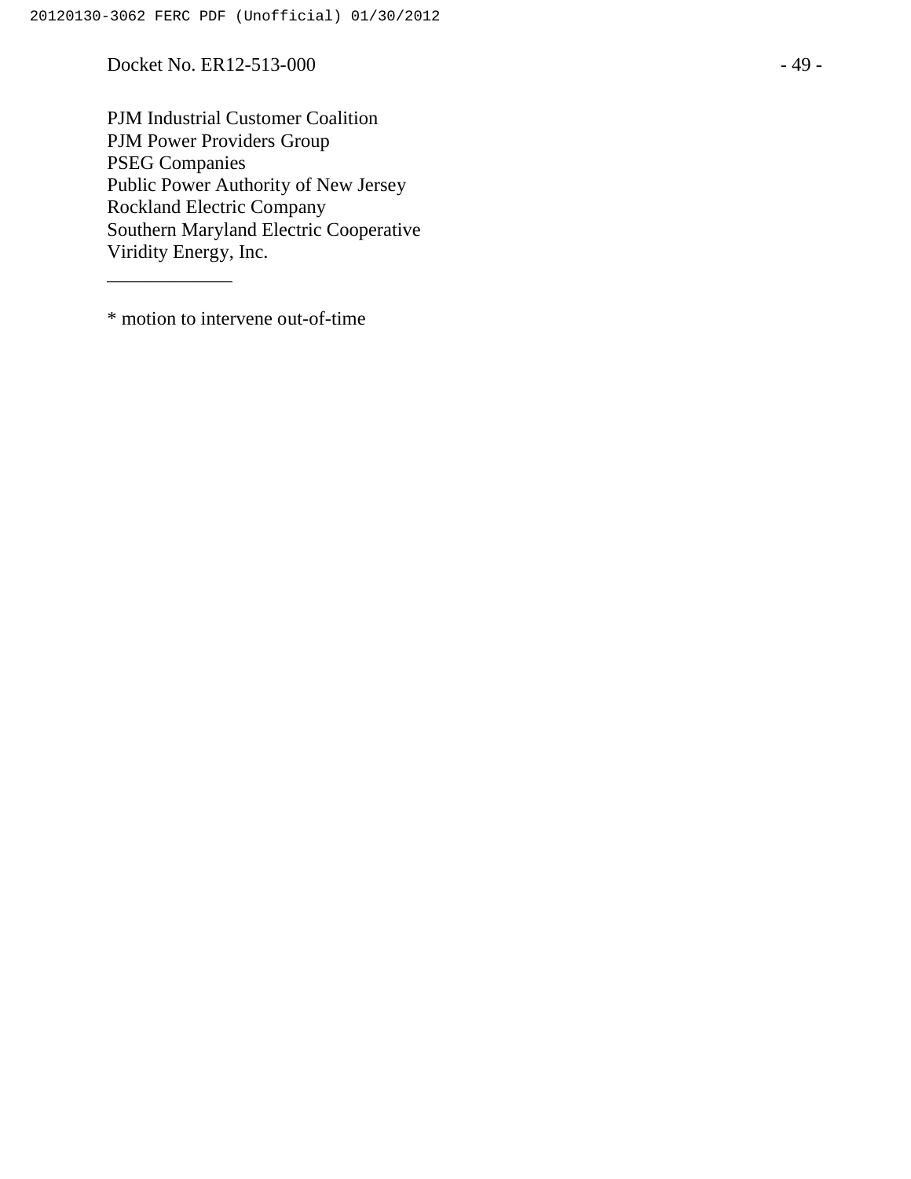PJM Industrial Customer Coalition
PJM Power Providers Group
PSEG Companies
Public Power Authority of New Jersey
Rockland Electric Company
Southern Maryland Electric Cooperative
Viridity Energy, Inc.

______________

* motion to intervene out-of-time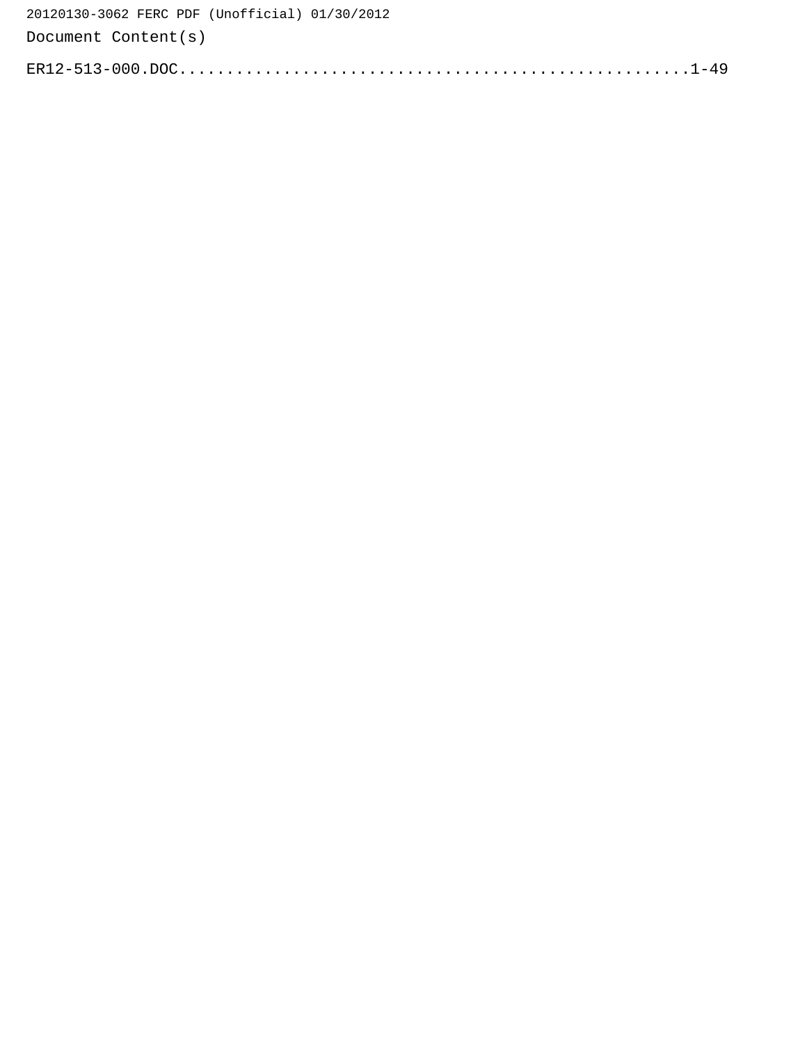Document Content(s)

ER12-513-000.DOC.....................................................1-49